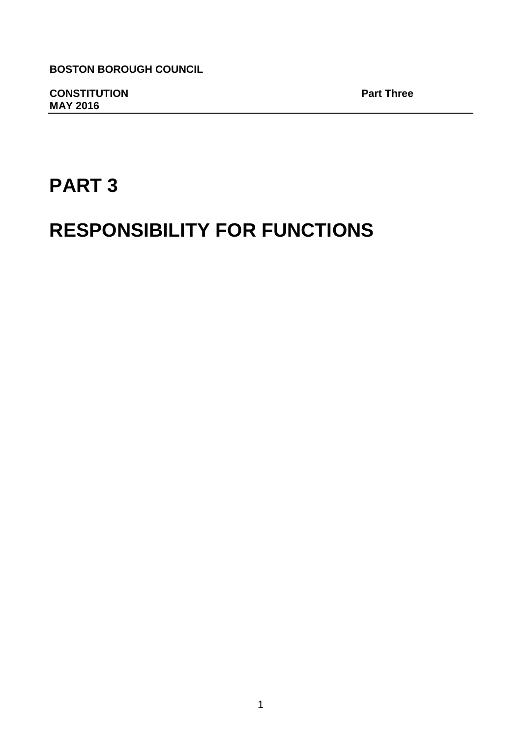**BOSTON BOROUGH COUNCIL**

**CONSTITUTION** **Part Three**
**MAY 2016**

# PART 3

# RESPONSIBILITY FOR FUNCTIONS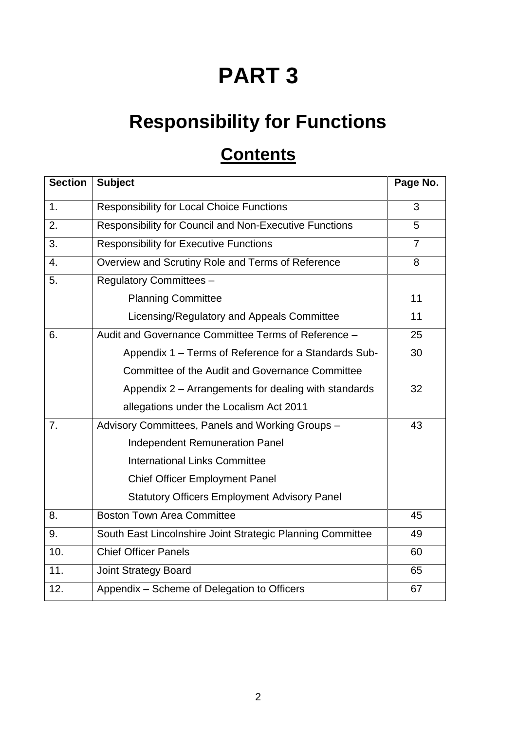# PART 3

## Responsibility for Functions

## Contents

| Section | Subject | Page No. |
|---|---|---|
| 1. | Responsibility for Local Choice Functions | 3 |
| 2. | Responsibility for Council and Non-Executive Functions | 5 |
| 3. | Responsibility for Executive Functions | 7 |
| 4. | Overview and Scrutiny Role and Terms of Reference | 8 |
| 5. | Regulatory Committees –<br>Planning Committee<br>Licensing/Regulatory and Appeals Committee | <br>11<br>11 |
| 6. | Audit and Governance Committee Terms of Reference –<br>Appendix 1 – Terms of Reference for a Standards Sub-Committee of the Audit and Governance Committee<br>Appendix 2 – Arrangements for dealing with standards allegations under the Localism Act 2011 | 25<br>30<br><br>32 |
| 7. | Advisory Committees, Panels and Working Groups –<br>Independent Remuneration Panel<br>International Links Committee<br>Chief Officer Employment Panel<br>Statutory Officers Employment Advisory Panel | 43 |
| 8. | Boston Town Area Committee | 45 |
| 9. | South East Lincolnshire Joint Strategic Planning Committee | 49 |
| 10. | Chief Officer Panels | 60 |
| 11. | Joint Strategy Board | 65 |
| 12. | Appendix – Scheme of Delegation to Officers | 67 |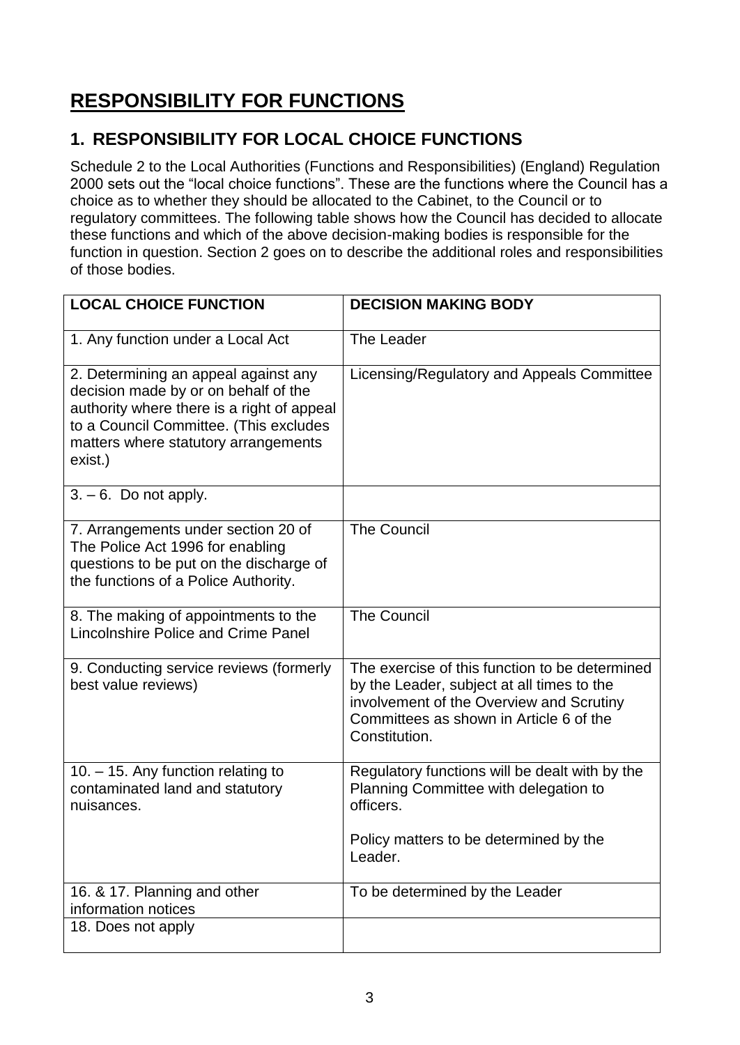# RESPONSIBILITY FOR FUNCTIONS

## 1. RESPONSIBILITY FOR LOCAL CHOICE FUNCTIONS

Schedule 2 to the Local Authorities (Functions and Responsibilities) (England) Regulation 2000 sets out the "local choice functions". These are the functions where the Council has a choice as to whether they should be allocated to the Cabinet, to the Council or to regulatory committees. The following table shows how the Council has decided to allocate these functions and which of the above decision-making bodies is responsible for the function in question. Section 2 goes on to describe the additional roles and responsibilities of those bodies.

| LOCAL CHOICE FUNCTION | DECISION MAKING BODY |
|---|---|
| 1. Any function under a Local Act | The Leader |
| 2. Determining an appeal against any decision made by or on behalf of the authority where there is a right of appeal to a Council Committee. (This excludes matters where statutory arrangements exist.) | Licensing/Regulatory and Appeals Committee |
| 3. – 6. Do not apply. | |
| 7. Arrangements under section 20 of The Police Act 1996 for enabling questions to be put on the discharge of the functions of a Police Authority. | The Council |
| 8. The making of appointments to the Lincolnshire Police and Crime Panel | The Council |
| 9. Conducting service reviews (formerly best value reviews) | The exercise of this function to be determined by the Leader, subject at all times to the involvement of the Overview and Scrutiny Committees as shown in Article 6 of the Constitution. |
| 10. – 15. Any function relating to contaminated land and statutory nuisances. | Regulatory functions will be dealt with by the Planning Committee with delegation to officers.<br><br>Policy matters to be determined by the Leader. |
| 16. & 17. Planning and other information notices | To be determined by the Leader |
| 18. Does not apply | |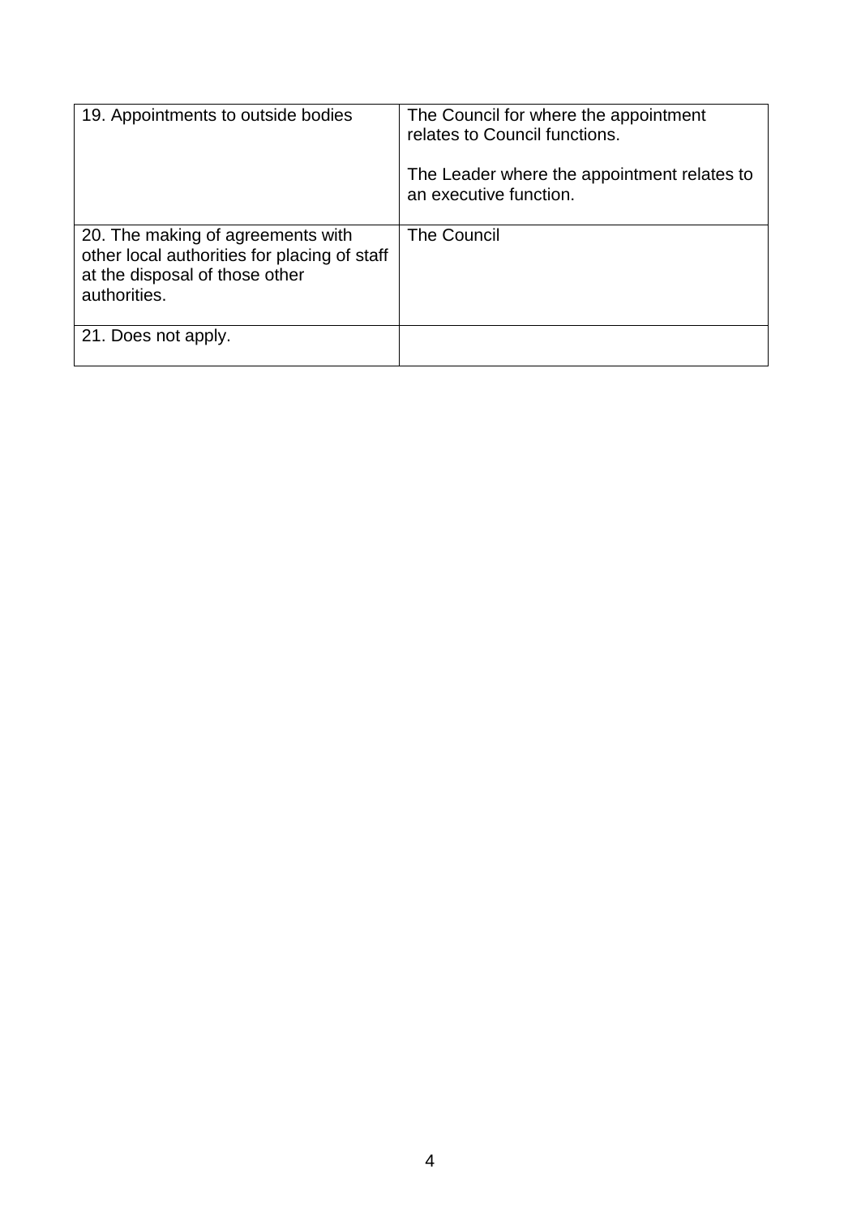| | |
|---|---|
| 19. Appointments to outside bodies | The Council for where the appointment relates to Council functions.<br><br>The Leader where the appointment relates to an executive function. |
| 20. The making of agreements with other local authorities for placing of staff at the disposal of those other authorities. | The Council |
| 21. Does not apply. | |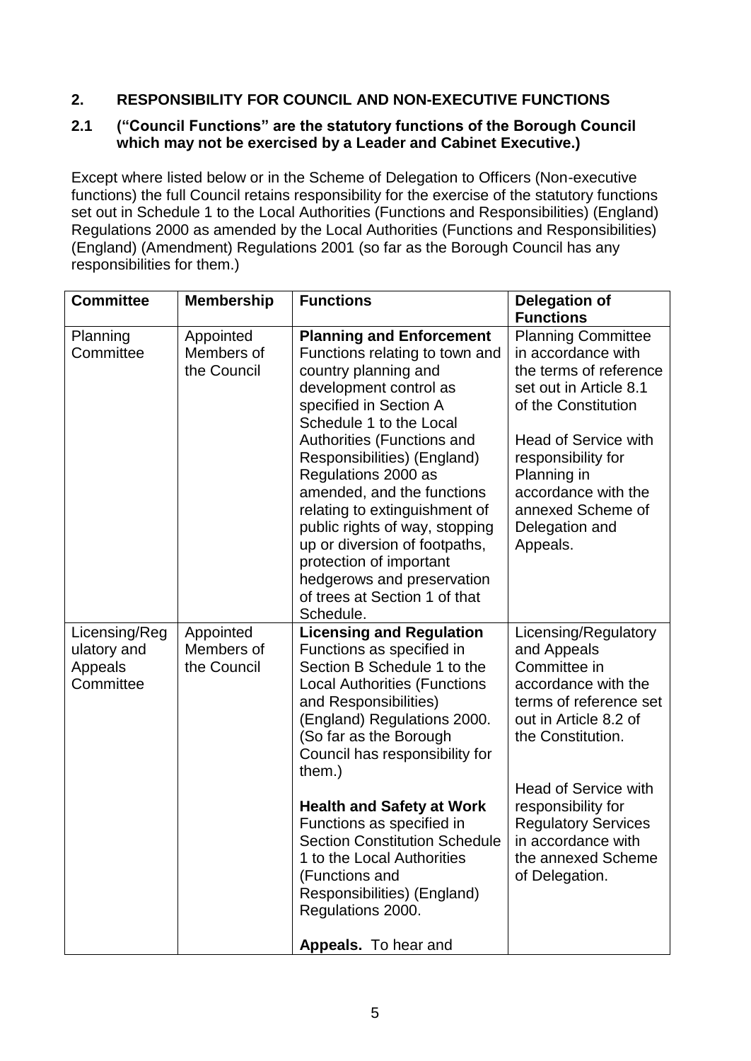## 2. RESPONSIBILITY FOR COUNCIL AND NON-EXECUTIVE FUNCTIONS

### 2.1 ("Council Functions" are the statutory functions of the Borough Council which may not be exercised by a Leader and Cabinet Executive.)

Except where listed below or in the Scheme of Delegation to Officers (Non-executive functions) the full Council retains responsibility for the exercise of the statutory functions set out in Schedule 1 to the Local Authorities (Functions and Responsibilities) (England) Regulations 2000 as amended by the Local Authorities (Functions and Responsibilities) (England) (Amendment) Regulations 2001 (so far as the Borough Council has any responsibilities for them.)

| Committee | Membership | Functions | Delegation of Functions |
|---|---|---|---|
| Planning Committee | Appointed Members of the Council | **Planning and Enforcement** Functions relating to town and country planning and development control as specified in Section A Schedule 1 to the Local Authorities (Functions and Responsibilities) (England) Regulations 2000 as amended, and the functions relating to extinguishment of public rights of way, stopping up or diversion of footpaths, protection of important hedgerows and preservation of trees at Section 1 of that Schedule. | Planning Committee in accordance with the terms of reference set out in Article 8.1 of the Constitution<br><br>Head of Service with responsibility for Planning in accordance with the annexed Scheme of Delegation and Appeals. |
| Licensing/Regulatory and Appeals Committee | Appointed Members of the Council | **Licensing and Regulation** Functions as specified in Section B Schedule 1 to the Local Authorities (Functions and Responsibilities) (England) Regulations 2000. (So far as the Borough Council has responsibility for them.)<br><br>**Health and Safety at Work** Functions as specified in Section Constitution Schedule 1 to the Local Authorities (Functions and Responsibilities) (England) Regulations 2000.<br><br>**Appeals.** To hear and | Licensing/Regulatory and Appeals Committee in accordance with the terms of reference set out in Article 8.2 of the Constitution.<br><br>Head of Service with responsibility for Regulatory Services in accordance with the annexed Scheme of Delegation. |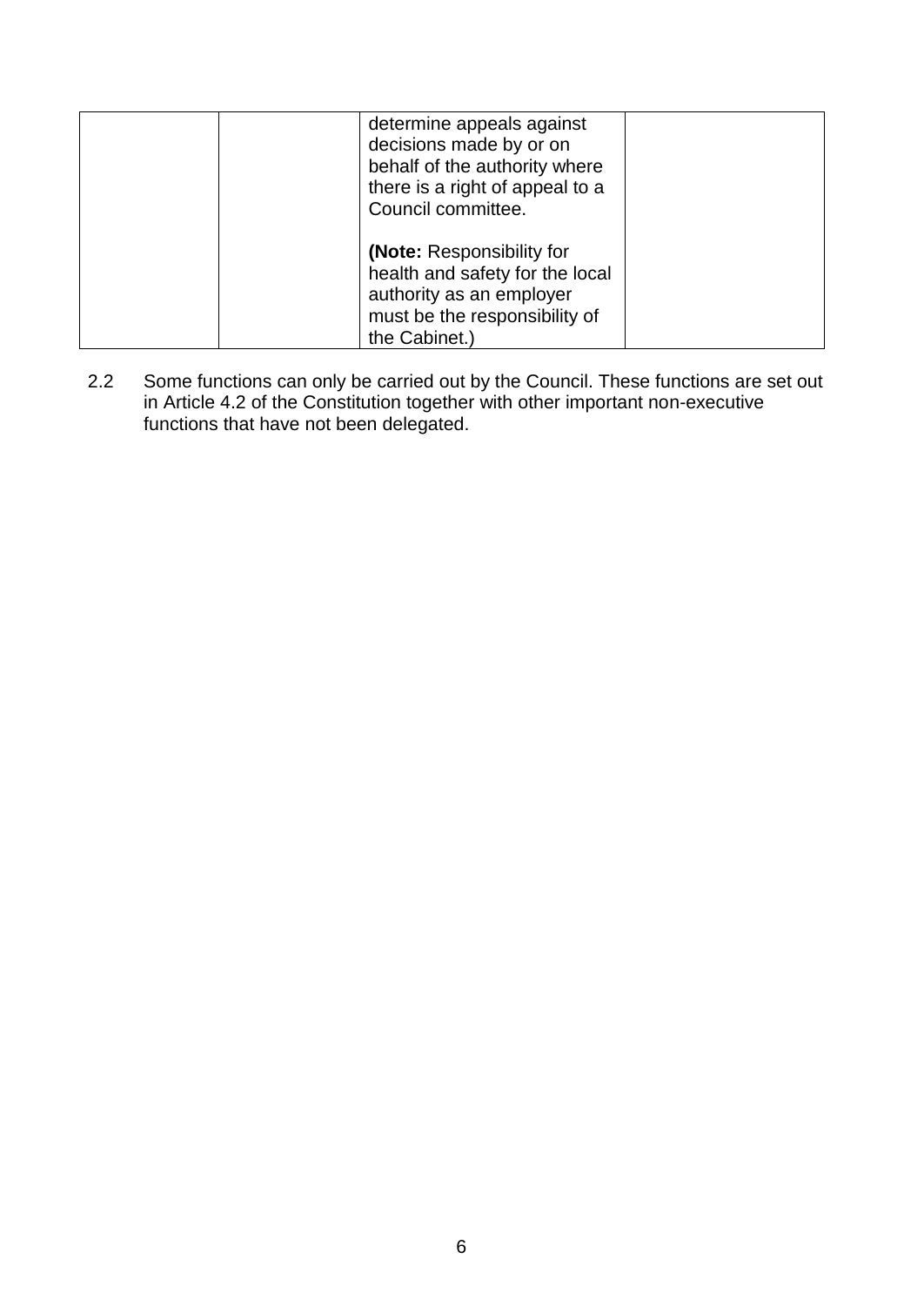| | | | |
|---|---|---|---|
| | | determine appeals against decisions made by or on behalf of the authority where there is a right of appeal to a Council committee.<br><br>**(Note:** Responsibility for health and safety for the local authority as an employer must be the responsibility of the Cabinet.) | |

2.2 Some functions can only be carried out by the Council. These functions are set out in Article 4.2 of the Constitution together with other important non-executive functions that have not been delegated.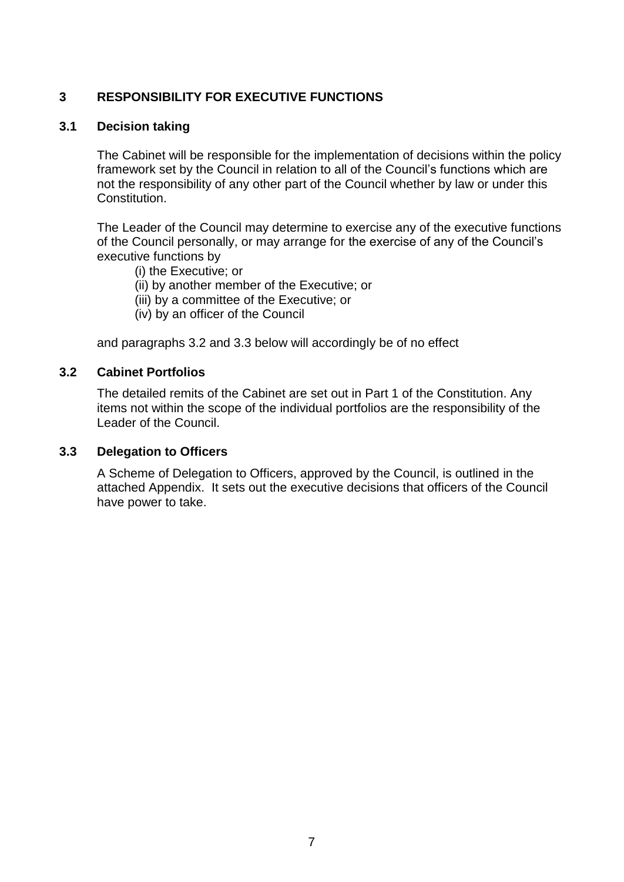## 3 RESPONSIBILITY FOR EXECUTIVE FUNCTIONS

### 3.1 Decision taking

The Cabinet will be responsible for the implementation of decisions within the policy framework set by the Council in relation to all of the Council's functions which are not the responsibility of any other part of the Council whether by law or under this Constitution.

The Leader of the Council may determine to exercise any of the executive functions of the Council personally, or may arrange for the exercise of any of the Council's executive functions by

(i) the Executive; or
(ii) by another member of the Executive; or
(iii) by a committee of the Executive; or
(iv) by an officer of the Council

and paragraphs 3.2 and 3.3 below will accordingly be of no effect

### 3.2 Cabinet Portfolios

The detailed remits of the Cabinet are set out in Part 1 of the Constitution. Any items not within the scope of the individual portfolios are the responsibility of the Leader of the Council.

### 3.3 Delegation to Officers

A Scheme of Delegation to Officers, approved by the Council, is outlined in the attached Appendix. It sets out the executive decisions that officers of the Council have power to take.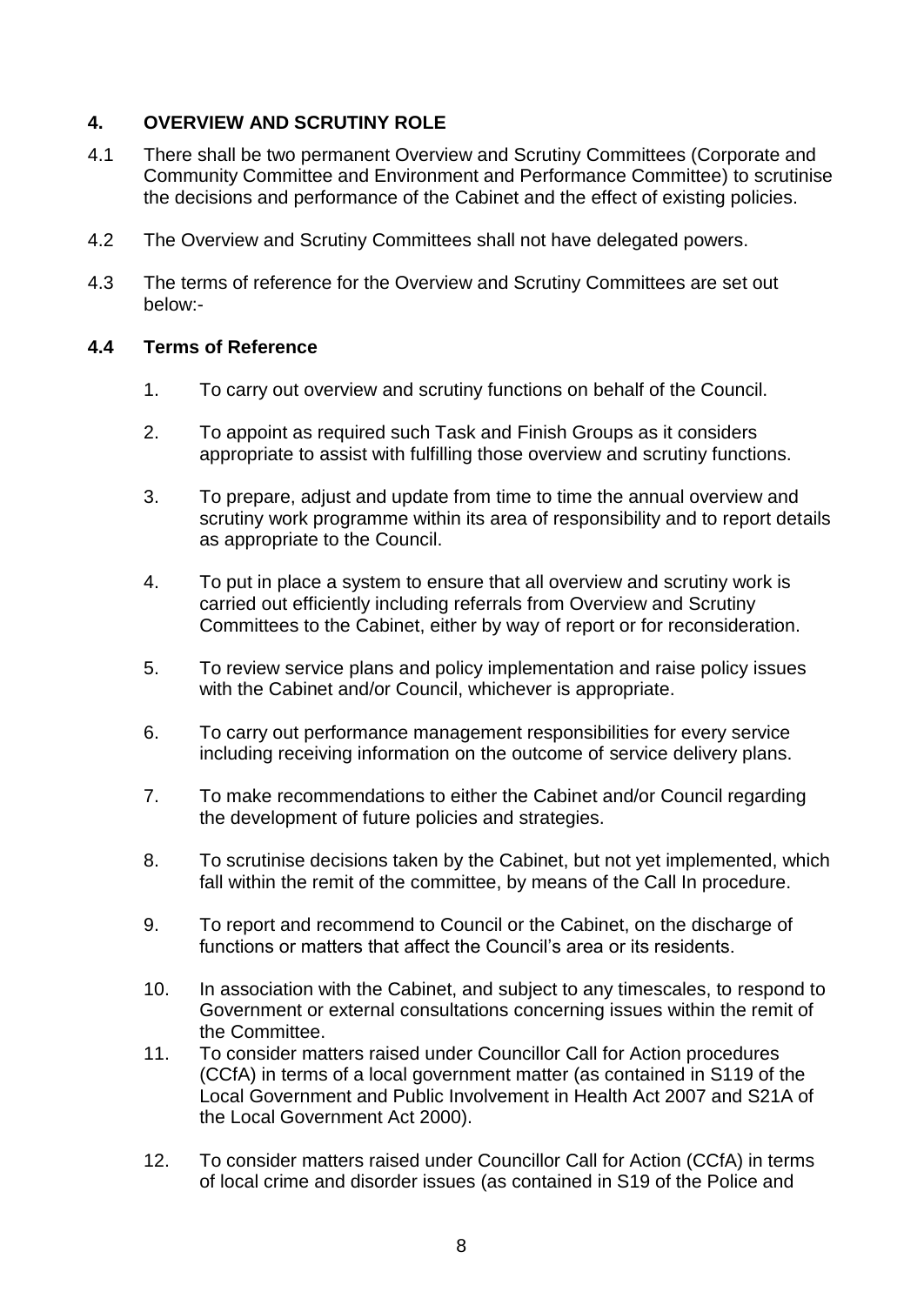## 4. OVERVIEW AND SCRUTINY ROLE

4.1 There shall be two permanent Overview and Scrutiny Committees (Corporate and Community Committee and Environment and Performance Committee) to scrutinise the decisions and performance of the Cabinet and the effect of existing policies.

4.2 The Overview and Scrutiny Committees shall not have delegated powers.

4.3 The terms of reference for the Overview and Scrutiny Committees are set out below:-

### 4.4 Terms of Reference

1. To carry out overview and scrutiny functions on behalf of the Council.

2. To appoint as required such Task and Finish Groups as it considers appropriate to assist with fulfilling those overview and scrutiny functions.

3. To prepare, adjust and update from time to time the annual overview and scrutiny work programme within its area of responsibility and to report details as appropriate to the Council.

4. To put in place a system to ensure that all overview and scrutiny work is carried out efficiently including referrals from Overview and Scrutiny Committees to the Cabinet, either by way of report or for reconsideration.

5. To review service plans and policy implementation and raise policy issues with the Cabinet and/or Council, whichever is appropriate.

6. To carry out performance management responsibilities for every service including receiving information on the outcome of service delivery plans.

7. To make recommendations to either the Cabinet and/or Council regarding the development of future policies and strategies.

8. To scrutinise decisions taken by the Cabinet, but not yet implemented, which fall within the remit of the committee, by means of the Call In procedure.

9. To report and recommend to Council or the Cabinet, on the discharge of functions or matters that affect the Council's area or its residents.

10. In association with the Cabinet, and subject to any timescales, to respond to Government or external consultations concerning issues within the remit of the Committee.

11. To consider matters raised under Councillor Call for Action procedures (CCfA) in terms of a local government matter (as contained in S119 of the Local Government and Public Involvement in Health Act 2007 and S21A of the Local Government Act 2000).

12. To consider matters raised under Councillor Call for Action (CCfA) in terms of local crime and disorder issues (as contained in S19 of the Police and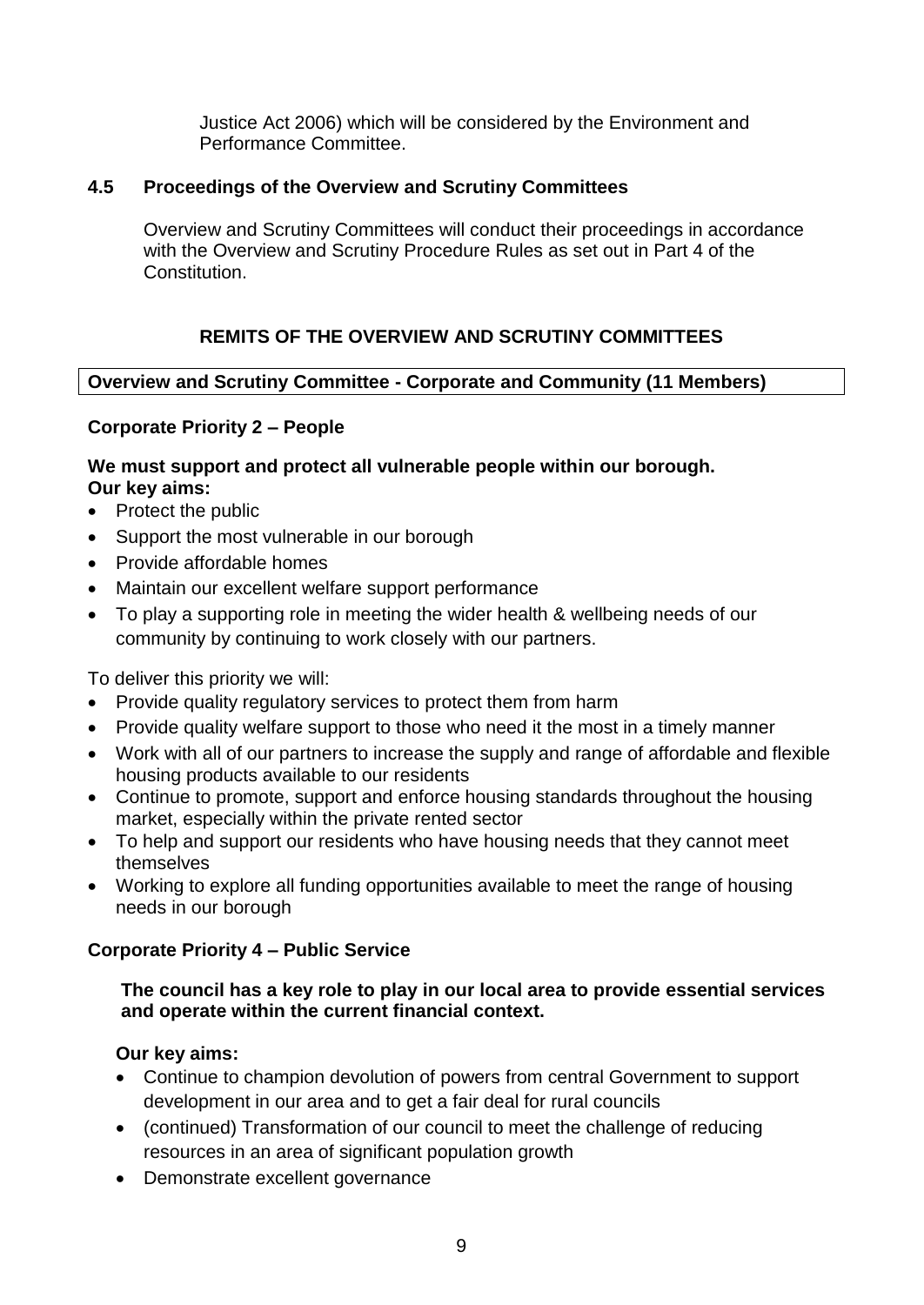Justice Act 2006) which will be considered by the Environment and Performance Committee.

## 4.5 Proceedings of the Overview and Scrutiny Committees

Overview and Scrutiny Committees will conduct their proceedings in accordance with the Overview and Scrutiny Procedure Rules as set out in Part 4 of the Constitution.

## REMITS OF THE OVERVIEW AND SCRUTINY COMMITTEES

| **Overview and Scrutiny Committee - Corporate and Community (11 Members)** |
|---|

### Corporate Priority 2 – People

**We must support and protect all vulnerable people within our borough.**
**Our key aims:**

- Protect the public
- Support the most vulnerable in our borough
- Provide affordable homes
- Maintain our excellent welfare support performance
- To play a supporting role in meeting the wider health & wellbeing needs of our community by continuing to work closely with our partners.

To deliver this priority we will:

- Provide quality regulatory services to protect them from harm
- Provide quality welfare support to those who need it the most in a timely manner
- Work with all of our partners to increase the supply and range of affordable and flexible housing products available to our residents
- Continue to promote, support and enforce housing standards throughout the housing market, especially within the private rented sector
- To help and support our residents who have housing needs that they cannot meet themselves
- Working to explore all funding opportunities available to meet the range of housing needs in our borough

### Corporate Priority 4 – Public Service

**The council has a key role to play in our local area to provide essential services and operate within the current financial context.**

**Our key aims:**

- Continue to champion devolution of powers from central Government to support development in our area and to get a fair deal for rural councils
- (continued) Transformation of our council to meet the challenge of reducing resources in an area of significant population growth
- Demonstrate excellent governance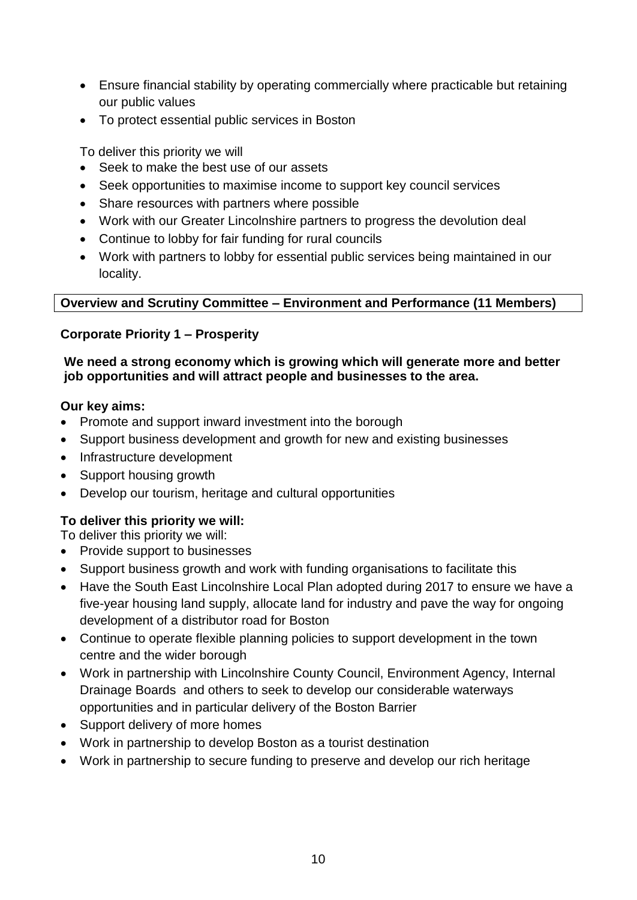- Ensure financial stability by operating commercially where practicable but retaining our public values
- To protect essential public services in Boston

To deliver this priority we will

- Seek to make the best use of our assets
- Seek opportunities to maximise income to support key council services
- Share resources with partners where possible
- Work with our Greater Lincolnshire partners to progress the devolution deal
- Continue to lobby for fair funding for rural councils
- Work with partners to lobby for essential public services being maintained in our locality.

**Overview and Scrutiny Committee – Environment and Performance (11 Members)**

**Corporate Priority 1 – Prosperity**

**We need a strong economy which is growing which will generate more and better job opportunities and will attract people and businesses to the area.**

**Our key aims:**

- Promote and support inward investment into the borough
- Support business development and growth for new and existing businesses
- Infrastructure development
- Support housing growth
- Develop our tourism, heritage and cultural opportunities

**To deliver this priority we will:**

To deliver this priority we will:

- Provide support to businesses
- Support business growth and work with funding organisations to facilitate this
- Have the South East Lincolnshire Local Plan adopted during 2017 to ensure we have a five-year housing land supply, allocate land for industry and pave the way for ongoing development of a distributor road for Boston
- Continue to operate flexible planning policies to support development in the town centre and the wider borough
- Work in partnership with Lincolnshire County Council, Environment Agency, Internal Drainage Boards and others to seek to develop our considerable waterways opportunities and in particular delivery of the Boston Barrier
- Support delivery of more homes
- Work in partnership to develop Boston as a tourist destination
- Work in partnership to secure funding to preserve and develop our rich heritage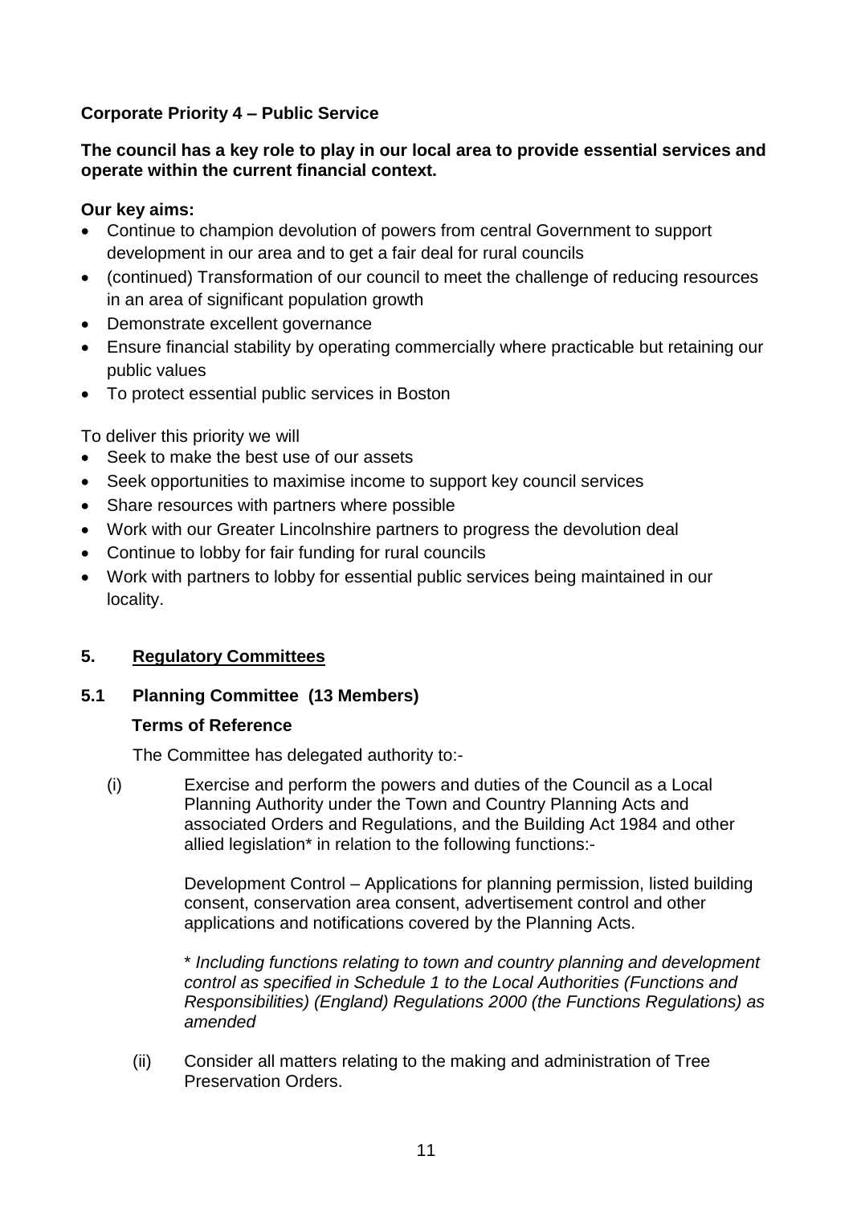**Corporate Priority 4 – Public Service**

**The council has a key role to play in our local area to provide essential services and operate within the current financial context.**

**Our key aims:**

- Continue to champion devolution of powers from central Government to support development in our area and to get a fair deal for rural councils
- (continued) Transformation of our council to meet the challenge of reducing resources in an area of significant population growth
- Demonstrate excellent governance
- Ensure financial stability by operating commercially where practicable but retaining our public values
- To protect essential public services in Boston

To deliver this priority we will

- Seek to make the best use of our assets
- Seek opportunities to maximise income to support key council services
- Share resources with partners where possible
- Work with our Greater Lincolnshire partners to progress the devolution deal
- Continue to lobby for fair funding for rural councils
- Work with partners to lobby for essential public services being maintained in our locality.

## 5. Regulatory Committees

### 5.1 Planning Committee (13 Members)

**Terms of Reference**

The Committee has delegated authority to:-

(i) Exercise and perform the powers and duties of the Council as a Local Planning Authority under the Town and Country Planning Acts and associated Orders and Regulations, and the Building Act 1984 and other allied legislation* in relation to the following functions:-

Development Control – Applications for planning permission, listed building consent, conservation area consent, advertisement control and other applications and notifications covered by the Planning Acts.

*\* Including functions relating to town and country planning and development control as specified in Schedule 1 to the Local Authorities (Functions and Responsibilities) (England) Regulations 2000 (the Functions Regulations) as amended*

(ii) Consider all matters relating to the making and administration of Tree Preservation Orders.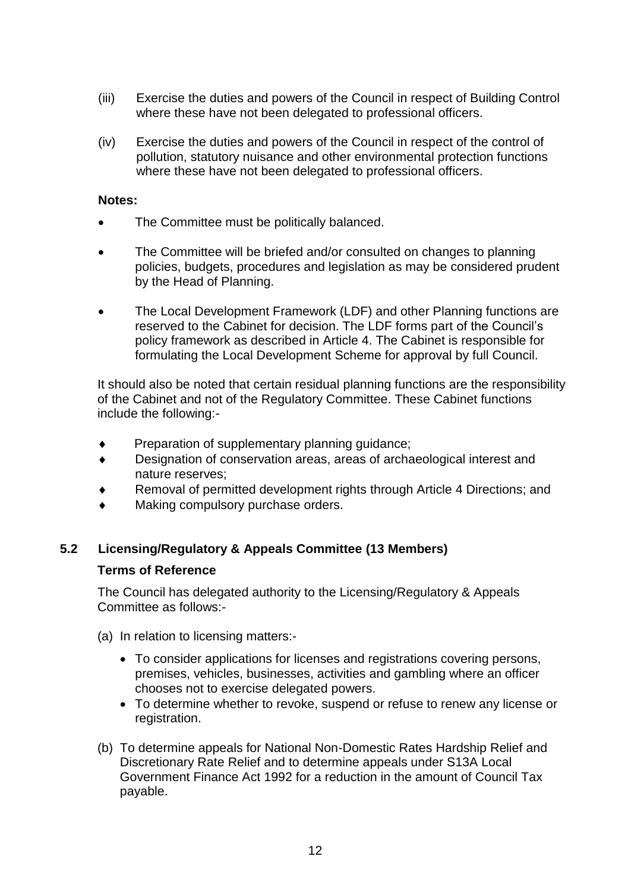(iii) Exercise the duties and powers of the Council in respect of Building Control where these have not been delegated to professional officers.

(iv) Exercise the duties and powers of the Council in respect of the control of pollution, statutory nuisance and other environmental protection functions where these have not been delegated to professional officers.

**Notes:**

- The Committee must be politically balanced.
- The Committee will be briefed and/or consulted on changes to planning policies, budgets, procedures and legislation as may be considered prudent by the Head of Planning.
- The Local Development Framework (LDF) and other Planning functions are reserved to the Cabinet for decision. The LDF forms part of the Council's policy framework as described in Article 4. The Cabinet is responsible for formulating the Local Development Scheme for approval by full Council.

It should also be noted that certain residual planning functions are the responsibility of the Cabinet and not of the Regulatory Committee. These Cabinet functions include the following:-

- Preparation of supplementary planning guidance;
- Designation of conservation areas, areas of archaeological interest and nature reserves;
- Removal of permitted development rights through Article 4 Directions; and
- Making compulsory purchase orders.

### 5.2 Licensing/Regulatory & Appeals Committee (13 Members)

**Terms of Reference**

The Council has delegated authority to the Licensing/Regulatory & Appeals Committee as follows:-

(a) In relation to licensing matters:-

- To consider applications for licenses and registrations covering persons, premises, vehicles, businesses, activities and gambling where an officer chooses not to exercise delegated powers.
- To determine whether to revoke, suspend or refuse to renew any license or registration.

(b) To determine appeals for National Non-Domestic Rates Hardship Relief and Discretionary Rate Relief and to determine appeals under S13A Local Government Finance Act 1992 for a reduction in the amount of Council Tax payable.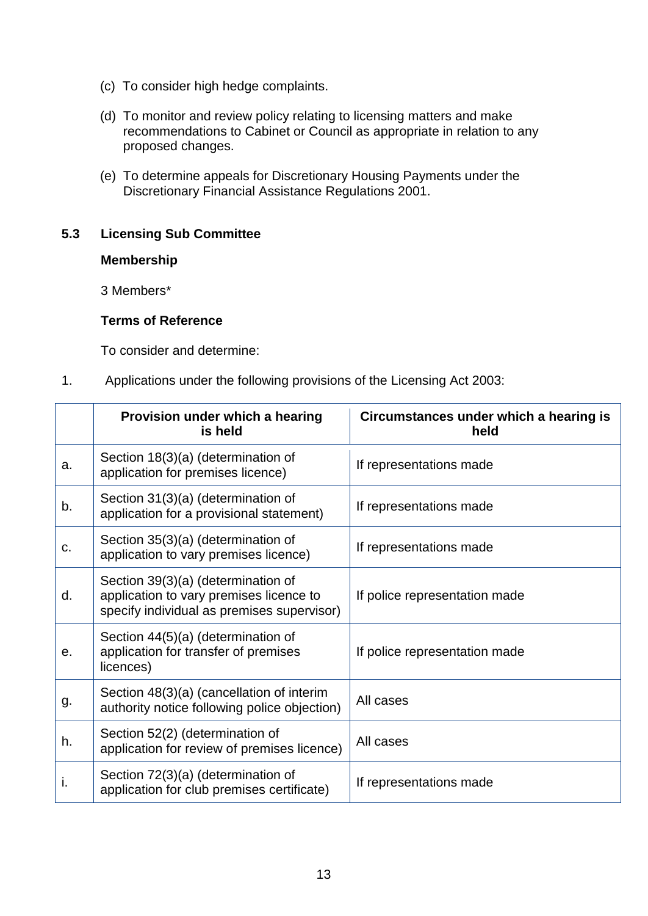(c) To consider high hedge complaints.

(d) To monitor and review policy relating to licensing matters and make recommendations to Cabinet or Council as appropriate in relation to any proposed changes.

(e) To determine appeals for Discretionary Housing Payments under the Discretionary Financial Assistance Regulations 2001.

## 5.3 Licensing Sub Committee

**Membership**

3 Members*

**Terms of Reference**

To consider and determine:

1. Applications under the following provisions of the Licensing Act 2003:

| | Provision under which a hearing is held | Circumstances under which a hearing is held |
|---|---|---|
| a. | Section 18(3)(a) (determination of application for premises licence) | If representations made |
| b. | Section 31(3)(a) (determination of application for a provisional statement) | If representations made |
| c. | Section 35(3)(a) (determination of application to vary premises licence) | If representations made |
| d. | Section 39(3)(a) (determination of application to vary premises licence to specify individual as premises supervisor) | If police representation made |
| e. | Section 44(5)(a) (determination of application for transfer of premises licences) | If police representation made |
| g. | Section 48(3)(a) (cancellation of interim authority notice following police objection) | All cases |
| h. | Section 52(2) (determination of application for review of premises licence) | All cases |
| i. | Section 72(3)(a) (determination of application for club premises certificate) | If representations made |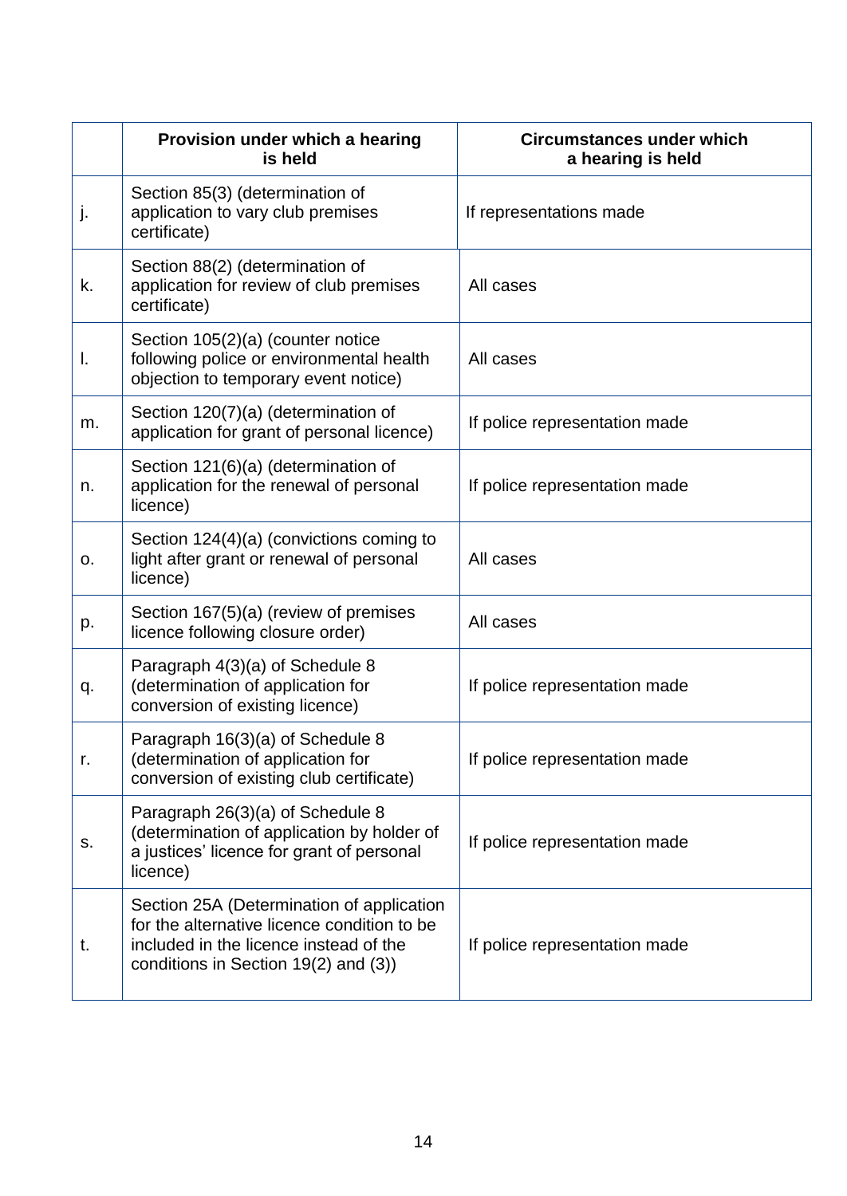| | Provision under which a hearing is held | Circumstances under which a hearing is held |
|---|---|---|
| j. | Section 85(3) (determination of application to vary club premises certificate) | If representations made |
| k. | Section 88(2) (determination of application for review of club premises certificate) | All cases |
| l. | Section 105(2)(a) (counter notice following police or environmental health objection to temporary event notice) | All cases |
| m. | Section 120(7)(a) (determination of application for grant of personal licence) | If police representation made |
| n. | Section 121(6)(a) (determination of application for the renewal of personal licence) | If police representation made |
| o. | Section 124(4)(a) (convictions coming to light after grant or renewal of personal licence) | All cases |
| p. | Section 167(5)(a) (review of premises licence following closure order) | All cases |
| q. | Paragraph 4(3)(a) of Schedule 8 (determination of application for conversion of existing licence) | If police representation made |
| r. | Paragraph 16(3)(a) of Schedule 8 (determination of application for conversion of existing club certificate) | If police representation made |
| s. | Paragraph 26(3)(a) of Schedule 8 (determination of application by holder of a justices' licence for grant of personal licence) | If police representation made |
| t. | Section 25A (Determination of application for the alternative licence condition to be included in the licence instead of the conditions in Section 19(2) and (3)) | If police representation made |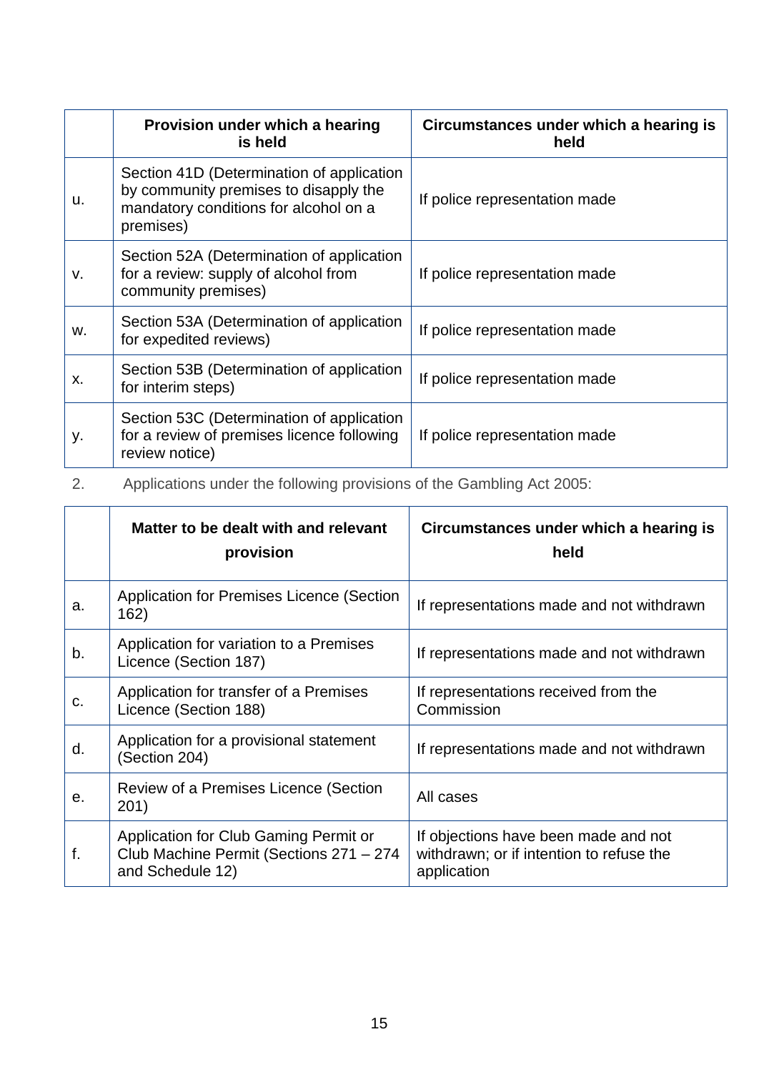| | Provision under which a hearing is held | Circumstances under which a hearing is held |
|---|---|---|
| u. | Section 41D (Determination of application by community premises to disapply the mandatory conditions for alcohol on a premises) | If police representation made |
| v. | Section 52A (Determination of application for a review: supply of alcohol from community premises) | If police representation made |
| w. | Section 53A (Determination of application for expedited reviews) | If police representation made |
| x. | Section 53B (Determination of application for interim steps) | If police representation made |
| y. | Section 53C (Determination of application for a review of premises licence following review notice) | If police representation made |

2. Applications under the following provisions of the Gambling Act 2005:

| | Matter to be dealt with and relevant provision | Circumstances under which a hearing is held |
|---|---|---|
| a. | Application for Premises Licence (Section 162) | If representations made and not withdrawn |
| b. | Application for variation to a Premises Licence (Section 187) | If representations made and not withdrawn |
| c. | Application for transfer of a Premises Licence (Section 188) | If representations received from the Commission |
| d. | Application for a provisional statement (Section 204) | If representations made and not withdrawn |
| e. | Review of a Premises Licence (Section 201) | All cases |
| f. | Application for Club Gaming Permit or Club Machine Permit (Sections 271 – 274 and Schedule 12) | If objections have been made and not withdrawn; or if intention to refuse the application |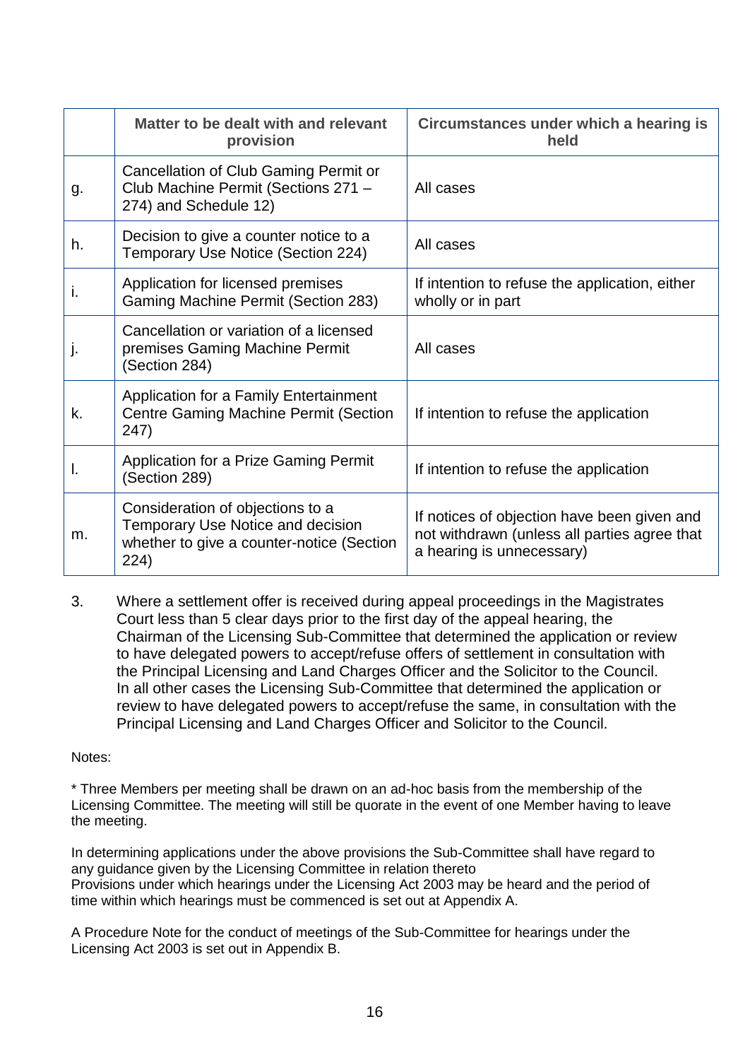| | Matter to be dealt with and relevant provision | Circumstances under which a hearing is held |
|---|---|---|
| g. | Cancellation of Club Gaming Permit or Club Machine Permit (Sections 271 – 274) and Schedule 12) | All cases |
| h. | Decision to give a counter notice to a Temporary Use Notice (Section 224) | All cases |
| i. | Application for licensed premises Gaming Machine Permit (Section 283) | If intention to refuse the application, either wholly or in part |
| j. | Cancellation or variation of a licensed premises Gaming Machine Permit (Section 284) | All cases |
| k. | Application for a Family Entertainment Centre Gaming Machine Permit (Section 247) | If intention to refuse the application |
| l. | Application for a Prize Gaming Permit (Section 289) | If intention to refuse the application |
| m. | Consideration of objections to a Temporary Use Notice and decision whether to give a counter-notice (Section 224) | If notices of objection have been given and not withdrawn (unless all parties agree that a hearing is unnecessary) |

3. Where a settlement offer is received during appeal proceedings in the Magistrates Court less than 5 clear days prior to the first day of the appeal hearing, the Chairman of the Licensing Sub-Committee that determined the application or review to have delegated powers to accept/refuse offers of settlement in consultation with the Principal Licensing and Land Charges Officer and the Solicitor to the Council. In all other cases the Licensing Sub-Committee that determined the application or review to have delegated powers to accept/refuse the same, in consultation with the Principal Licensing and Land Charges Officer and Solicitor to the Council.

Notes:

* Three Members per meeting shall be drawn on an ad-hoc basis from the membership of the Licensing Committee. The meeting will still be quorate in the event of one Member having to leave the meeting.

In determining applications under the above provisions the Sub-Committee shall have regard to any guidance given by the Licensing Committee in relation thereto
Provisions under which hearings under the Licensing Act 2003 may be heard and the period of time within which hearings must be commenced is set out at Appendix A.

A Procedure Note for the conduct of meetings of the Sub-Committee for hearings under the Licensing Act 2003 is set out in Appendix B.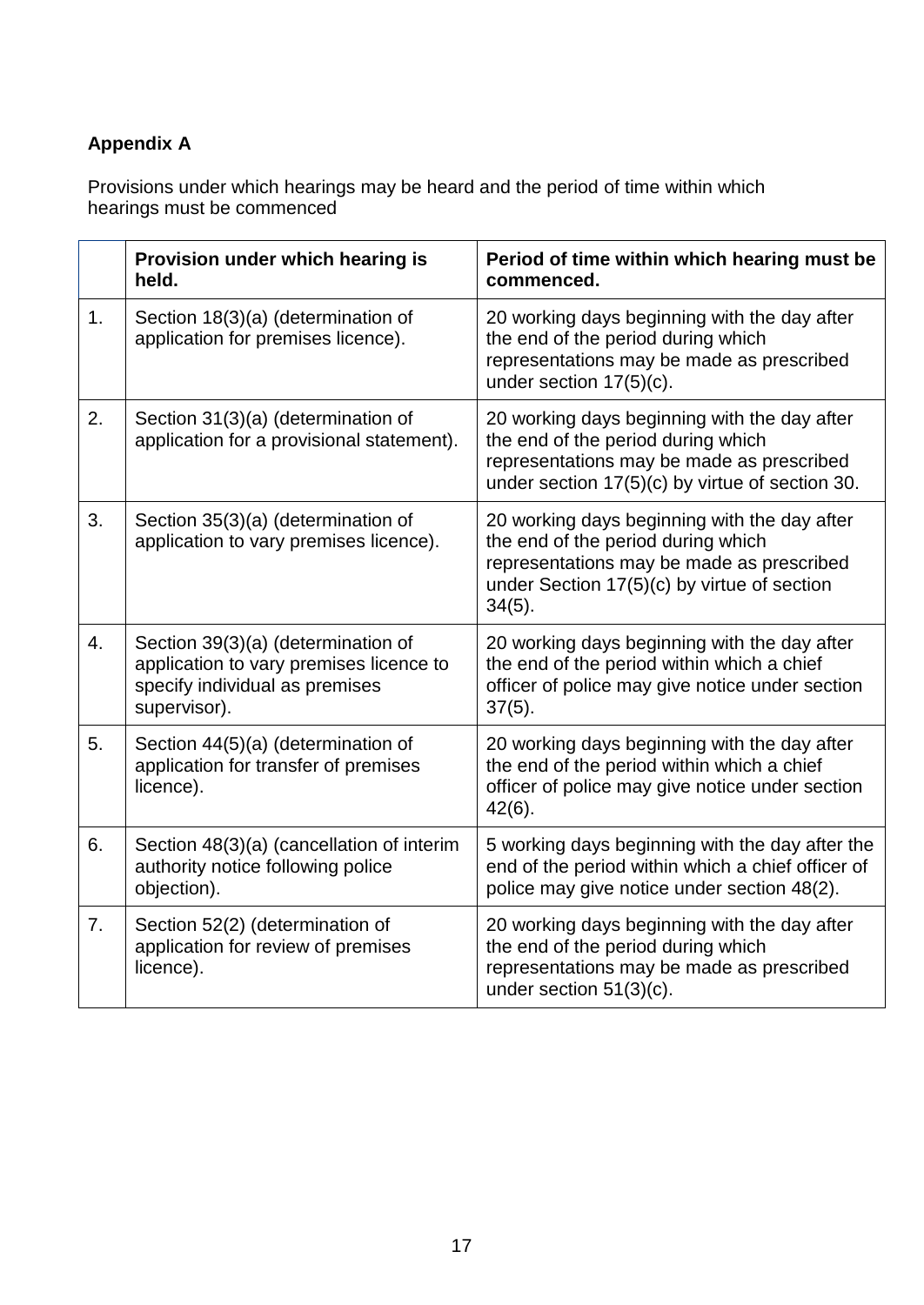**Appendix A**

Provisions under which hearings may be heard and the period of time within which hearings must be commenced

| | Provision under which hearing is held. | Period of time within which hearing must be commenced. |
|---|---|---|
| 1. | Section 18(3)(a) (determination of application for premises licence). | 20 working days beginning with the day after the end of the period during which representations may be made as prescribed under section 17(5)(c). |
| 2. | Section 31(3)(a) (determination of application for a provisional statement). | 20 working days beginning with the day after the end of the period during which representations may be made as prescribed under section 17(5)(c) by virtue of section 30. |
| 3. | Section 35(3)(a) (determination of application to vary premises licence). | 20 working days beginning with the day after the end of the period during which representations may be made as prescribed under Section 17(5)(c) by virtue of section 34(5). |
| 4. | Section 39(3)(a) (determination of application to vary premises licence to specify individual as premises supervisor). | 20 working days beginning with the day after the end of the period within which a chief officer of police may give notice under section 37(5). |
| 5. | Section 44(5)(a) (determination of application for transfer of premises licence). | 20 working days beginning with the day after the end of the period within which a chief officer of police may give notice under section 42(6). |
| 6. | Section 48(3)(a) (cancellation of interim authority notice following police objection). | 5 working days beginning with the day after the end of the period within which a chief officer of police may give notice under section 48(2). |
| 7. | Section 52(2) (determination of application for review of premises licence). | 20 working days beginning with the day after the end of the period during which representations may be made as prescribed under section 51(3)(c). |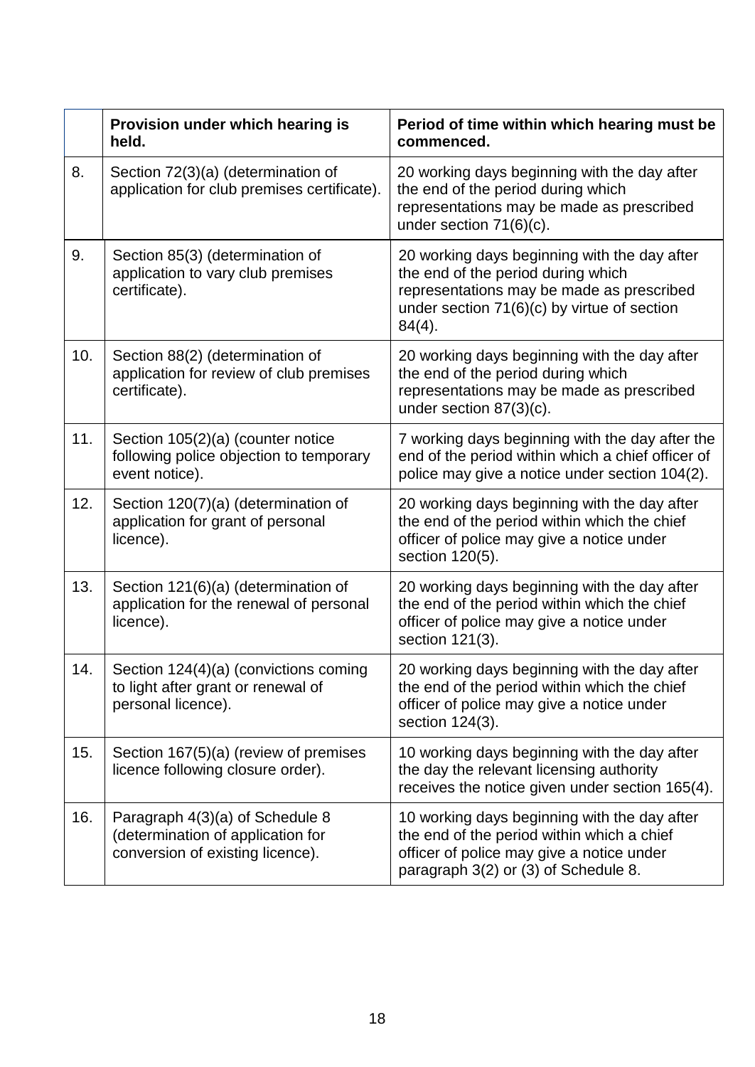|  | Provision under which hearing is held. | Period of time within which hearing must be commenced. |
|---|---|---|
| 8. | Section 72(3)(a) (determination of application for club premises certificate). | 20 working days beginning with the day after the end of the period during which representations may be made as prescribed under section 71(6)(c). |
| 9. | Section 85(3) (determination of application to vary club premises certificate). | 20 working days beginning with the day after the end of the period during which representations may be made as prescribed under section 71(6)(c) by virtue of section 84(4). |
| 10. | Section 88(2) (determination of application for review of club premises certificate). | 20 working days beginning with the day after the end of the period during which representations may be made as prescribed under section 87(3)(c). |
| 11. | Section 105(2)(a) (counter notice following police objection to temporary event notice). | 7 working days beginning with the day after the end of the period within which a chief officer of police may give a notice under section 104(2). |
| 12. | Section 120(7)(a) (determination of application for grant of personal licence). | 20 working days beginning with the day after the end of the period within which the chief officer of police may give a notice under section 120(5). |
| 13. | Section 121(6)(a) (determination of application for the renewal of personal licence). | 20 working days beginning with the day after the end of the period within which the chief officer of police may give a notice under section 121(3). |
| 14. | Section 124(4)(a) (convictions coming to light after grant or renewal of personal licence). | 20 working days beginning with the day after the end of the period within which the chief officer of police may give a notice under section 124(3). |
| 15. | Section 167(5)(a) (review of premises licence following closure order). | 10 working days beginning with the day after the day the relevant licensing authority receives the notice given under section 165(4). |
| 16. | Paragraph 4(3)(a) of Schedule 8 (determination of application for conversion of existing licence). | 10 working days beginning with the day after the end of the period within which a chief officer of police may give a notice under paragraph 3(2) or (3) of Schedule 8. |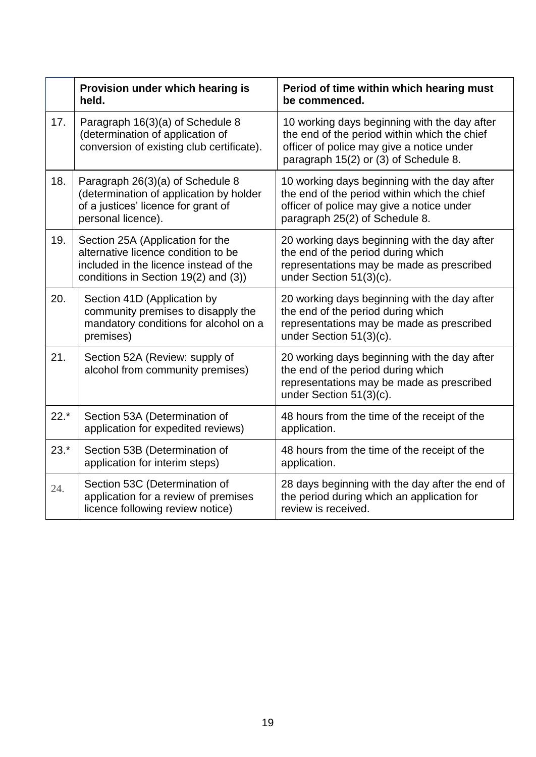| | Provision under which hearing is held. | Period of time within which hearing must be commenced. |
|---|---|---|
| 17. | Paragraph 16(3)(a) of Schedule 8 (determination of application of conversion of existing club certificate). | 10 working days beginning with the day after the end of the period within which the chief officer of police may give a notice under paragraph 15(2) or (3) of Schedule 8. |
| 18. | Paragraph 26(3)(a) of Schedule 8 (determination of application by holder of a justices' licence for grant of personal licence). | 10 working days beginning with the day after the end of the period within which the chief officer of police may give a notice under paragraph 25(2) of Schedule 8. |
| 19. | Section 25A (Application for the alternative licence condition to be included in the licence instead of the conditions in Section 19(2) and (3)) | 20 working days beginning with the day after the end of the period during which representations may be made as prescribed under Section 51(3)(c). |
| 20. | Section 41D (Application by community premises to disapply the mandatory conditions for alcohol on a premises) | 20 working days beginning with the day after the end of the period during which representations may be made as prescribed under Section 51(3)(c). |
| 21. | Section 52A (Review: supply of alcohol from community premises) | 20 working days beginning with the day after the end of the period during which representations may be made as prescribed under Section 51(3)(c). |
| 22.* | Section 53A (Determination of application for expedited reviews) | 48 hours from the time of the receipt of the application. |
| 23.* | Section 53B (Determination of application for interim steps) | 48 hours from the time of the receipt of the application. |
| 24. | Section 53C (Determination of application for a review of premises licence following review notice) | 28 days beginning with the day after the end of the period during which an application for review is received. |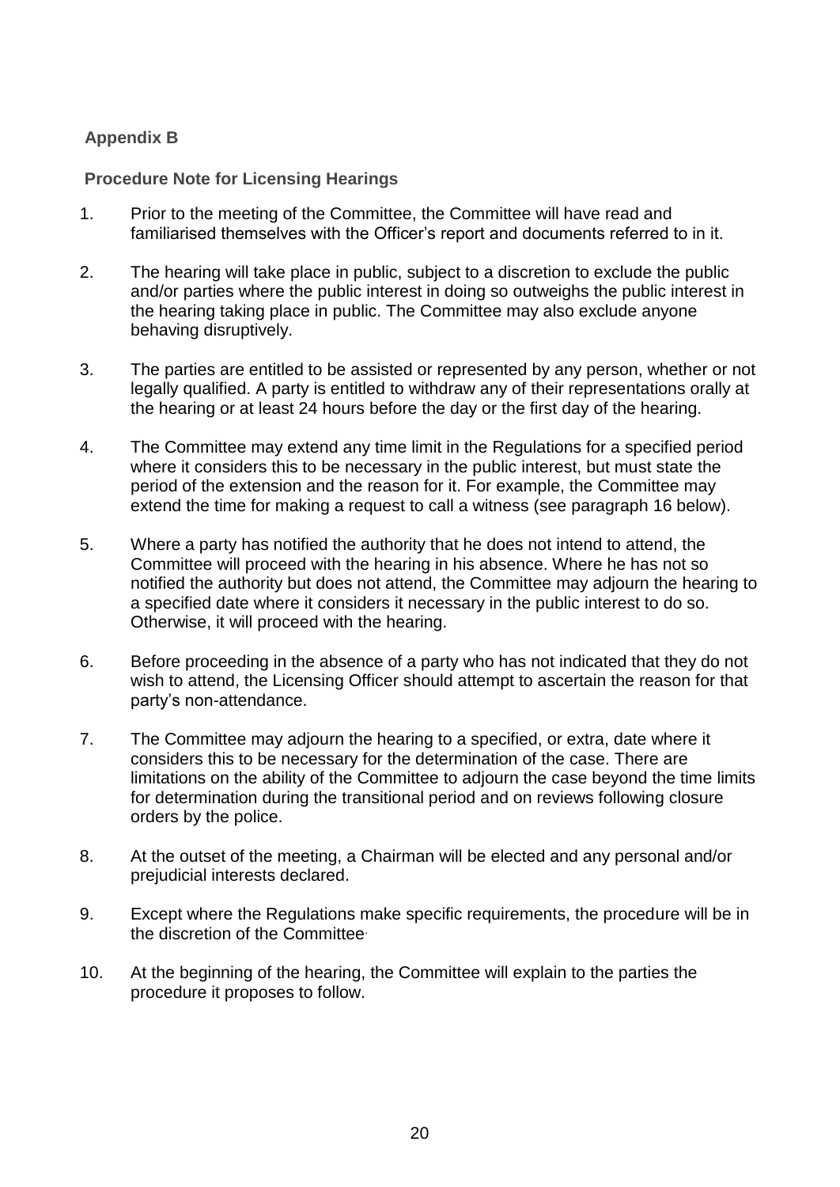**Appendix B**

**Procedure Note for Licensing Hearings**

1. Prior to the meeting of the Committee, the Committee will have read and familiarised themselves with the Officer's report and documents referred to in it.

2. The hearing will take place in public, subject to a discretion to exclude the public and/or parties where the public interest in doing so outweighs the public interest in the hearing taking place in public. The Committee may also exclude anyone behaving disruptively.

3. The parties are entitled to be assisted or represented by any person, whether or not legally qualified. A party is entitled to withdraw any of their representations orally at the hearing or at least 24 hours before the day or the first day of the hearing.

4. The Committee may extend any time limit in the Regulations for a specified period where it considers this to be necessary in the public interest, but must state the period of the extension and the reason for it. For example, the Committee may extend the time for making a request to call a witness (see paragraph 16 below).

5. Where a party has notified the authority that he does not intend to attend, the Committee will proceed with the hearing in his absence. Where he has not so notified the authority but does not attend, the Committee may adjourn the hearing to a specified date where it considers it necessary in the public interest to do so. Otherwise, it will proceed with the hearing.

6. Before proceeding in the absence of a party who has not indicated that they do not wish to attend, the Licensing Officer should attempt to ascertain the reason for that party's non-attendance.

7. The Committee may adjourn the hearing to a specified, or extra, date where it considers this to be necessary for the determination of the case. There are limitations on the ability of the Committee to adjourn the case beyond the time limits for determination during the transitional period and on reviews following closure orders by the police.

8. At the outset of the meeting, a Chairman will be elected and any personal and/or prejudicial interests declared.

9. Except where the Regulations make specific requirements, the procedure will be in the discretion of the Committee.

10. At the beginning of the hearing, the Committee will explain to the parties the procedure it proposes to follow.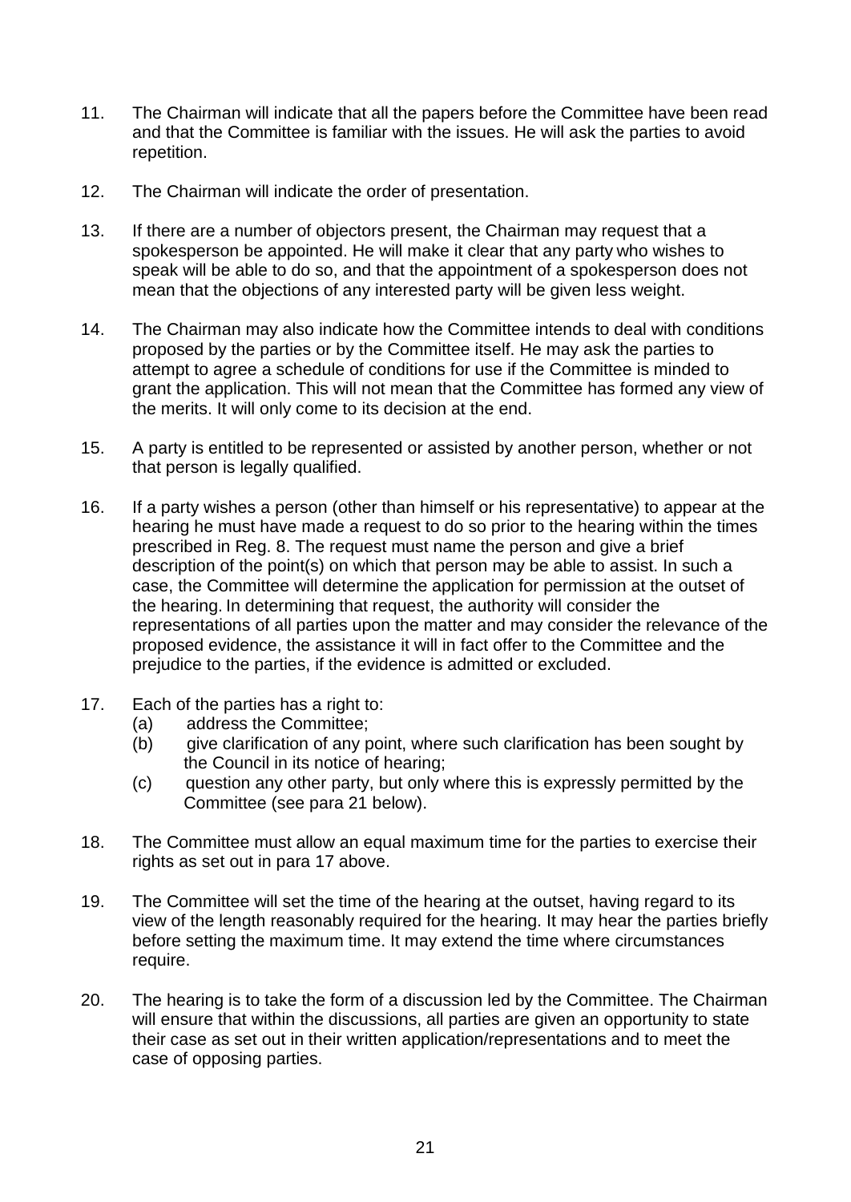11. The Chairman will indicate that all the papers before the Committee have been read and that the Committee is familiar with the issues. He will ask the parties to avoid repetition.

12. The Chairman will indicate the order of presentation.

13. If there are a number of objectors present, the Chairman may request that a spokesperson be appointed. He will make it clear that any party who wishes to speak will be able to do so, and that the appointment of a spokesperson does not mean that the objections of any interested party will be given less weight.

14. The Chairman may also indicate how the Committee intends to deal with conditions proposed by the parties or by the Committee itself. He may ask the parties to attempt to agree a schedule of conditions for use if the Committee is minded to grant the application. This will not mean that the Committee has formed any view of the merits. It will only come to its decision at the end.

15. A party is entitled to be represented or assisted by another person, whether or not that person is legally qualified.

16. If a party wishes a person (other than himself or his representative) to appear at the hearing he must have made a request to do so prior to the hearing within the times prescribed in Reg. 8. The request must name the person and give a brief description of the point(s) on which that person may be able to assist. In such a case, the Committee will determine the application for permission at the outset of the hearing. In determining that request, the authority will consider the representations of all parties upon the matter and may consider the relevance of the proposed evidence, the assistance it will in fact offer to the Committee and the prejudice to the parties, if the evidence is admitted or excluded.

17. Each of the parties has a right to:
    - (a) address the Committee;
    - (b) give clarification of any point, where such clarification has been sought by the Council in its notice of hearing;
    - (c) question any other party, but only where this is expressly permitted by the Committee (see para 21 below).

18. The Committee must allow an equal maximum time for the parties to exercise their rights as set out in para 17 above.

19. The Committee will set the time of the hearing at the outset, having regard to its view of the length reasonably required for the hearing. It may hear the parties briefly before setting the maximum time. It may extend the time where circumstances require.

20. The hearing is to take the form of a discussion led by the Committee. The Chairman will ensure that within the discussions, all parties are given an opportunity to state their case as set out in their written application/representations and to meet the case of opposing parties.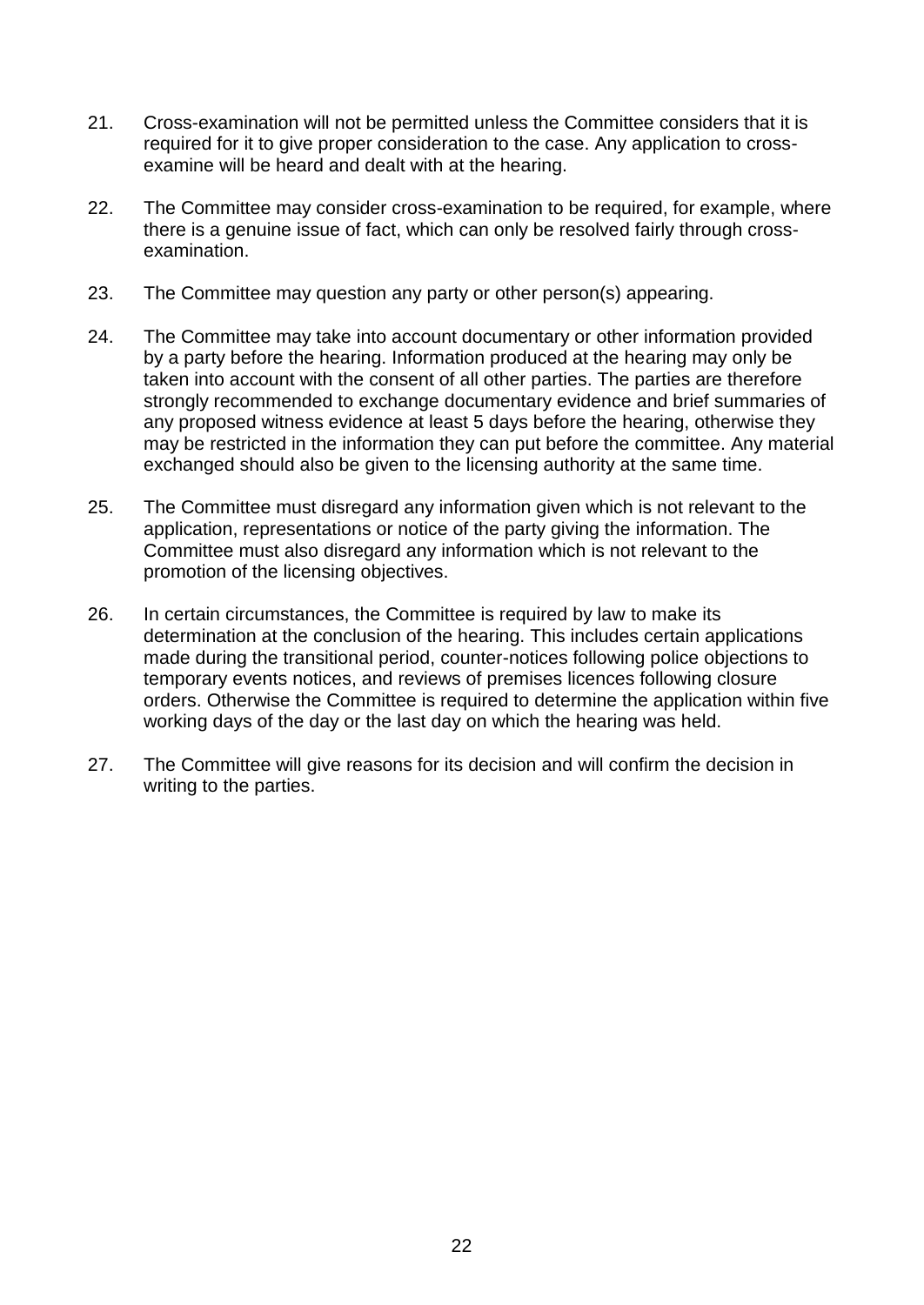21. Cross-examination will not be permitted unless the Committee considers that it is required for it to give proper consideration to the case. Any application to cross-examine will be heard and dealt with at the hearing.

22. The Committee may consider cross-examination to be required, for example, where there is a genuine issue of fact, which can only be resolved fairly through cross-examination.

23. The Committee may question any party or other person(s) appearing.

24. The Committee may take into account documentary or other information provided by a party before the hearing. Information produced at the hearing may only be taken into account with the consent of all other parties. The parties are therefore strongly recommended to exchange documentary evidence and brief summaries of any proposed witness evidence at least 5 days before the hearing, otherwise they may be restricted in the information they can put before the committee. Any material exchanged should also be given to the licensing authority at the same time.

25. The Committee must disregard any information given which is not relevant to the application, representations or notice of the party giving the information. The Committee must also disregard any information which is not relevant to the promotion of the licensing objectives.

26. In certain circumstances, the Committee is required by law to make its determination at the conclusion of the hearing. This includes certain applications made during the transitional period, counter-notices following police objections to temporary events notices, and reviews of premises licences following closure orders. Otherwise the Committee is required to determine the application within five working days of the day or the last day on which the hearing was held.

27. The Committee will give reasons for its decision and will confirm the decision in writing to the parties.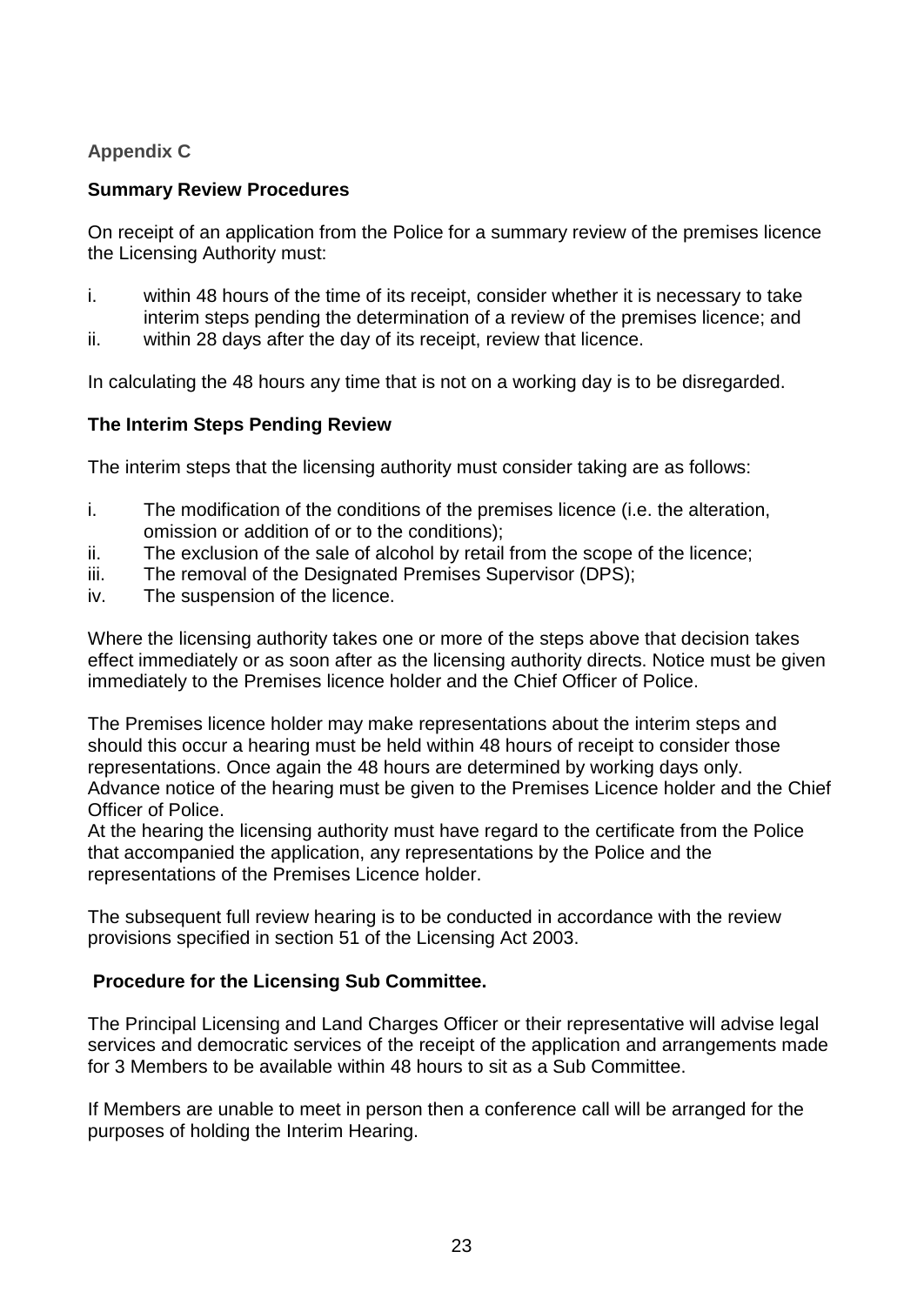## Appendix C

### Summary Review Procedures

On receipt of an application from the Police for a summary review of the premises licence the Licensing Authority must:

i. within 48 hours of the time of its receipt, consider whether it is necessary to take interim steps pending the determination of a review of the premises licence; and
ii. within 28 days after the day of its receipt, review that licence.

In calculating the 48 hours any time that is not on a working day is to be disregarded.

### The Interim Steps Pending Review

The interim steps that the licensing authority must consider taking are as follows:

i. The modification of the conditions of the premises licence (i.e. the alteration, omission or addition of or to the conditions);
ii. The exclusion of the sale of alcohol by retail from the scope of the licence;
iii. The removal of the Designated Premises Supervisor (DPS);
iv. The suspension of the licence.

Where the licensing authority takes one or more of the steps above that decision takes effect immediately or as soon after as the licensing authority directs. Notice must be given immediately to the Premises licence holder and the Chief Officer of Police.

The Premises licence holder may make representations about the interim steps and should this occur a hearing must be held within 48 hours of receipt to consider those representations. Once again the 48 hours are determined by working days only. Advance notice of the hearing must be given to the Premises Licence holder and the Chief Officer of Police.
At the hearing the licensing authority must have regard to the certificate from the Police that accompanied the application, any representations by the Police and the representations of the Premises Licence holder.

The subsequent full review hearing is to be conducted in accordance with the review provisions specified in section 51 of the Licensing Act 2003.

### Procedure for the Licensing Sub Committee.

The Principal Licensing and Land Charges Officer or their representative will advise legal services and democratic services of the receipt of the application and arrangements made for 3 Members to be available within 48 hours to sit as a Sub Committee.

If Members are unable to meet in person then a conference call will be arranged for the purposes of holding the Interim Hearing.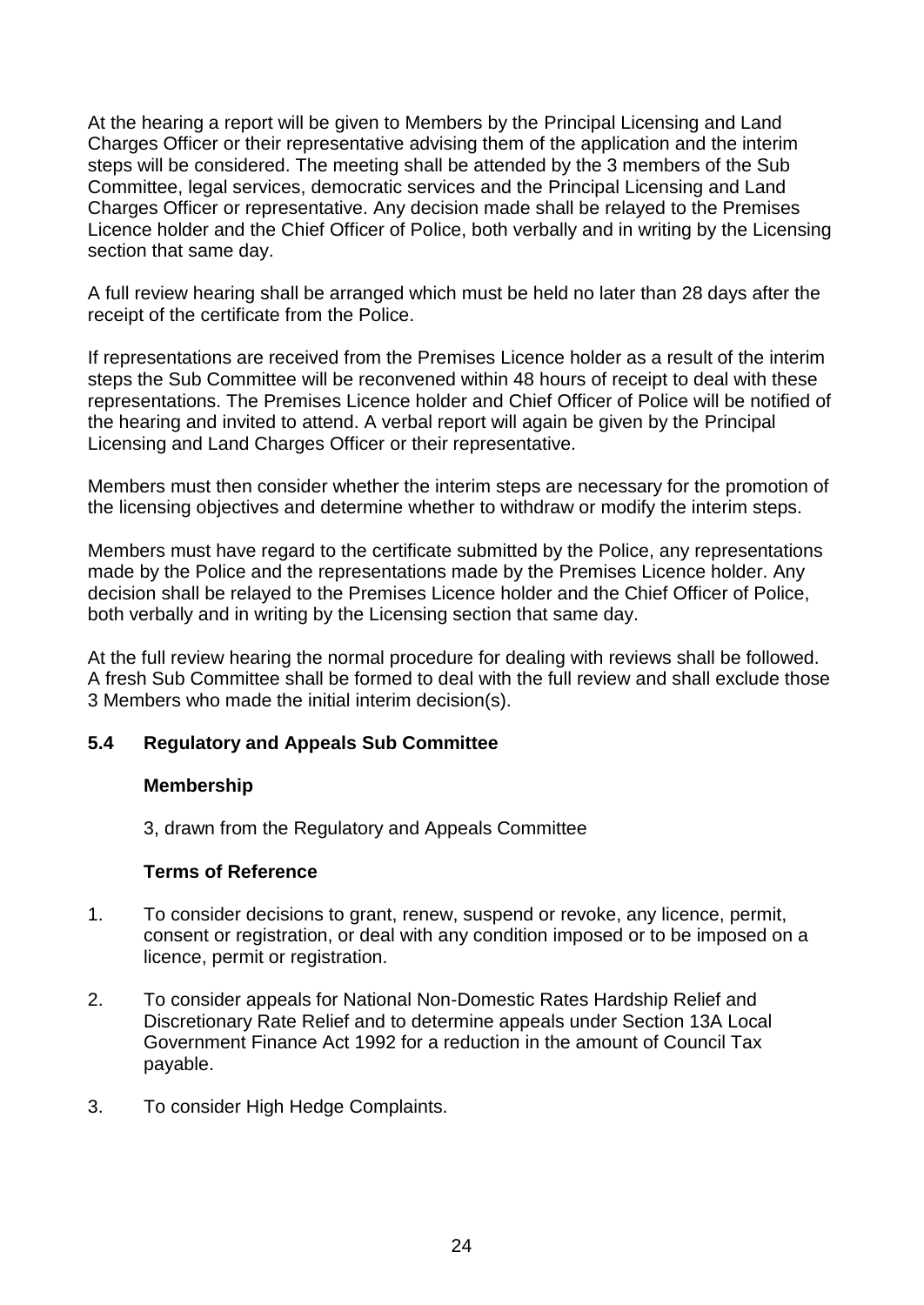At the hearing a report will be given to Members by the Principal Licensing and Land Charges Officer or their representative advising them of the application and the interim steps will be considered. The meeting shall be attended by the 3 members of the Sub Committee, legal services, democratic services and the Principal Licensing and Land Charges Officer or representative. Any decision made shall be relayed to the Premises Licence holder and the Chief Officer of Police, both verbally and in writing by the Licensing section that same day.

A full review hearing shall be arranged which must be held no later than 28 days after the receipt of the certificate from the Police.

If representations are received from the Premises Licence holder as a result of the interim steps the Sub Committee will be reconvened within 48 hours of receipt to deal with these representations. The Premises Licence holder and Chief Officer of Police will be notified of the hearing and invited to attend. A verbal report will again be given by the Principal Licensing and Land Charges Officer or their representative.

Members must then consider whether the interim steps are necessary for the promotion of the licensing objectives and determine whether to withdraw or modify the interim steps.

Members must have regard to the certificate submitted by the Police, any representations made by the Police and the representations made by the Premises Licence holder. Any decision shall be relayed to the Premises Licence holder and the Chief Officer of Police, both verbally and in writing by the Licensing section that same day.

At the full review hearing the normal procedure for dealing with reviews shall be followed. A fresh Sub Committee shall be formed to deal with the full review and shall exclude those 3 Members who made the initial interim decision(s).

### 5.4 Regulatory and Appeals Sub Committee

**Membership**

3, drawn from the Regulatory and Appeals Committee

**Terms of Reference**

1. To consider decisions to grant, renew, suspend or revoke, any licence, permit, consent or registration, or deal with any condition imposed or to be imposed on a licence, permit or registration.

2. To consider appeals for National Non-Domestic Rates Hardship Relief and Discretionary Rate Relief and to determine appeals under Section 13A Local Government Finance Act 1992 for a reduction in the amount of Council Tax payable.

3. To consider High Hedge Complaints.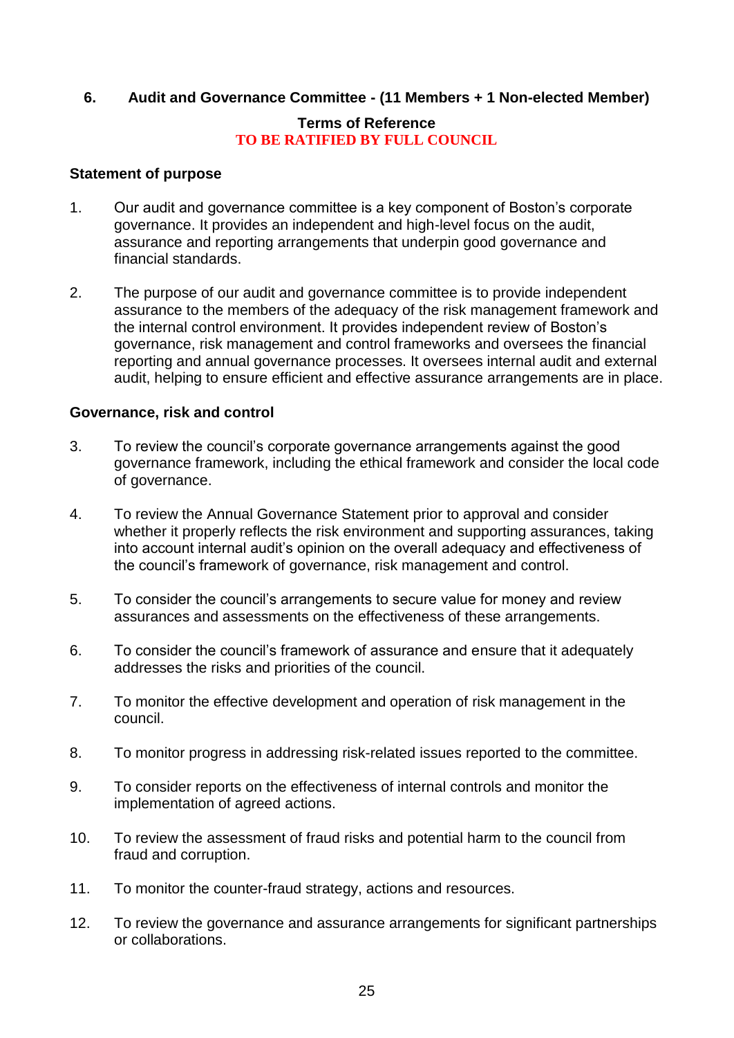## 6. Audit and Governance Committee - (11 Members + 1 Non-elected Member)

**Terms of Reference**
**TO BE RATIFIED BY FULL COUNCIL**

### Statement of purpose

1. Our audit and governance committee is a key component of Boston's corporate governance. It provides an independent and high-level focus on the audit, assurance and reporting arrangements that underpin good governance and financial standards.

2. The purpose of our audit and governance committee is to provide independent assurance to the members of the adequacy of the risk management framework and the internal control environment. It provides independent review of Boston's governance, risk management and control frameworks and oversees the financial reporting and annual governance processes. It oversees internal audit and external audit, helping to ensure efficient and effective assurance arrangements are in place.

### Governance, risk and control

3. To review the council's corporate governance arrangements against the good governance framework, including the ethical framework and consider the local code of governance.

4. To review the Annual Governance Statement prior to approval and consider whether it properly reflects the risk environment and supporting assurances, taking into account internal audit's opinion on the overall adequacy and effectiveness of the council's framework of governance, risk management and control.

5. To consider the council's arrangements to secure value for money and review assurances and assessments on the effectiveness of these arrangements.

6. To consider the council's framework of assurance and ensure that it adequately addresses the risks and priorities of the council.

7. To monitor the effective development and operation of risk management in the council.

8. To monitor progress in addressing risk-related issues reported to the committee.

9. To consider reports on the effectiveness of internal controls and monitor the implementation of agreed actions.

10. To review the assessment of fraud risks and potential harm to the council from fraud and corruption.

11. To monitor the counter-fraud strategy, actions and resources.

12. To review the governance and assurance arrangements for significant partnerships or collaborations.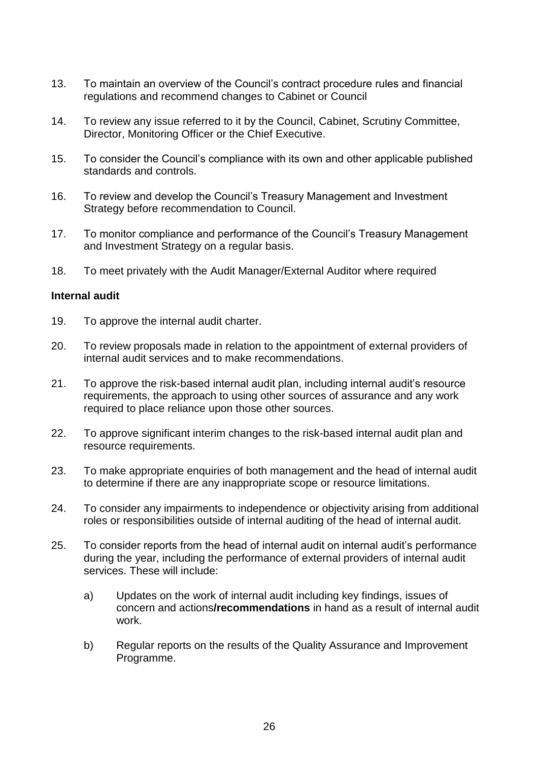13. To maintain an overview of the Council's contract procedure rules and financial regulations and recommend changes to Cabinet or Council

14. To review any issue referred to it by the Council, Cabinet, Scrutiny Committee, Director, Monitoring Officer or the Chief Executive.

15. To consider the Council's compliance with its own and other applicable published standards and controls.

16. To review and develop the Council's Treasury Management and Investment Strategy before recommendation to Council.

17. To monitor compliance and performance of the Council's Treasury Management and Investment Strategy on a regular basis.

18. To meet privately with the Audit Manager/External Auditor where required

**Internal audit**

19. To approve the internal audit charter.

20. To review proposals made in relation to the appointment of external providers of internal audit services and to make recommendations.

21. To approve the risk-based internal audit plan, including internal audit's resource requirements, the approach to using other sources of assurance and any work required to place reliance upon those other sources.

22. To approve significant interim changes to the risk-based internal audit plan and resource requirements.

23. To make appropriate enquiries of both management and the head of internal audit to determine if there are any inappropriate scope or resource limitations.

24. To consider any impairments to independence or objectivity arising from additional roles or responsibilities outside of internal auditing of the head of internal audit.

25. To consider reports from the head of internal audit on internal audit's performance during the year, including the performance of external providers of internal audit services. These will include:

    a) Updates on the work of internal audit including key findings, issues of concern and actions**/recommendations** in hand as a result of internal audit work.

    b) Regular reports on the results of the Quality Assurance and Improvement Programme.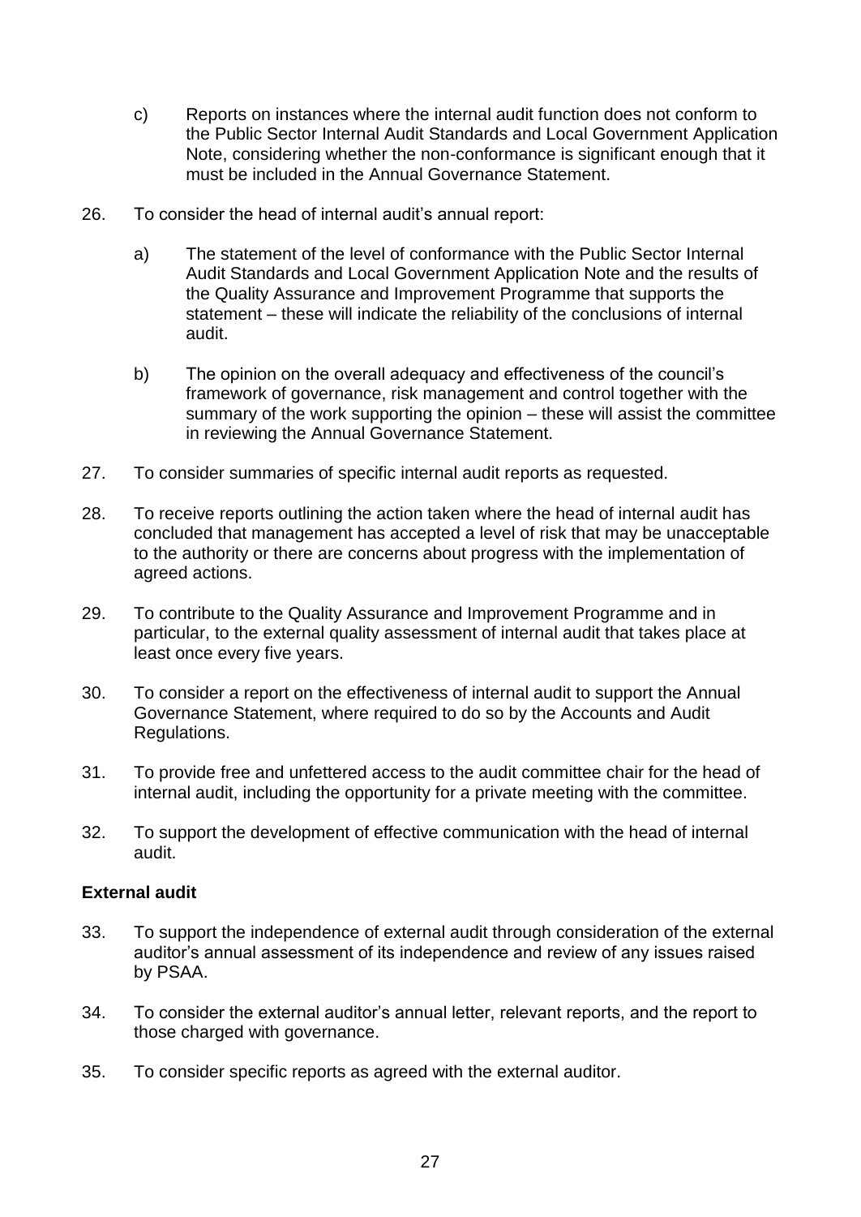c) Reports on instances where the internal audit function does not conform to the Public Sector Internal Audit Standards and Local Government Application Note, considering whether the non-conformance is significant enough that it must be included in the Annual Governance Statement.

26. To consider the head of internal audit's annual report:

    a) The statement of the level of conformance with the Public Sector Internal Audit Standards and Local Government Application Note and the results of the Quality Assurance and Improvement Programme that supports the statement – these will indicate the reliability of the conclusions of internal audit.

    b) The opinion on the overall adequacy and effectiveness of the council's framework of governance, risk management and control together with the summary of the work supporting the opinion – these will assist the committee in reviewing the Annual Governance Statement.

27. To consider summaries of specific internal audit reports as requested.

28. To receive reports outlining the action taken where the head of internal audit has concluded that management has accepted a level of risk that may be unacceptable to the authority or there are concerns about progress with the implementation of agreed actions.

29. To contribute to the Quality Assurance and Improvement Programme and in particular, to the external quality assessment of internal audit that takes place at least once every five years.

30. To consider a report on the effectiveness of internal audit to support the Annual Governance Statement, where required to do so by the Accounts and Audit Regulations.

31. To provide free and unfettered access to the audit committee chair for the head of internal audit, including the opportunity for a private meeting with the committee.

32. To support the development of effective communication with the head of internal audit.

**External audit**

33. To support the independence of external audit through consideration of the external auditor's annual assessment of its independence and review of any issues raised by PSAA.

34. To consider the external auditor's annual letter, relevant reports, and the report to those charged with governance.

35. To consider specific reports as agreed with the external auditor.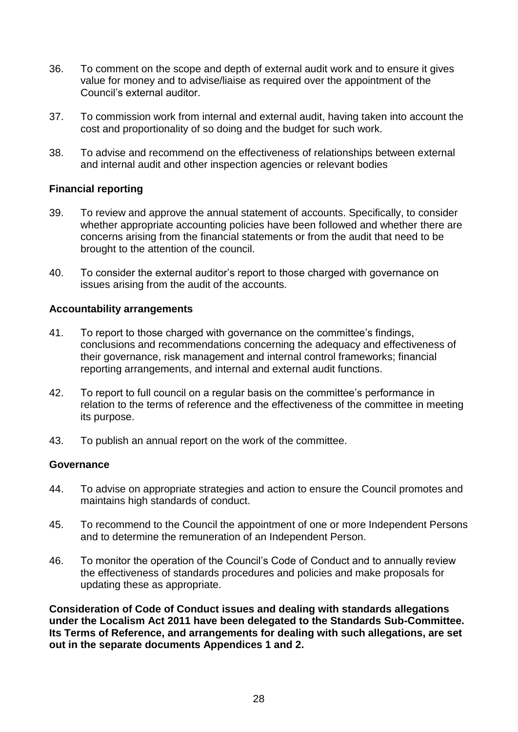36. To comment on the scope and depth of external audit work and to ensure it gives value for money and to advise/liaise as required over the appointment of the Council's external auditor.

37. To commission work from internal and external audit, having taken into account the cost and proportionality of so doing and the budget for such work.

38. To advise and recommend on the effectiveness of relationships between external and internal audit and other inspection agencies or relevant bodies

**Financial reporting**

39. To review and approve the annual statement of accounts. Specifically, to consider whether appropriate accounting policies have been followed and whether there are concerns arising from the financial statements or from the audit that need to be brought to the attention of the council.

40. To consider the external auditor's report to those charged with governance on issues arising from the audit of the accounts.

**Accountability arrangements**

41. To report to those charged with governance on the committee's findings, conclusions and recommendations concerning the adequacy and effectiveness of their governance, risk management and internal control frameworks; financial reporting arrangements, and internal and external audit functions.

42. To report to full council on a regular basis on the committee's performance in relation to the terms of reference and the effectiveness of the committee in meeting its purpose.

43. To publish an annual report on the work of the committee.

**Governance**

44. To advise on appropriate strategies and action to ensure the Council promotes and maintains high standards of conduct.

45. To recommend to the Council the appointment of one or more Independent Persons and to determine the remuneration of an Independent Person.

46. To monitor the operation of the Council's Code of Conduct and to annually review the effectiveness of standards procedures and policies and make proposals for updating these as appropriate.

**Consideration of Code of Conduct issues and dealing with standards allegations under the Localism Act 2011 have been delegated to the Standards Sub-Committee. Its Terms of Reference, and arrangements for dealing with such allegations, are set out in the separate documents Appendices 1 and 2.**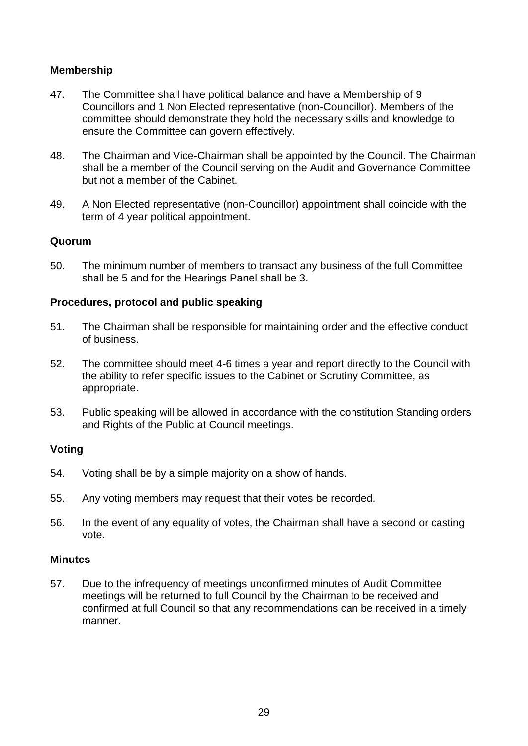### Membership

47. The Committee shall have political balance and have a Membership of 9 Councillors and 1 Non Elected representative (non-Councillor). Members of the committee should demonstrate they hold the necessary skills and knowledge to ensure the Committee can govern effectively.

48. The Chairman and Vice-Chairman shall be appointed by the Council. The Chairman shall be a member of the Council serving on the Audit and Governance Committee but not a member of the Cabinet.

49. A Non Elected representative (non-Councillor) appointment shall coincide with the term of 4 year political appointment.

### Quorum

50. The minimum number of members to transact any business of the full Committee shall be 5 and for the Hearings Panel shall be 3.

### Procedures, protocol and public speaking

51. The Chairman shall be responsible for maintaining order and the effective conduct of business.

52. The committee should meet 4-6 times a year and report directly to the Council with the ability to refer specific issues to the Cabinet or Scrutiny Committee, as appropriate.

53. Public speaking will be allowed in accordance with the constitution Standing orders and Rights of the Public at Council meetings.

### Voting

54. Voting shall be by a simple majority on a show of hands.

55. Any voting members may request that their votes be recorded.

56. In the event of any equality of votes, the Chairman shall have a second or casting vote.

### Minutes

57. Due to the infrequency of meetings unconfirmed minutes of Audit Committee meetings will be returned to full Council by the Chairman to be received and confirmed at full Council so that any recommendations can be received in a timely manner.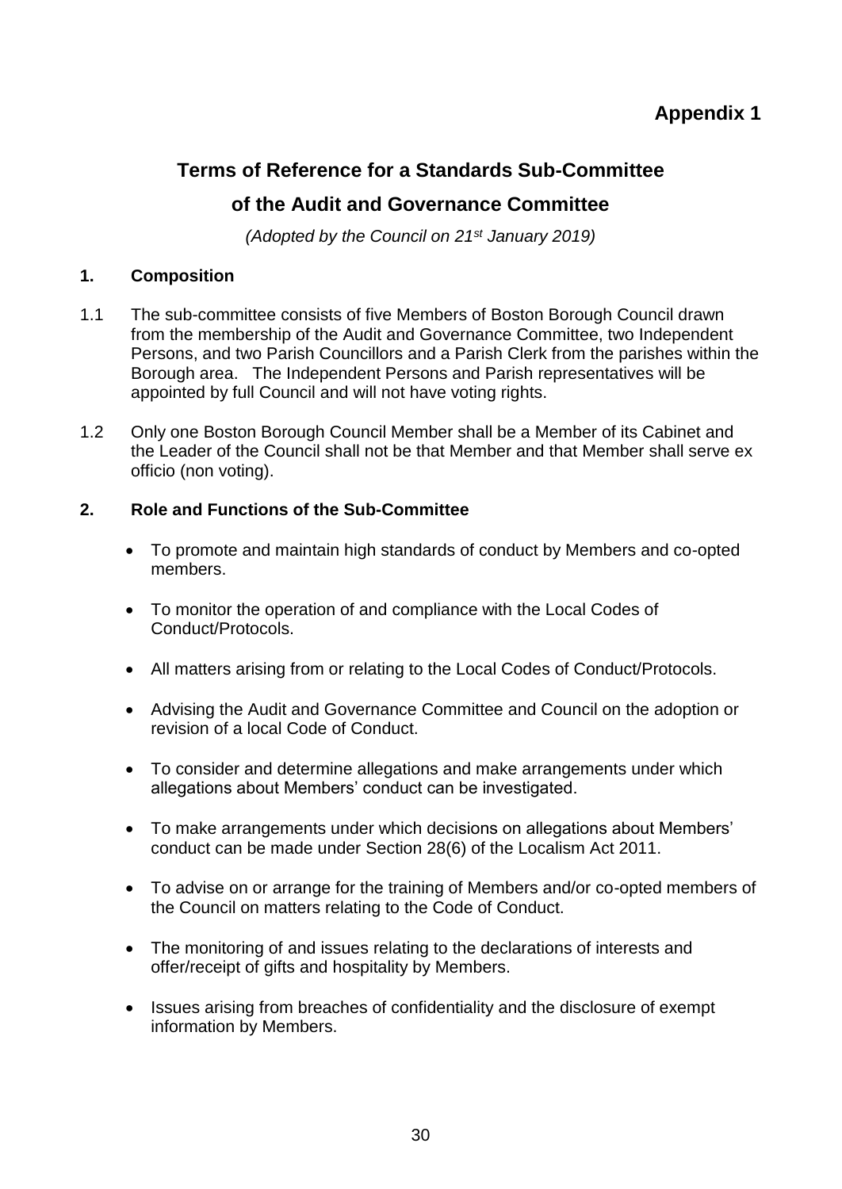**Appendix 1**

# Terms of Reference for a Standards Sub-Committee of the Audit and Governance Committee

*(Adopted by the Council on 21st January 2019)*

## 1. Composition

1.1 The sub-committee consists of five Members of Boston Borough Council drawn from the membership of the Audit and Governance Committee, two Independent Persons, and two Parish Councillors and a Parish Clerk from the parishes within the Borough area. The Independent Persons and Parish representatives will be appointed by full Council and will not have voting rights.

1.2 Only one Boston Borough Council Member shall be a Member of its Cabinet and the Leader of the Council shall not be that Member and that Member shall serve ex officio (non voting).

## 2. Role and Functions of the Sub-Committee

- To promote and maintain high standards of conduct by Members and co-opted members.
- To monitor the operation of and compliance with the Local Codes of Conduct/Protocols.
- All matters arising from or relating to the Local Codes of Conduct/Protocols.
- Advising the Audit and Governance Committee and Council on the adoption or revision of a local Code of Conduct.
- To consider and determine allegations and make arrangements under which allegations about Members' conduct can be investigated.
- To make arrangements under which decisions on allegations about Members' conduct can be made under Section 28(6) of the Localism Act 2011.
- To advise on or arrange for the training of Members and/or co-opted members of the Council on matters relating to the Code of Conduct.
- The monitoring of and issues relating to the declarations of interests and offer/receipt of gifts and hospitality by Members.
- Issues arising from breaches of confidentiality and the disclosure of exempt information by Members.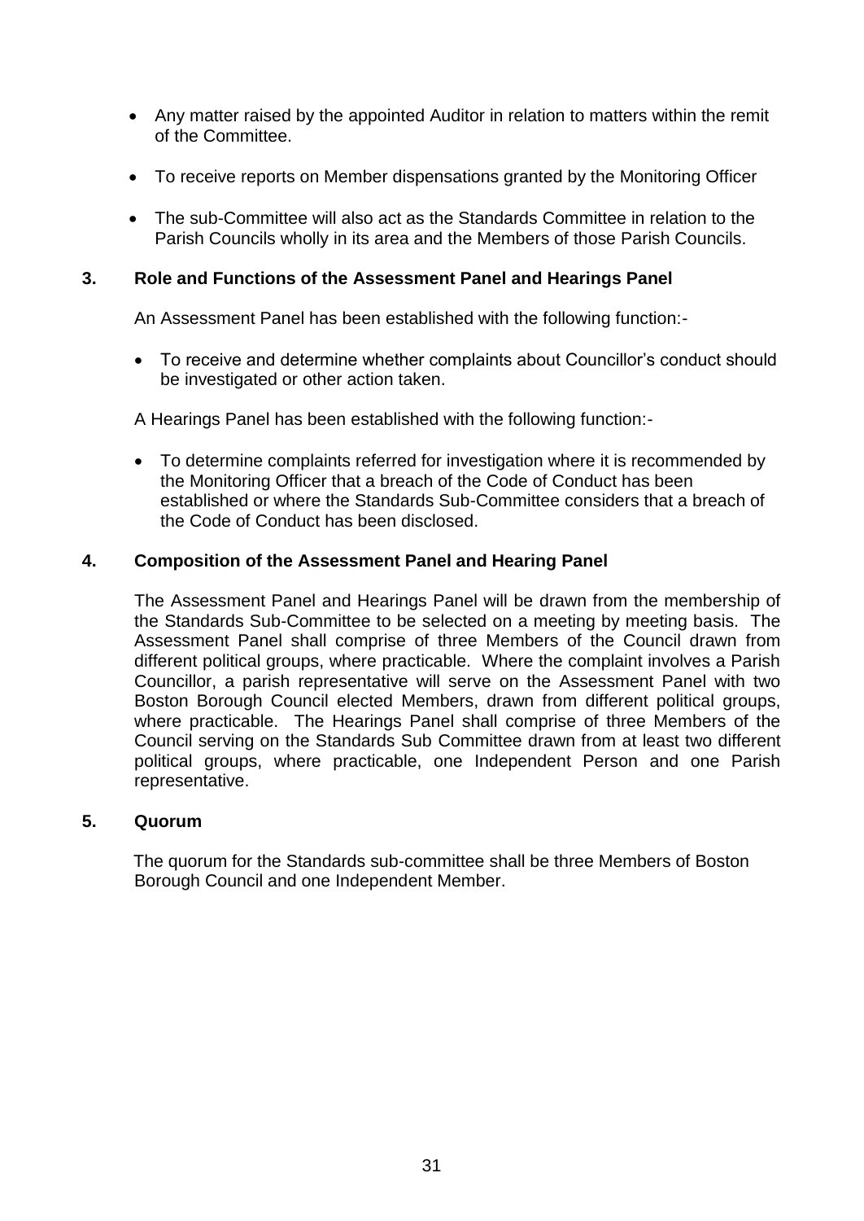- Any matter raised by the appointed Auditor in relation to matters within the remit of the Committee.
- To receive reports on Member dispensations granted by the Monitoring Officer
- The sub-Committee will also act as the Standards Committee in relation to the Parish Councils wholly in its area and the Members of those Parish Councils.

**3. Role and Functions of the Assessment Panel and Hearings Panel**

An Assessment Panel has been established with the following function:-

- To receive and determine whether complaints about Councillor's conduct should be investigated or other action taken.

A Hearings Panel has been established with the following function:-

- To determine complaints referred for investigation where it is recommended by the Monitoring Officer that a breach of the Code of Conduct has been established or where the Standards Sub-Committee considers that a breach of the Code of Conduct has been disclosed.

**4. Composition of the Assessment Panel and Hearing Panel**

The Assessment Panel and Hearings Panel will be drawn from the membership of the Standards Sub-Committee to be selected on a meeting by meeting basis. The Assessment Panel shall comprise of three Members of the Council drawn from different political groups, where practicable. Where the complaint involves a Parish Councillor, a parish representative will serve on the Assessment Panel with two Boston Borough Council elected Members, drawn from different political groups, where practicable. The Hearings Panel shall comprise of three Members of the Council serving on the Standards Sub Committee drawn from at least two different political groups, where practicable, one Independent Person and one Parish representative.

**5. Quorum**

The quorum for the Standards sub-committee shall be three Members of Boston Borough Council and one Independent Member.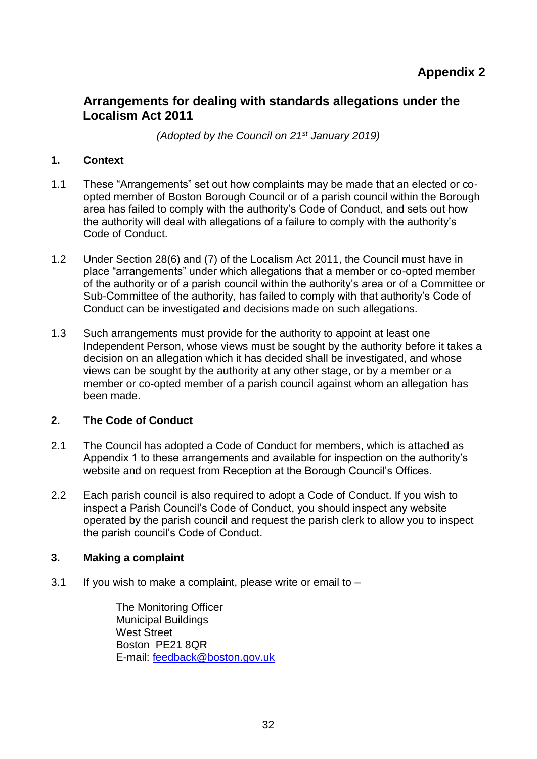**Appendix 2**

# Arrangements for dealing with standards allegations under the Localism Act 2011

*(Adopted by the Council on 21st January 2019)*

## 1. Context

1.1 These "Arrangements" set out how complaints may be made that an elected or co-opted member of Boston Borough Council or of a parish council within the Borough area has failed to comply with the authority's Code of Conduct, and sets out how the authority will deal with allegations of a failure to comply with the authority's Code of Conduct.

1.2 Under Section 28(6) and (7) of the Localism Act 2011, the Council must have in place "arrangements" under which allegations that a member or co-opted member of the authority or of a parish council within the authority's area or of a Committee or Sub-Committee of the authority, has failed to comply with that authority's Code of Conduct can be investigated and decisions made on such allegations.

1.3 Such arrangements must provide for the authority to appoint at least one Independent Person, whose views must be sought by the authority before it takes a decision on an allegation which it has decided shall be investigated, and whose views can be sought by the authority at any other stage, or by a member or a member or co-opted member of a parish council against whom an allegation has been made.

## 2. The Code of Conduct

2.1 The Council has adopted a Code of Conduct for members, which is attached as Appendix 1 to these arrangements and available for inspection on the authority's website and on request from Reception at the Borough Council's Offices.

2.2 Each parish council is also required to adopt a Code of Conduct. If you wish to inspect a Parish Council's Code of Conduct, you should inspect any website operated by the parish council and request the parish clerk to allow you to inspect the parish council's Code of Conduct.

## 3. Making a complaint

3.1 If you wish to make a complaint, please write or email to –

The Monitoring Officer
Municipal Buildings
West Street
Boston PE21 8QR
E-mail: feedback@boston.gov.uk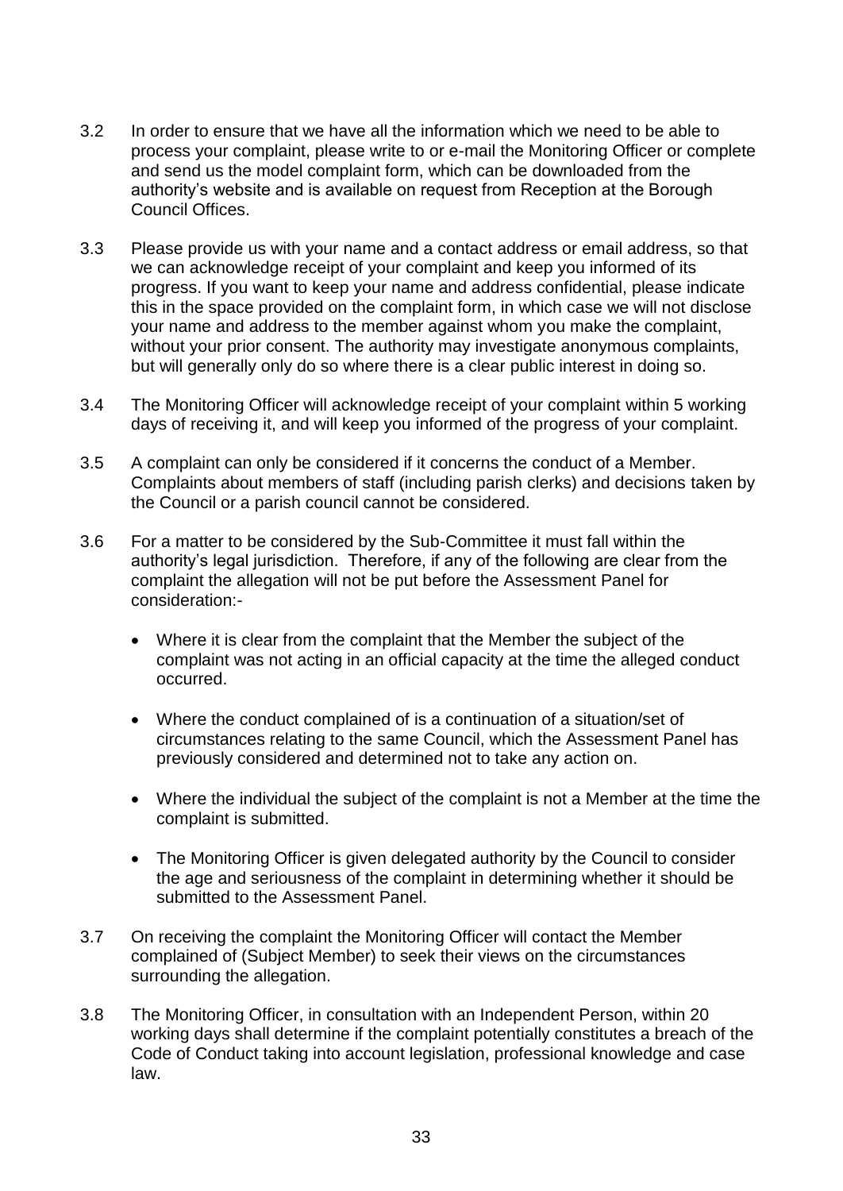3.2 In order to ensure that we have all the information which we need to be able to process your complaint, please write to or e-mail the Monitoring Officer or complete and send us the model complaint form, which can be downloaded from the authority's website and is available on request from Reception at the Borough Council Offices.

3.3 Please provide us with your name and a contact address or email address, so that we can acknowledge receipt of your complaint and keep you informed of its progress. If you want to keep your name and address confidential, please indicate this in the space provided on the complaint form, in which case we will not disclose your name and address to the member against whom you make the complaint, without your prior consent. The authority may investigate anonymous complaints, but will generally only do so where there is a clear public interest in doing so.

3.4 The Monitoring Officer will acknowledge receipt of your complaint within 5 working days of receiving it, and will keep you informed of the progress of your complaint.

3.5 A complaint can only be considered if it concerns the conduct of a Member. Complaints about members of staff (including parish clerks) and decisions taken by the Council or a parish council cannot be considered.

3.6 For a matter to be considered by the Sub-Committee it must fall within the authority's legal jurisdiction. Therefore, if any of the following are clear from the complaint the allegation will not be put before the Assessment Panel for consideration:-

- Where it is clear from the complaint that the Member the subject of the complaint was not acting in an official capacity at the time the alleged conduct occurred.
- Where the conduct complained of is a continuation of a situation/set of circumstances relating to the same Council, which the Assessment Panel has previously considered and determined not to take any action on.
- Where the individual the subject of the complaint is not a Member at the time the complaint is submitted.
- The Monitoring Officer is given delegated authority by the Council to consider the age and seriousness of the complaint in determining whether it should be submitted to the Assessment Panel.

3.7 On receiving the complaint the Monitoring Officer will contact the Member complained of (Subject Member) to seek their views on the circumstances surrounding the allegation.

3.8 The Monitoring Officer, in consultation with an Independent Person, within 20 working days shall determine if the complaint potentially constitutes a breach of the Code of Conduct taking into account legislation, professional knowledge and case law.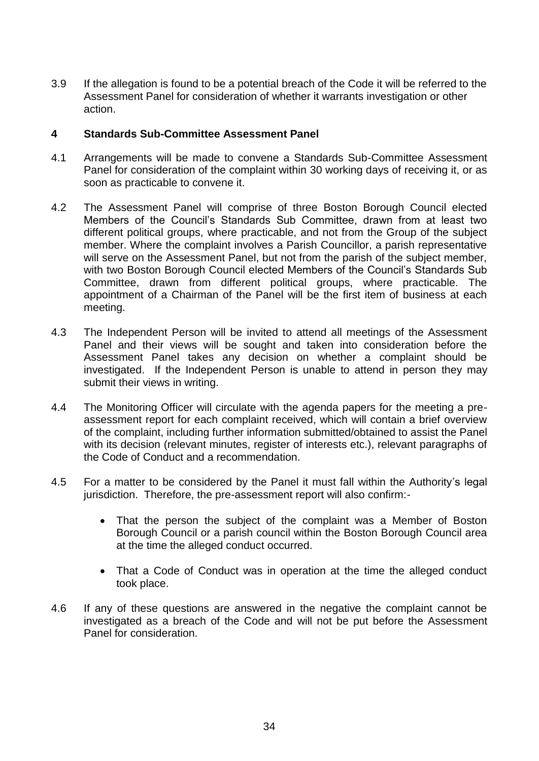3.9 If the allegation is found to be a potential breach of the Code it will be referred to the Assessment Panel for consideration of whether it warrants investigation or other action.

## 4 Standards Sub-Committee Assessment Panel

4.1 Arrangements will be made to convene a Standards Sub-Committee Assessment Panel for consideration of the complaint within 30 working days of receiving it, or as soon as practicable to convene it.

4.2 The Assessment Panel will comprise of three Boston Borough Council elected Members of the Council's Standards Sub Committee, drawn from at least two different political groups, where practicable, and not from the Group of the subject member. Where the complaint involves a Parish Councillor, a parish representative will serve on the Assessment Panel, but not from the parish of the subject member, with two Boston Borough Council elected Members of the Council's Standards Sub Committee, drawn from different political groups, where practicable. The appointment of a Chairman of the Panel will be the first item of business at each meeting.

4.3 The Independent Person will be invited to attend all meetings of the Assessment Panel and their views will be sought and taken into consideration before the Assessment Panel takes any decision on whether a complaint should be investigated. If the Independent Person is unable to attend in person they may submit their views in writing.

4.4 The Monitoring Officer will circulate with the agenda papers for the meeting a pre-assessment report for each complaint received, which will contain a brief overview of the complaint, including further information submitted/obtained to assist the Panel with its decision (relevant minutes, register of interests etc.), relevant paragraphs of the Code of Conduct and a recommendation.

4.5 For a matter to be considered by the Panel it must fall within the Authority's legal jurisdiction. Therefore, the pre-assessment report will also confirm:-

- That the person the subject of the complaint was a Member of Boston Borough Council or a parish council within the Boston Borough Council area at the time the alleged conduct occurred.
- That a Code of Conduct was in operation at the time the alleged conduct took place.

4.6 If any of these questions are answered in the negative the complaint cannot be investigated as a breach of the Code and will not be put before the Assessment Panel for consideration.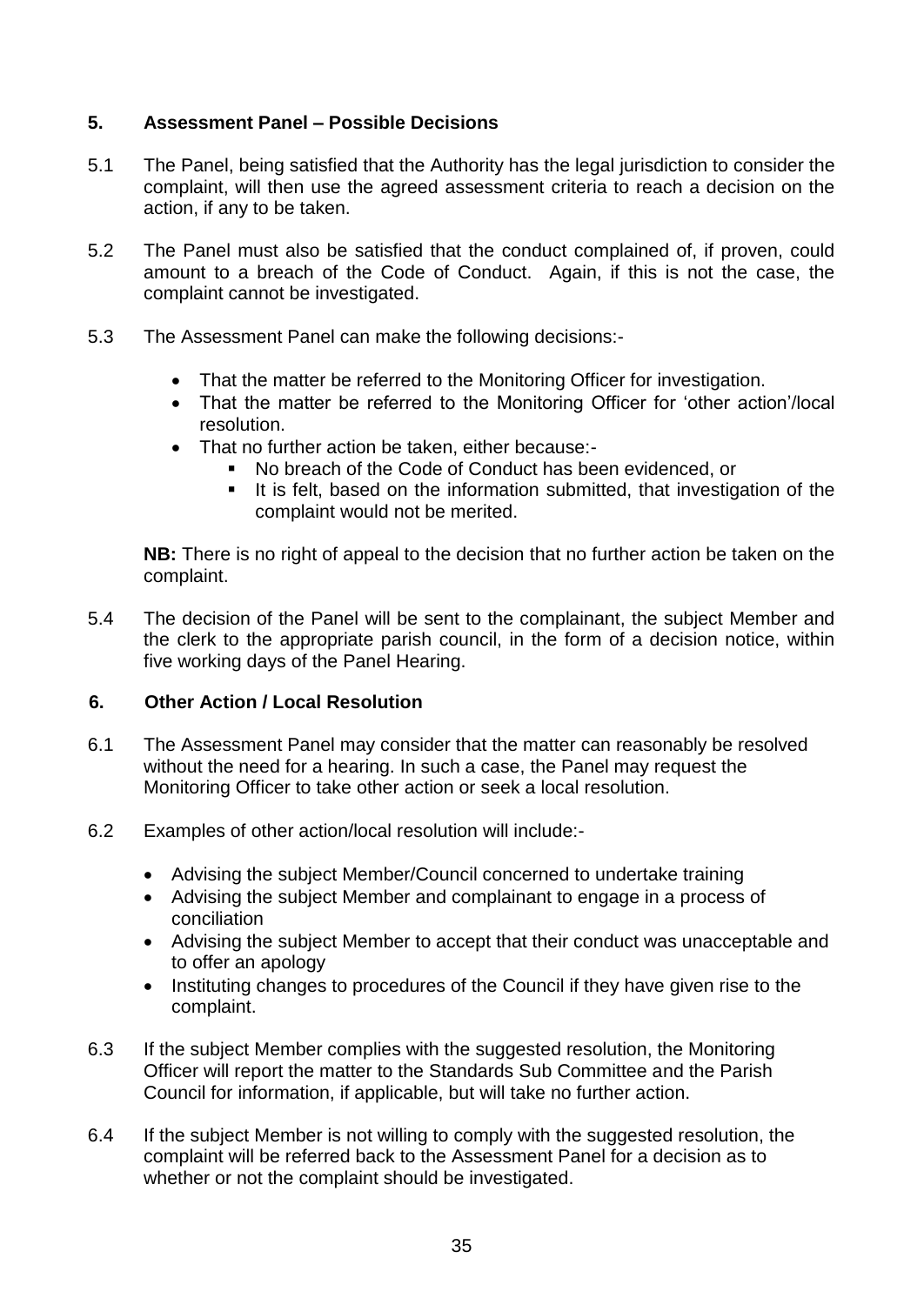## 5. Assessment Panel – Possible Decisions

5.1 The Panel, being satisfied that the Authority has the legal jurisdiction to consider the complaint, will then use the agreed assessment criteria to reach a decision on the action, if any to be taken.

5.2 The Panel must also be satisfied that the conduct complained of, if proven, could amount to a breach of the Code of Conduct. Again, if this is not the case, the complaint cannot be investigated.

5.3 The Assessment Panel can make the following decisions:-

- That the matter be referred to the Monitoring Officer for investigation.
- That the matter be referred to the Monitoring Officer for 'other action'/local resolution.
- That no further action be taken, either because:-
  - No breach of the Code of Conduct has been evidenced, or
  - It is felt, based on the information submitted, that investigation of the complaint would not be merited.

**NB:** There is no right of appeal to the decision that no further action be taken on the complaint.

5.4 The decision of the Panel will be sent to the complainant, the subject Member and the clerk to the appropriate parish council, in the form of a decision notice, within five working days of the Panel Hearing.

## 6. Other Action / Local Resolution

6.1 The Assessment Panel may consider that the matter can reasonably be resolved without the need for a hearing. In such a case, the Panel may request the Monitoring Officer to take other action or seek a local resolution.

6.2 Examples of other action/local resolution will include:-

- Advising the subject Member/Council concerned to undertake training
- Advising the subject Member and complainant to engage in a process of conciliation
- Advising the subject Member to accept that their conduct was unacceptable and to offer an apology
- Instituting changes to procedures of the Council if they have given rise to the complaint.

6.3 If the subject Member complies with the suggested resolution, the Monitoring Officer will report the matter to the Standards Sub Committee and the Parish Council for information, if applicable, but will take no further action.

6.4 If the subject Member is not willing to comply with the suggested resolution, the complaint will be referred back to the Assessment Panel for a decision as to whether or not the complaint should be investigated.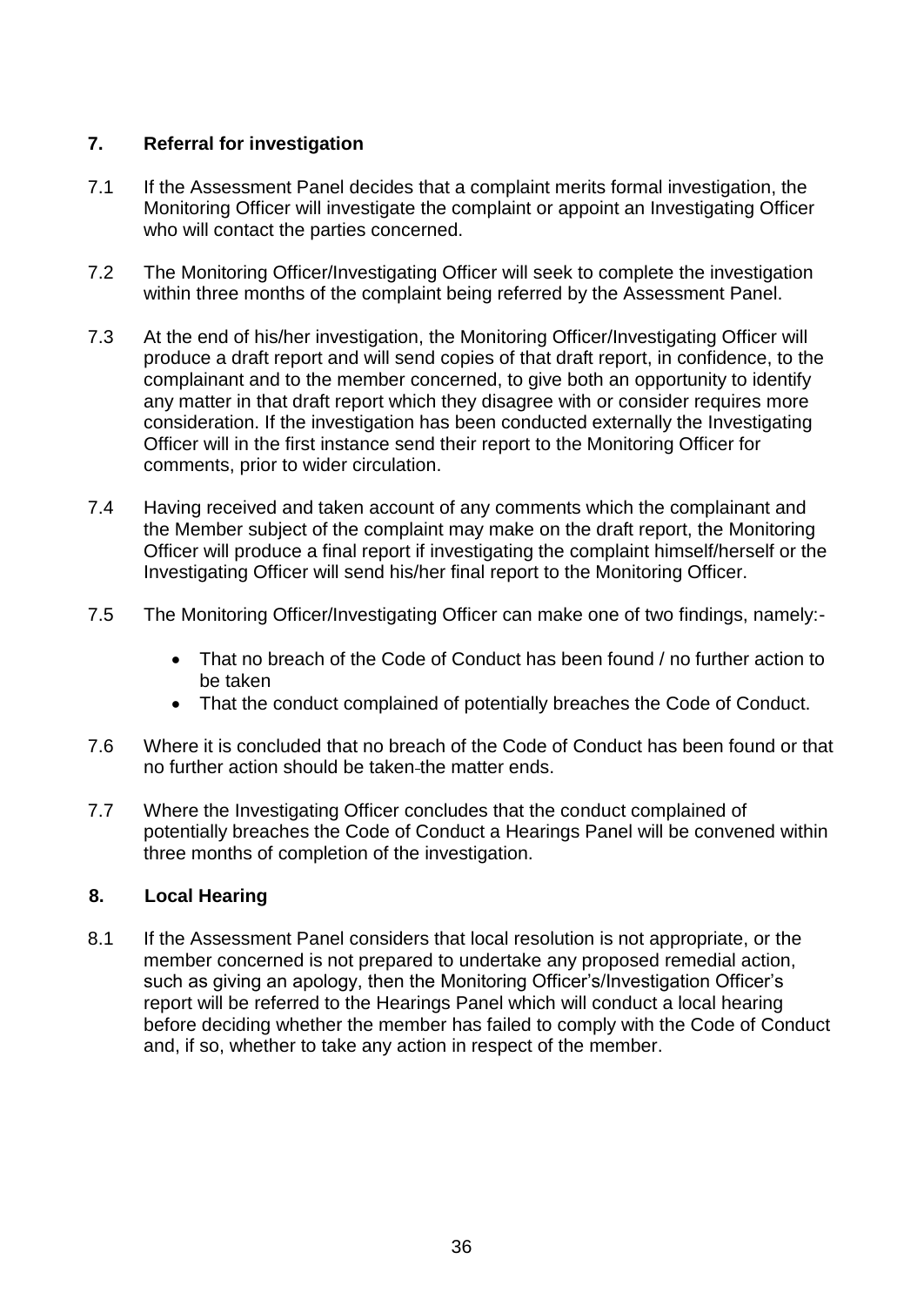## 7. Referral for investigation

7.1 If the Assessment Panel decides that a complaint merits formal investigation, the Monitoring Officer will investigate the complaint or appoint an Investigating Officer who will contact the parties concerned.

7.2 The Monitoring Officer/Investigating Officer will seek to complete the investigation within three months of the complaint being referred by the Assessment Panel.

7.3 At the end of his/her investigation, the Monitoring Officer/Investigating Officer will produce a draft report and will send copies of that draft report, in confidence, to the complainant and to the member concerned, to give both an opportunity to identify any matter in that draft report which they disagree with or consider requires more consideration. If the investigation has been conducted externally the Investigating Officer will in the first instance send their report to the Monitoring Officer for comments, prior to wider circulation.

7.4 Having received and taken account of any comments which the complainant and the Member subject of the complaint may make on the draft report, the Monitoring Officer will produce a final report if investigating the complaint himself/herself or the Investigating Officer will send his/her final report to the Monitoring Officer.

7.5 The Monitoring Officer/Investigating Officer can make one of two findings, namely:-

- That no breach of the Code of Conduct has been found / no further action to be taken
- That the conduct complained of potentially breaches the Code of Conduct.

7.6 Where it is concluded that no breach of the Code of Conduct has been found or that no further action should be taken the matter ends.

7.7 Where the Investigating Officer concludes that the conduct complained of potentially breaches the Code of Conduct a Hearings Panel will be convened within three months of completion of the investigation.

## 8. Local Hearing

8.1 If the Assessment Panel considers that local resolution is not appropriate, or the member concerned is not prepared to undertake any proposed remedial action, such as giving an apology, then the Monitoring Officer's/Investigation Officer's report will be referred to the Hearings Panel which will conduct a local hearing before deciding whether the member has failed to comply with the Code of Conduct and, if so, whether to take any action in respect of the member.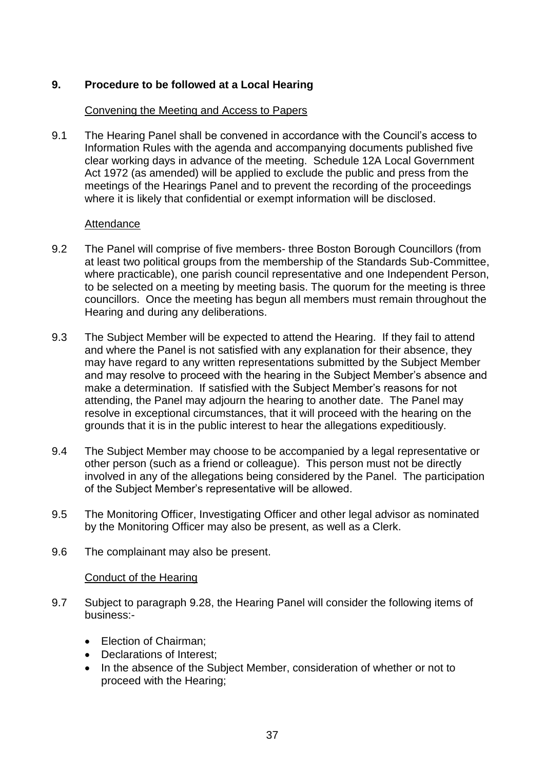## 9. Procedure to be followed at a Local Hearing

Convening the Meeting and Access to Papers

9.1 The Hearing Panel shall be convened in accordance with the Council's access to Information Rules with the agenda and accompanying documents published five clear working days in advance of the meeting. Schedule 12A Local Government Act 1972 (as amended) will be applied to exclude the public and press from the meetings of the Hearings Panel and to prevent the recording of the proceedings where it is likely that confidential or exempt information will be disclosed.

Attendance

9.2 The Panel will comprise of five members- three Boston Borough Councillors (from at least two political groups from the membership of the Standards Sub-Committee, where practicable), one parish council representative and one Independent Person, to be selected on a meeting by meeting basis. The quorum for the meeting is three councillors. Once the meeting has begun all members must remain throughout the Hearing and during any deliberations.

9.3 The Subject Member will be expected to attend the Hearing. If they fail to attend and where the Panel is not satisfied with any explanation for their absence, they may have regard to any written representations submitted by the Subject Member and may resolve to proceed with the hearing in the Subject Member's absence and make a determination. If satisfied with the Subject Member's reasons for not attending, the Panel may adjourn the hearing to another date. The Panel may resolve in exceptional circumstances, that it will proceed with the hearing on the grounds that it is in the public interest to hear the allegations expeditiously.

9.4 The Subject Member may choose to be accompanied by a legal representative or other person (such as a friend or colleague). This person must not be directly involved in any of the allegations being considered by the Panel. The participation of the Subject Member's representative will be allowed.

9.5 The Monitoring Officer, Investigating Officer and other legal advisor as nominated by the Monitoring Officer may also be present, as well as a Clerk.

9.6 The complainant may also be present.

Conduct of the Hearing

9.7 Subject to paragraph 9.28, the Hearing Panel will consider the following items of business:-

- Election of Chairman;
- Declarations of Interest;
- In the absence of the Subject Member, consideration of whether or not to proceed with the Hearing;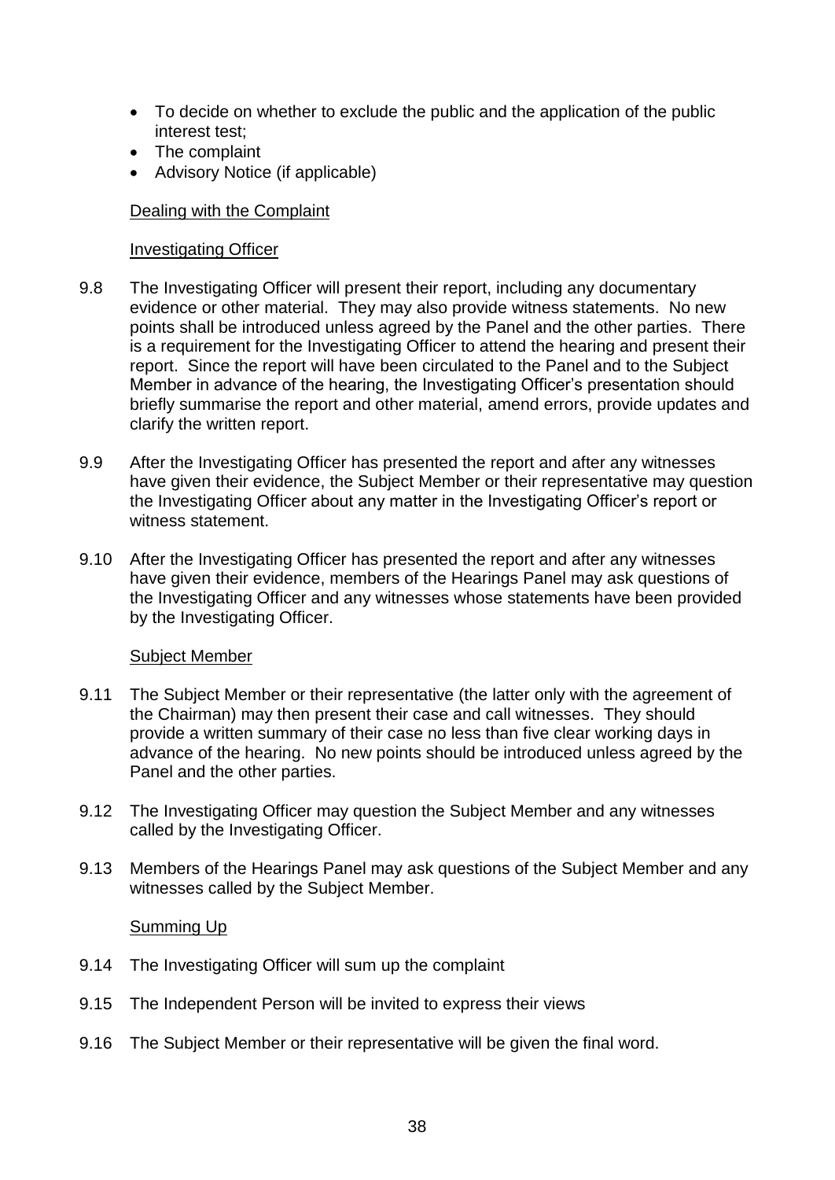- To decide on whether to exclude the public and the application of the public interest test;
- The complaint
- Advisory Notice (if applicable)

<u>Dealing with the Complaint</u>

<u>Investigating Officer</u>

9.8 The Investigating Officer will present their report, including any documentary evidence or other material. They may also provide witness statements. No new points shall be introduced unless agreed by the Panel and the other parties. There is a requirement for the Investigating Officer to attend the hearing and present their report. Since the report will have been circulated to the Panel and to the Subject Member in advance of the hearing, the Investigating Officer's presentation should briefly summarise the report and other material, amend errors, provide updates and clarify the written report.

9.9 After the Investigating Officer has presented the report and after any witnesses have given their evidence, the Subject Member or their representative may question the Investigating Officer about any matter in the Investigating Officer's report or witness statement.

9.10 After the Investigating Officer has presented the report and after any witnesses have given their evidence, members of the Hearings Panel may ask questions of the Investigating Officer and any witnesses whose statements have been provided by the Investigating Officer.

<u>Subject Member</u>

9.11 The Subject Member or their representative (the latter only with the agreement of the Chairman) may then present their case and call witnesses. They should provide a written summary of their case no less than five clear working days in advance of the hearing. No new points should be introduced unless agreed by the Panel and the other parties.

9.12 The Investigating Officer may question the Subject Member and any witnesses called by the Investigating Officer.

9.13 Members of the Hearings Panel may ask questions of the Subject Member and any witnesses called by the Subject Member.

<u>Summing Up</u>

9.14 The Investigating Officer will sum up the complaint

9.15 The Independent Person will be invited to express their views

9.16 The Subject Member or their representative will be given the final word.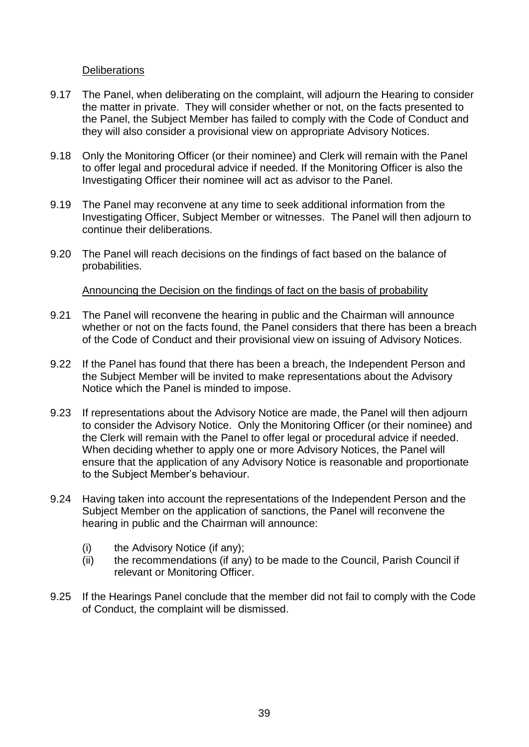Deliberations

9.17 The Panel, when deliberating on the complaint, will adjourn the Hearing to consider the matter in private. They will consider whether or not, on the facts presented to the Panel, the Subject Member has failed to comply with the Code of Conduct and they will also consider a provisional view on appropriate Advisory Notices.

9.18 Only the Monitoring Officer (or their nominee) and Clerk will remain with the Panel to offer legal and procedural advice if needed. If the Monitoring Officer is also the Investigating Officer their nominee will act as advisor to the Panel.

9.19 The Panel may reconvene at any time to seek additional information from the Investigating Officer, Subject Member or witnesses. The Panel will then adjourn to continue their deliberations.

9.20 The Panel will reach decisions on the findings of fact based on the balance of probabilities.

Announcing the Decision on the findings of fact on the basis of probability

9.21 The Panel will reconvene the hearing in public and the Chairman will announce whether or not on the facts found, the Panel considers that there has been a breach of the Code of Conduct and their provisional view on issuing of Advisory Notices.

9.22 If the Panel has found that there has been a breach, the Independent Person and the Subject Member will be invited to make representations about the Advisory Notice which the Panel is minded to impose.

9.23 If representations about the Advisory Notice are made, the Panel will then adjourn to consider the Advisory Notice. Only the Monitoring Officer (or their nominee) and the Clerk will remain with the Panel to offer legal or procedural advice if needed. When deciding whether to apply one or more Advisory Notices, the Panel will ensure that the application of any Advisory Notice is reasonable and proportionate to the Subject Member's behaviour.

9.24 Having taken into account the representations of the Independent Person and the Subject Member on the application of sanctions, the Panel will reconvene the hearing in public and the Chairman will announce:

(i) the Advisory Notice (if any);
(ii) the recommendations (if any) to be made to the Council, Parish Council if relevant or Monitoring Officer.

9.25 If the Hearings Panel conclude that the member did not fail to comply with the Code of Conduct, the complaint will be dismissed.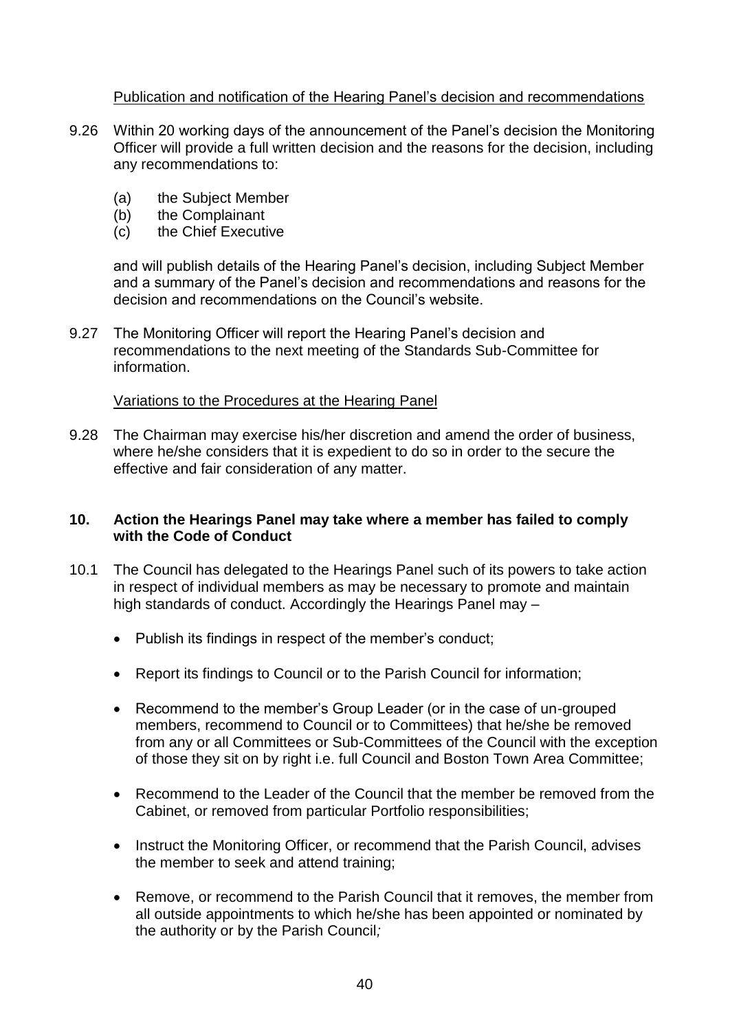Publication and notification of the Hearing Panel's decision and recommendations

9.26 Within 20 working days of the announcement of the Panel's decision the Monitoring Officer will provide a full written decision and the reasons for the decision, including any recommendations to:

(a) the Subject Member
(b) the Complainant
(c) the Chief Executive

and will publish details of the Hearing Panel's decision, including Subject Member and a summary of the Panel's decision and recommendations and reasons for the decision and recommendations on the Council's website.

9.27 The Monitoring Officer will report the Hearing Panel's decision and recommendations to the next meeting of the Standards Sub-Committee for information.

Variations to the Procedures at the Hearing Panel

9.28 The Chairman may exercise his/her discretion and amend the order of business, where he/she considers that it is expedient to do so in order to the secure the effective and fair consideration of any matter.

## 10. Action the Hearings Panel may take where a member has failed to comply with the Code of Conduct

10.1 The Council has delegated to the Hearings Panel such of its powers to take action in respect of individual members as may be necessary to promote and maintain high standards of conduct. Accordingly the Hearings Panel may –

- Publish its findings in respect of the member's conduct;
- Report its findings to Council or to the Parish Council for information;
- Recommend to the member's Group Leader (or in the case of un-grouped members, recommend to Council or to Committees) that he/she be removed from any or all Committees or Sub-Committees of the Council with the exception of those they sit on by right i.e. full Council and Boston Town Area Committee;
- Recommend to the Leader of the Council that the member be removed from the Cabinet, or removed from particular Portfolio responsibilities;
- Instruct the Monitoring Officer, or recommend that the Parish Council, advises the member to seek and attend training;
- Remove, or recommend to the Parish Council that it removes, the member from all outside appointments to which he/she has been appointed or nominated by the authority or by the Parish Council;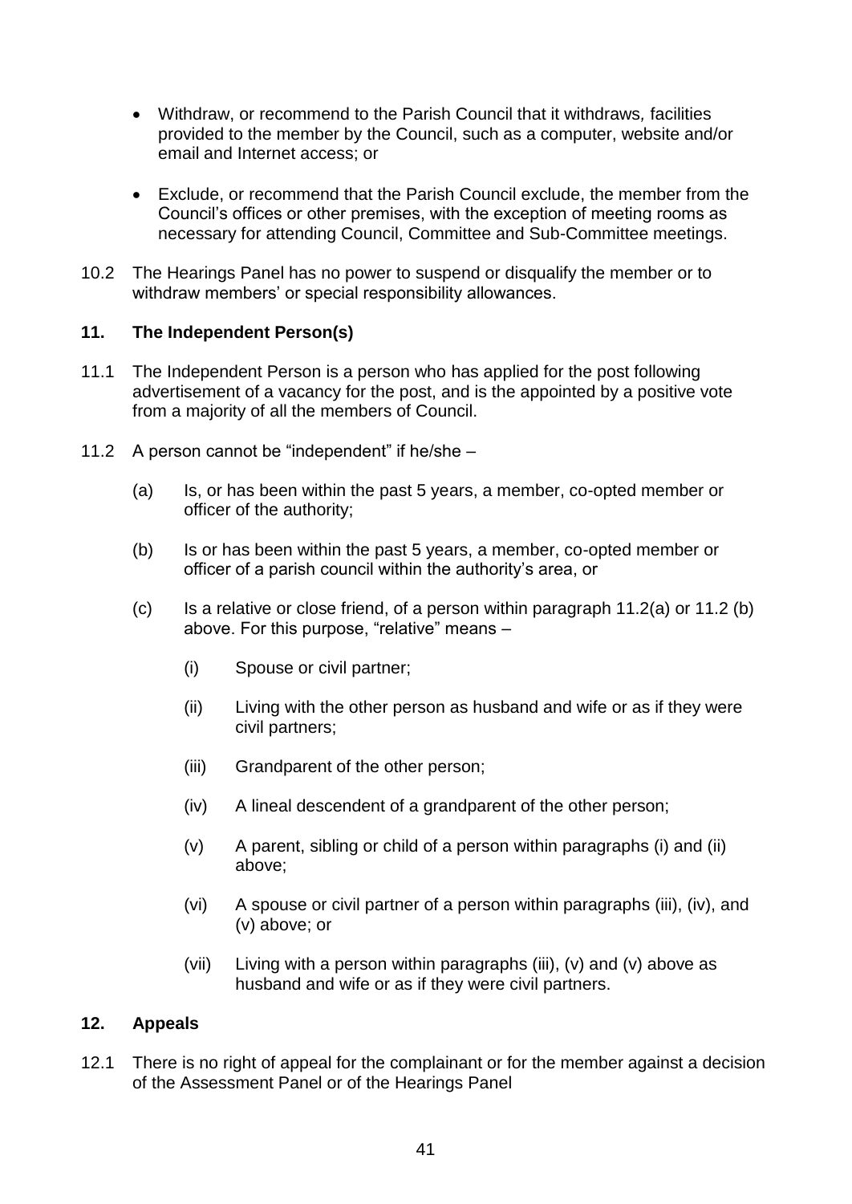- Withdraw, or recommend to the Parish Council that it withdraws*,* facilities provided to the member by the Council, such as a computer, website and/or email and Internet access; or

- Exclude, or recommend that the Parish Council exclude, the member from the Council's offices or other premises, with the exception of meeting rooms as necessary for attending Council, Committee and Sub-Committee meetings.

10.2 The Hearings Panel has no power to suspend or disqualify the member or to withdraw members' or special responsibility allowances.

## 11. The Independent Person(s)

11.1 The Independent Person is a person who has applied for the post following advertisement of a vacancy for the post, and is the appointed by a positive vote from a majority of all the members of Council.

11.2 A person cannot be "independent" if he/she –

(a) Is, or has been within the past 5 years, a member, co-opted member or officer of the authority;

(b) Is or has been within the past 5 years, a member, co-opted member or officer of a parish council within the authority's area, or

(c) Is a relative or close friend, of a person within paragraph 11.2(a) or 11.2 (b) above. For this purpose, "relative" means –

(i) Spouse or civil partner;

(ii) Living with the other person as husband and wife or as if they were civil partners;

(iii) Grandparent of the other person;

(iv) A lineal descendent of a grandparent of the other person;

(v) A parent, sibling or child of a person within paragraphs (i) and (ii) above;

(vi) A spouse or civil partner of a person within paragraphs (iii), (iv), and (v) above; or

(vii) Living with a person within paragraphs (iii), (v) and (v) above as husband and wife or as if they were civil partners.

## 12. Appeals

12.1 There is no right of appeal for the complainant or for the member against a decision of the Assessment Panel or of the Hearings Panel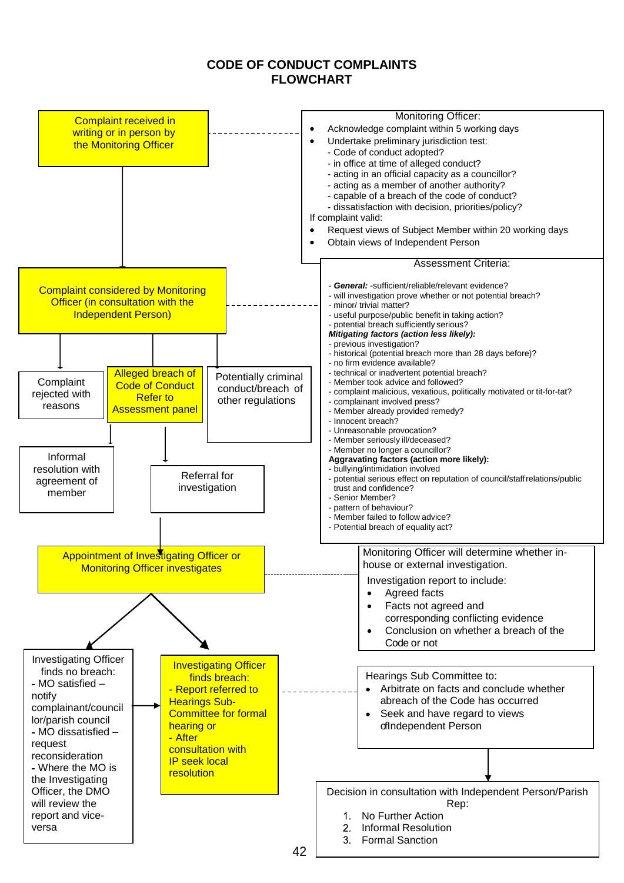# CODE OF CONDUCT COMPLAINTS FLOWCHART

**Complaint received in writing or in person by the Monitoring Officer**

Monitoring Officer:

- Acknowledge complaint within 5 working days
- Undertake preliminary jurisdiction test:
  - Code of conduct adopted?
  - in office at time of alleged conduct?
  - acting in an official capacity as a councillor?
  - acting as a member of another authority?
  - capable of a breach of the code of conduct?
  - dissatisfaction with decision, priorities/policy?

If complaint valid:

- Request views of Subject Member within 20 working days
- Obtain views of Independent Person

**Complaint considered by Monitoring Officer (in consultation with the Independent Person)**

Assessment Criteria:

- ***General:*** -sufficient/reliable/relevant evidence?
- will investigation prove whether or not potential breach?
- minor/ trivial matter?
- useful purpose/public benefit in taking action?
- potential breach sufficiently serious?

***Mitigating factors (action less likely):***

- previous investigation?
- historical (potential breach more than 28 days before)?
- no firm evidence available?
- technical or inadvertent potential breach?
- Member took advice and followed?
- complaint malicious, vexatious, politically motivated or tit-for-tat?
- complainant involved press?
- Member already provided remedy?
- Innocent breach?
- Unreasonable provocation?
- Member seriously ill/deceased?
- Member no longer a councillor?

**Aggravating factors (action more likely):**

- bullying/intimidation involved
- potential serious effect on reputation of council/staff relations/public trust and confidence?
- Senior Member?
- pattern of behaviour?
- Member failed to follow advice?
- Potential breach of equality act?

Outcomes of consideration:

- Complaint rejected with reasons
  - Informal resolution with agreement of member
- **Alleged breach of Code of Conduct Refer to Assessment panel**
  - Referral for investigation
- Potentially criminal conduct/breach of other regulations

**Appointment of Investigating Officer or Monitoring Officer investigates**

Monitoring Officer will determine whether in-house or external investigation.

Investigation report to include:

- Agreed facts
- Facts not agreed and corresponding conflicting evidence
- Conclusion on whether a breach of the Code or not

Investigating Officer finds no breach:

- MO satisfied – notify complainant/councillor/parish council
- MO dissatisfied – request reconsideration
- Where the MO is the Investigating Officer, the DMO will review the report and vice-versa

**Investigating Officer finds breach:**

- **Report referred to Hearings Sub-Committee for formal hearing or**
- **After consultation with IP seek local resolution**

Hearings Sub Committee to:

- Arbitrate on facts and conclude whether abreach of the Code has occurred
- Seek and have regard to views ofIndependent Person

Decision in consultation with Independent Person/Parish Rep:

1. No Further Action
2. Informal Resolution
3. Formal Sanction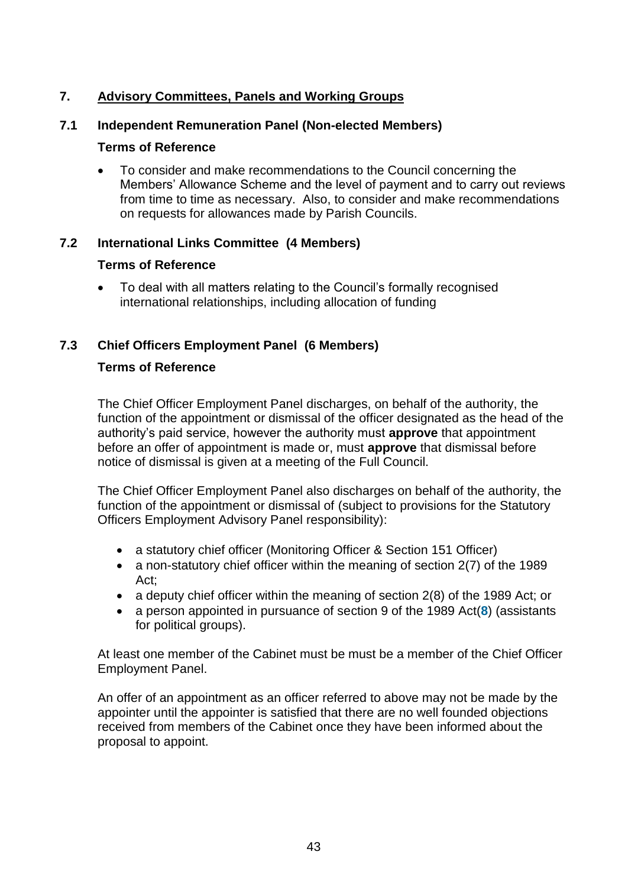## 7. Advisory Committees, Panels and Working Groups

### 7.1 Independent Remuneration Panel (Non-elected Members)

**Terms of Reference**

- To consider and make recommendations to the Council concerning the Members' Allowance Scheme and the level of payment and to carry out reviews from time to time as necessary. Also, to consider and make recommendations on requests for allowances made by Parish Councils.

### 7.2 International Links Committee (4 Members)

**Terms of Reference**

- To deal with all matters relating to the Council's formally recognised international relationships, including allocation of funding

### 7.3 Chief Officers Employment Panel (6 Members)

**Terms of Reference**

The Chief Officer Employment Panel discharges, on behalf of the authority, the function of the appointment or dismissal of the officer designated as the head of the authority's paid service, however the authority must **approve** that appointment before an offer of appointment is made or, must **approve** that dismissal before notice of dismissal is given at a meeting of the Full Council.

The Chief Officer Employment Panel also discharges on behalf of the authority, the function of the appointment or dismissal of (subject to provisions for the Statutory Officers Employment Advisory Panel responsibility):

- a statutory chief officer (Monitoring Officer & Section 151 Officer)
- a non-statutory chief officer within the meaning of section 2(7) of the 1989 Act;
- a deputy chief officer within the meaning of section 2(8) of the 1989 Act; or
- a person appointed in pursuance of section 9 of the 1989 Act(**8**) (assistants for political groups).

At least one member of the Cabinet must be must be a member of the Chief Officer Employment Panel.

An offer of an appointment as an officer referred to above may not be made by the appointer until the appointer is satisfied that there are no well founded objections received from members of the Cabinet once they have been informed about the proposal to appoint.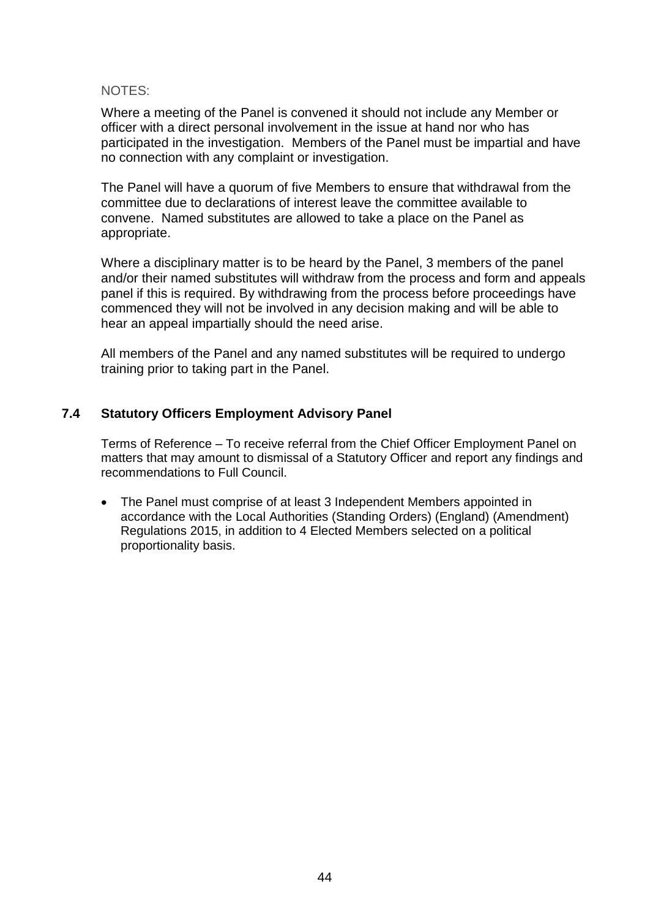NOTES:

Where a meeting of the Panel is convened it should not include any Member or officer with a direct personal involvement in the issue at hand nor who has participated in the investigation. Members of the Panel must be impartial and have no connection with any complaint or investigation.

The Panel will have a quorum of five Members to ensure that withdrawal from the committee due to declarations of interest leave the committee available to convene. Named substitutes are allowed to take a place on the Panel as appropriate.

Where a disciplinary matter is to be heard by the Panel, 3 members of the panel and/or their named substitutes will withdraw from the process and form and appeals panel if this is required. By withdrawing from the process before proceedings have commenced they will not be involved in any decision making and will be able to hear an appeal impartially should the need arise.

All members of the Panel and any named substitutes will be required to undergo training prior to taking part in the Panel.

### 7.4 Statutory Officers Employment Advisory Panel

Terms of Reference – To receive referral from the Chief Officer Employment Panel on matters that may amount to dismissal of a Statutory Officer and report any findings and recommendations to Full Council.

- The Panel must comprise of at least 3 Independent Members appointed in accordance with the Local Authorities (Standing Orders) (England) (Amendment) Regulations 2015, in addition to 4 Elected Members selected on a political proportionality basis.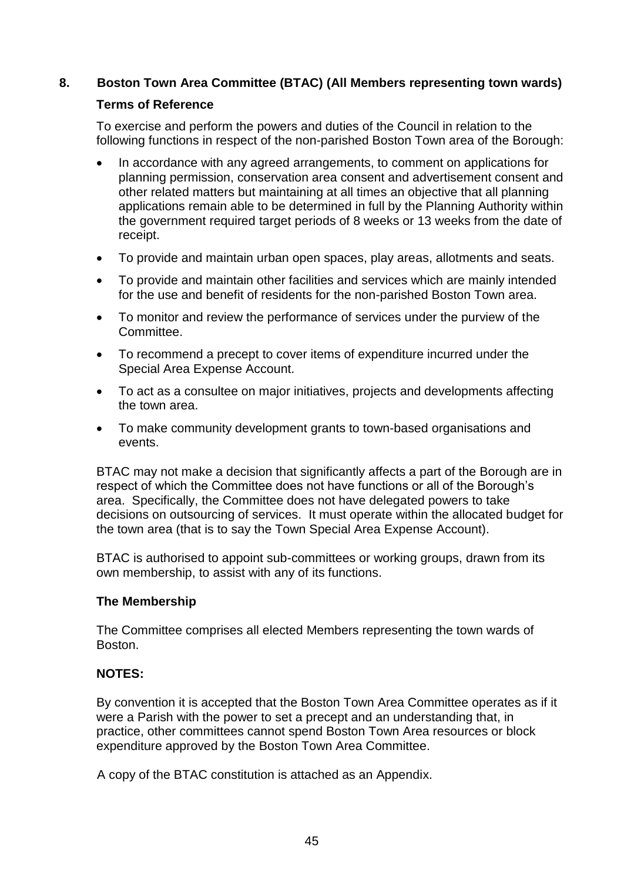## 8. Boston Town Area Committee (BTAC) (All Members representing town wards)

### Terms of Reference

To exercise and perform the powers and duties of the Council in relation to the following functions in respect of the non-parished Boston Town area of the Borough:

- In accordance with any agreed arrangements, to comment on applications for planning permission, conservation area consent and advertisement consent and other related matters but maintaining at all times an objective that all planning applications remain able to be determined in full by the Planning Authority within the government required target periods of 8 weeks or 13 weeks from the date of receipt.
- To provide and maintain urban open spaces, play areas, allotments and seats.
- To provide and maintain other facilities and services which are mainly intended for the use and benefit of residents for the non-parished Boston Town area.
- To monitor and review the performance of services under the purview of the Committee.
- To recommend a precept to cover items of expenditure incurred under the Special Area Expense Account.
- To act as a consultee on major initiatives, projects and developments affecting the town area.
- To make community development grants to town-based organisations and events.

BTAC may not make a decision that significantly affects a part of the Borough are in respect of which the Committee does not have functions or all of the Borough's area. Specifically, the Committee does not have delegated powers to take decisions on outsourcing of services. It must operate within the allocated budget for the town area (that is to say the Town Special Area Expense Account).

BTAC is authorised to appoint sub-committees or working groups, drawn from its own membership, to assist with any of its functions.

### The Membership

The Committee comprises all elected Members representing the town wards of Boston.

### NOTES:

By convention it is accepted that the Boston Town Area Committee operates as if it were a Parish with the power to set a precept and an understanding that, in practice, other committees cannot spend Boston Town Area resources or block expenditure approved by the Boston Town Area Committee.

A copy of the BTAC constitution is attached as an Appendix.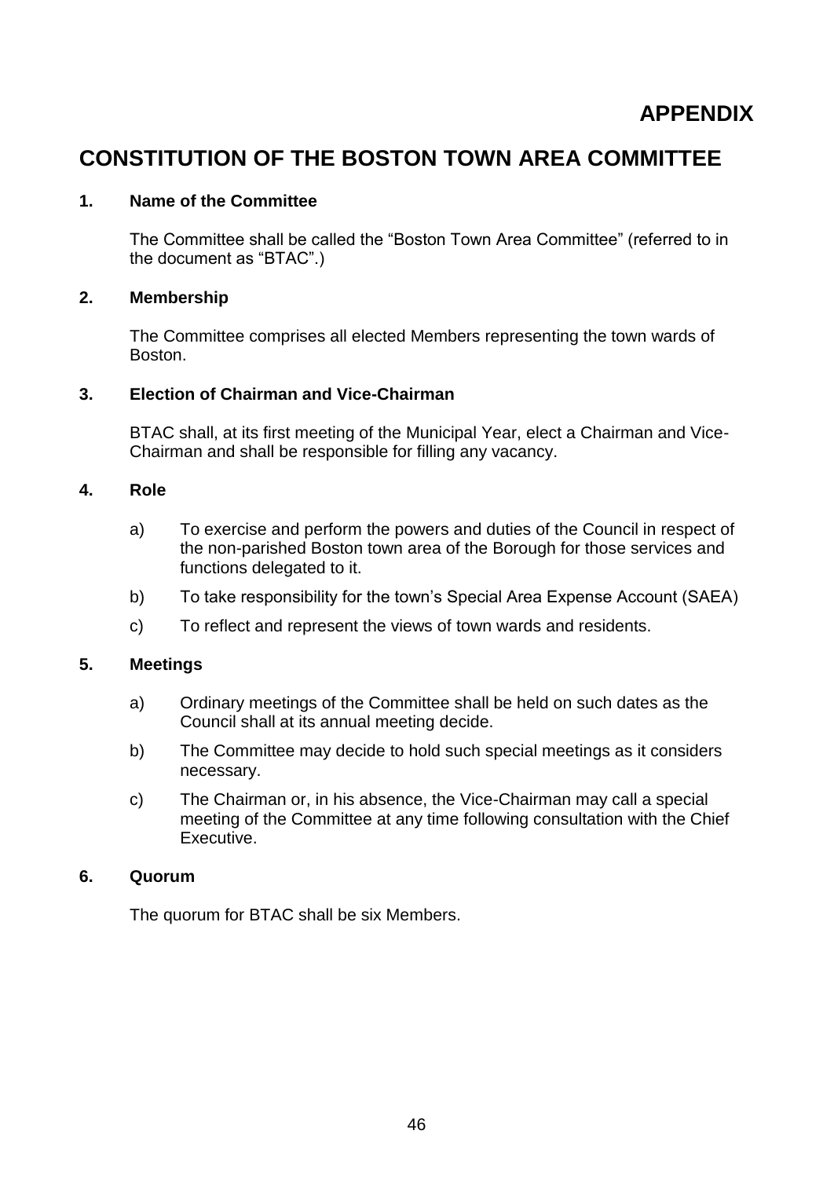# APPENDIX

## CONSTITUTION OF THE BOSTON TOWN AREA COMMITTEE

**1. Name of the Committee**

The Committee shall be called the "Boston Town Area Committee" (referred to in the document as "BTAC".)

**2. Membership**

The Committee comprises all elected Members representing the town wards of Boston.

**3. Election of Chairman and Vice-Chairman**

BTAC shall, at its first meeting of the Municipal Year, elect a Chairman and Vice-Chairman and shall be responsible for filling any vacancy.

**4. Role**

a) To exercise and perform the powers and duties of the Council in respect of the non-parished Boston town area of the Borough for those services and functions delegated to it.

b) To take responsibility for the town's Special Area Expense Account (SAEA)

c) To reflect and represent the views of town wards and residents.

**5. Meetings**

a) Ordinary meetings of the Committee shall be held on such dates as the Council shall at its annual meeting decide.

b) The Committee may decide to hold such special meetings as it considers necessary.

c) The Chairman or, in his absence, the Vice-Chairman may call a special meeting of the Committee at any time following consultation with the Chief Executive.

**6. Quorum**

The quorum for BTAC shall be six Members.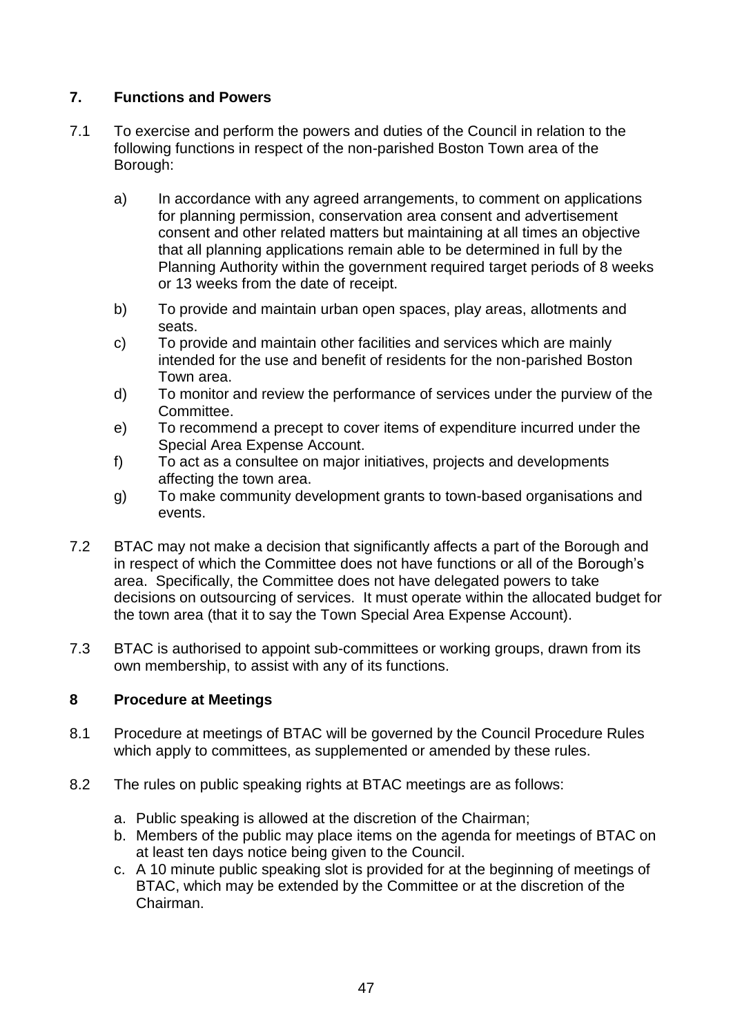## 7. Functions and Powers

7.1 To exercise and perform the powers and duties of the Council in relation to the following functions in respect of the non-parished Boston Town area of the Borough:

a) In accordance with any agreed arrangements, to comment on applications for planning permission, conservation area consent and advertisement consent and other related matters but maintaining at all times an objective that all planning applications remain able to be determined in full by the Planning Authority within the government required target periods of 8 weeks or 13 weeks from the date of receipt.

b) To provide and maintain urban open spaces, play areas, allotments and seats.

c) To provide and maintain other facilities and services which are mainly intended for the use and benefit of residents for the non-parished Boston Town area.

d) To monitor and review the performance of services under the purview of the Committee.

e) To recommend a precept to cover items of expenditure incurred under the Special Area Expense Account.

f) To act as a consultee on major initiatives, projects and developments affecting the town area.

g) To make community development grants to town-based organisations and events.

7.2 BTAC may not make a decision that significantly affects a part of the Borough and in respect of which the Committee does not have functions or all of the Borough's area. Specifically, the Committee does not have delegated powers to take decisions on outsourcing of services. It must operate within the allocated budget for the town area (that it to say the Town Special Area Expense Account).

7.3 BTAC is authorised to appoint sub-committees or working groups, drawn from its own membership, to assist with any of its functions.

## 8 Procedure at Meetings

8.1 Procedure at meetings of BTAC will be governed by the Council Procedure Rules which apply to committees, as supplemented or amended by these rules.

8.2 The rules on public speaking rights at BTAC meetings are as follows:

a. Public speaking is allowed at the discretion of the Chairman;
b. Members of the public may place items on the agenda for meetings of BTAC on at least ten days notice being given to the Council.
c. A 10 minute public speaking slot is provided for at the beginning of meetings of BTAC, which may be extended by the Committee or at the discretion of the Chairman.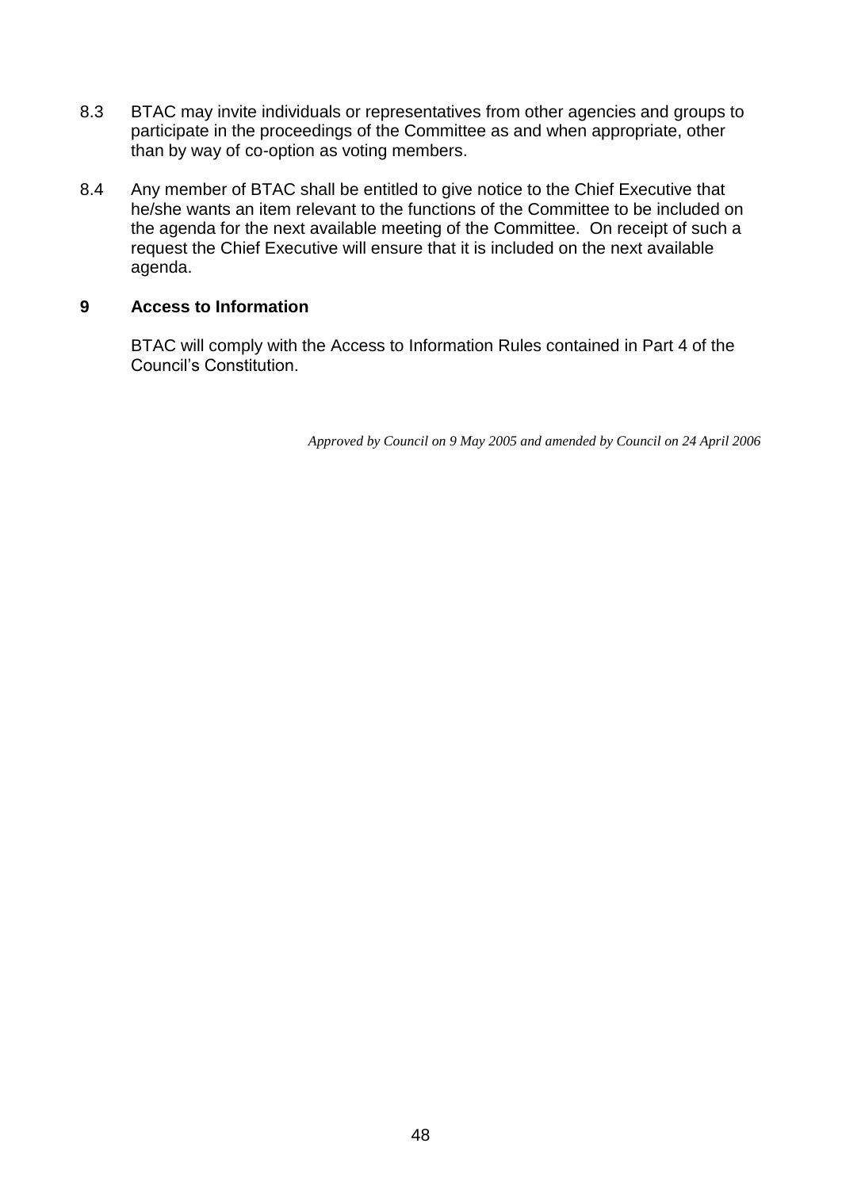8.3 BTAC may invite individuals or representatives from other agencies and groups to participate in the proceedings of the Committee as and when appropriate, other than by way of co-option as voting members.

8.4 Any member of BTAC shall be entitled to give notice to the Chief Executive that he/she wants an item relevant to the functions of the Committee to be included on the agenda for the next available meeting of the Committee. On receipt of such a request the Chief Executive will ensure that it is included on the next available agenda.

## 9 Access to Information

BTAC will comply with the Access to Information Rules contained in Part 4 of the Council's Constitution.

*Approved by Council on 9 May 2005 and amended by Council on 24 April 2006*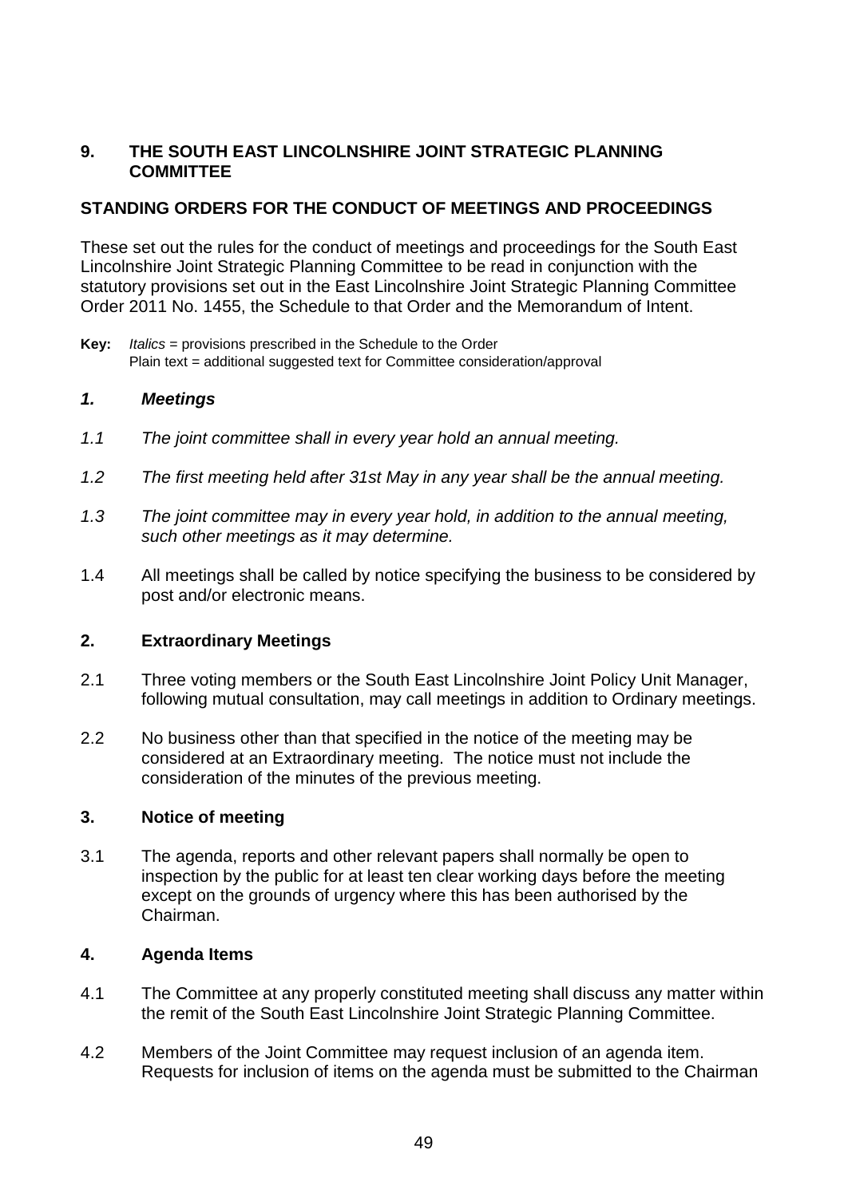## 9. THE SOUTH EAST LINCOLNSHIRE JOINT STRATEGIC PLANNING COMMITTEE

### STANDING ORDERS FOR THE CONDUCT OF MEETINGS AND PROCEEDINGS

These set out the rules for the conduct of meetings and proceedings for the South East Lincolnshire Joint Strategic Planning Committee to be read in conjunction with the statutory provisions set out in the East Lincolnshire Joint Strategic Planning Committee Order 2011 No. 1455, the Schedule to that Order and the Memorandum of Intent.

**Key:** *Italics* = provisions prescribed in the Schedule to the Order
Plain text = additional suggested text for Committee consideration/approval

#### *1. Meetings*

*1.1 The joint committee shall in every year hold an annual meeting.*

*1.2 The first meeting held after 31st May in any year shall be the annual meeting.*

*1.3 The joint committee may in every year hold, in addition to the annual meeting, such other meetings as it may determine.*

1.4 All meetings shall be called by notice specifying the business to be considered by post and/or electronic means.

#### 2. Extraordinary Meetings

2.1 Three voting members or the South East Lincolnshire Joint Policy Unit Manager, following mutual consultation, may call meetings in addition to Ordinary meetings.

2.2 No business other than that specified in the notice of the meeting may be considered at an Extraordinary meeting. The notice must not include the consideration of the minutes of the previous meeting.

#### 3. Notice of meeting

3.1 The agenda, reports and other relevant papers shall normally be open to inspection by the public for at least ten clear working days before the meeting except on the grounds of urgency where this has been authorised by the Chairman.

#### 4. Agenda Items

4.1 The Committee at any properly constituted meeting shall discuss any matter within the remit of the South East Lincolnshire Joint Strategic Planning Committee.

4.2 Members of the Joint Committee may request inclusion of an agenda item. Requests for inclusion of items on the agenda must be submitted to the Chairman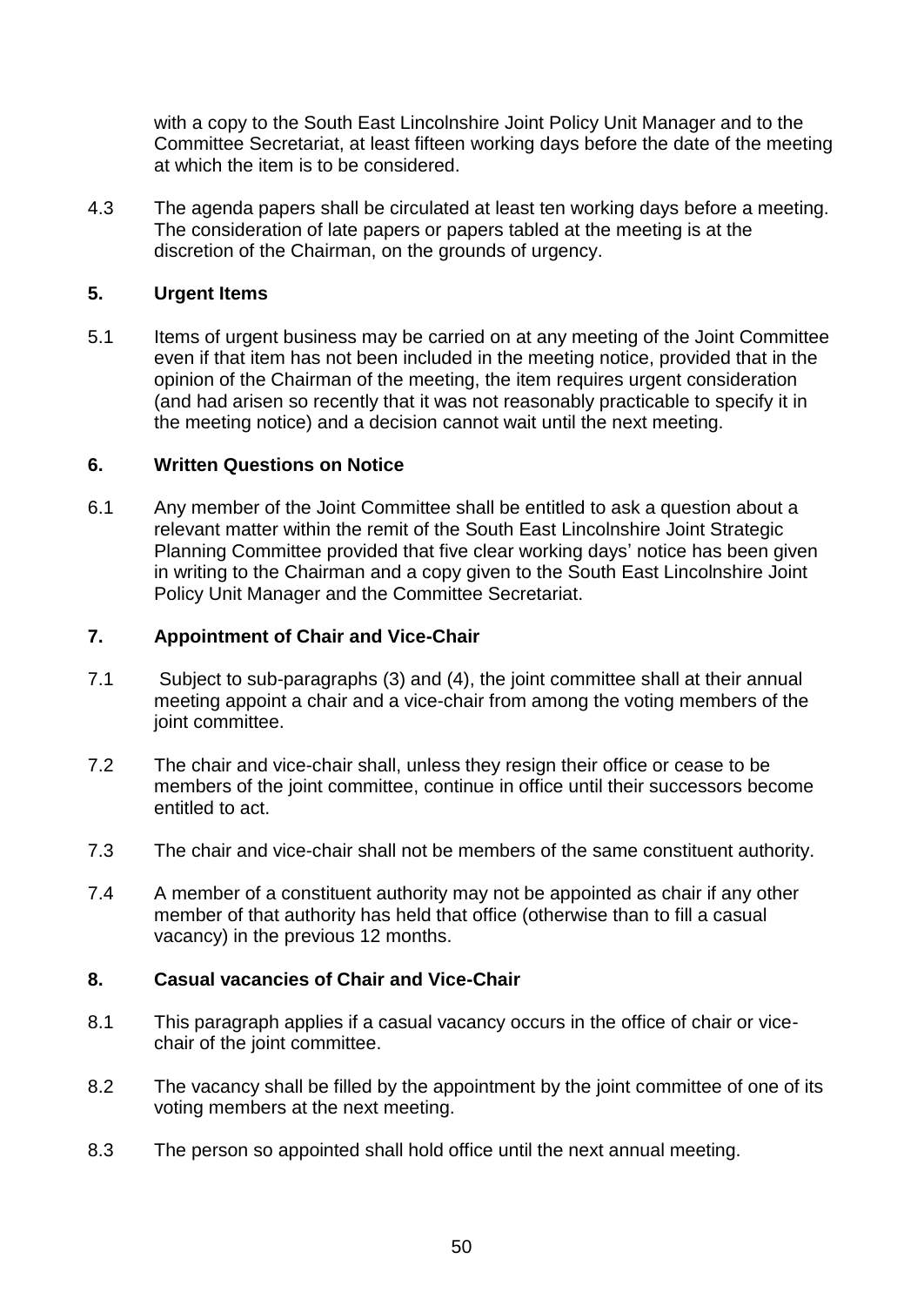with a copy to the South East Lincolnshire Joint Policy Unit Manager and to the Committee Secretariat, at least fifteen working days before the date of the meeting at which the item is to be considered.

4.3 The agenda papers shall be circulated at least ten working days before a meeting. The consideration of late papers or papers tabled at the meeting is at the discretion of the Chairman, on the grounds of urgency.

## 5. Urgent Items

5.1 Items of urgent business may be carried on at any meeting of the Joint Committee even if that item has not been included in the meeting notice, provided that in the opinion of the Chairman of the meeting, the item requires urgent consideration (and had arisen so recently that it was not reasonably practicable to specify it in the meeting notice) and a decision cannot wait until the next meeting.

## 6. Written Questions on Notice

6.1 Any member of the Joint Committee shall be entitled to ask a question about a relevant matter within the remit of the South East Lincolnshire Joint Strategic Planning Committee provided that five clear working days' notice has been given in writing to the Chairman and a copy given to the South East Lincolnshire Joint Policy Unit Manager and the Committee Secretariat.

## 7. Appointment of Chair and Vice-Chair

7.1 Subject to sub-paragraphs (3) and (4), the joint committee shall at their annual meeting appoint a chair and a vice-chair from among the voting members of the joint committee.

7.2 The chair and vice-chair shall, unless they resign their office or cease to be members of the joint committee, continue in office until their successors become entitled to act.

7.3 The chair and vice-chair shall not be members of the same constituent authority.

7.4 A member of a constituent authority may not be appointed as chair if any other member of that authority has held that office (otherwise than to fill a casual vacancy) in the previous 12 months.

## 8. Casual vacancies of Chair and Vice-Chair

8.1 This paragraph applies if a casual vacancy occurs in the office of chair or vice-chair of the joint committee.

8.2 The vacancy shall be filled by the appointment by the joint committee of one of its voting members at the next meeting.

8.3 The person so appointed shall hold office until the next annual meeting.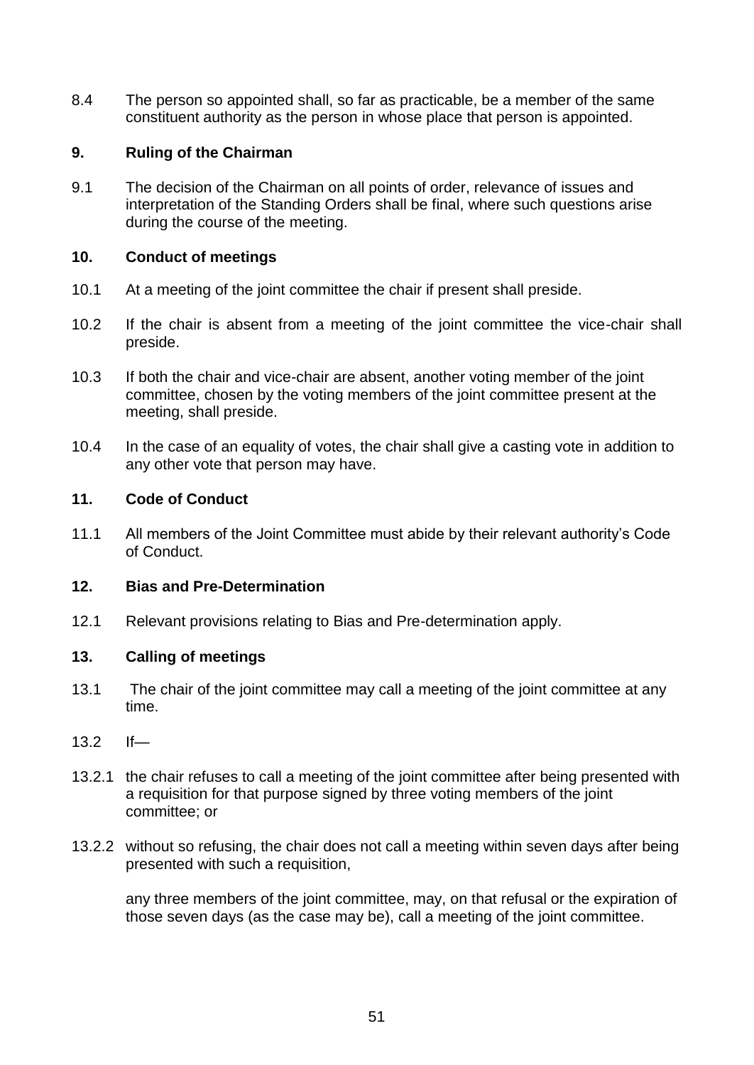8.4 The person so appointed shall, so far as practicable, be a member of the same constituent authority as the person in whose place that person is appointed.

## 9. Ruling of the Chairman

9.1 The decision of the Chairman on all points of order, relevance of issues and interpretation of the Standing Orders shall be final, where such questions arise during the course of the meeting.

## 10. Conduct of meetings

10.1 At a meeting of the joint committee the chair if present shall preside.

10.2 If the chair is absent from a meeting of the joint committee the vice-chair shall preside.

10.3 If both the chair and vice-chair are absent, another voting member of the joint committee, chosen by the voting members of the joint committee present at the meeting, shall preside.

10.4 In the case of an equality of votes, the chair shall give a casting vote in addition to any other vote that person may have.

## 11. Code of Conduct

11.1 All members of the Joint Committee must abide by their relevant authority's Code of Conduct.

## 12. Bias and Pre-Determination

12.1 Relevant provisions relating to Bias and Pre-determination apply.

## 13. Calling of meetings

13.1 The chair of the joint committee may call a meeting of the joint committee at any time.

13.2 If—

13.2.1 the chair refuses to call a meeting of the joint committee after being presented with a requisition for that purpose signed by three voting members of the joint committee; or

13.2.2 without so refusing, the chair does not call a meeting within seven days after being presented with such a requisition,

any three members of the joint committee, may, on that refusal or the expiration of those seven days (as the case may be), call a meeting of the joint committee.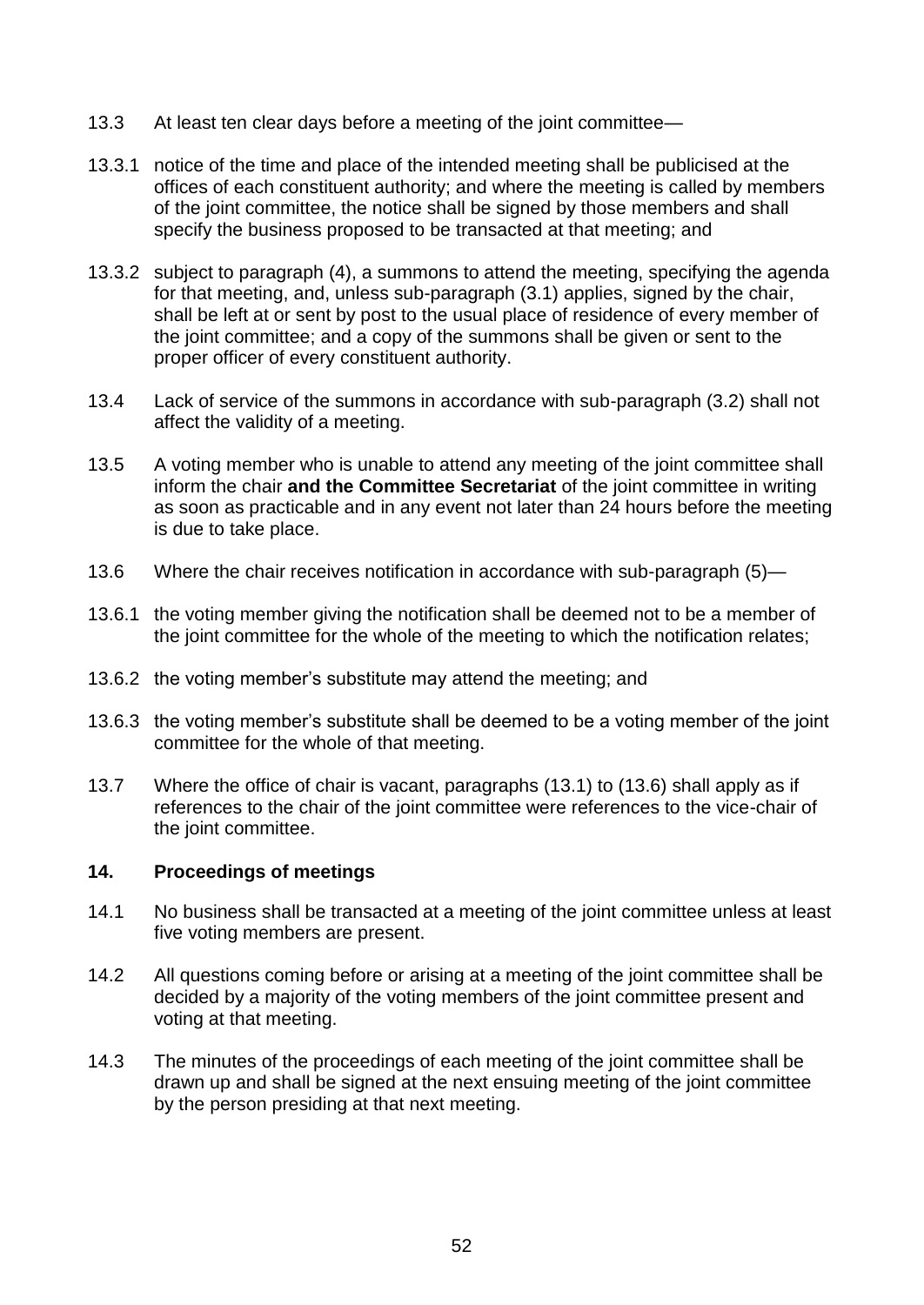13.3 At least ten clear days before a meeting of the joint committee—

13.3.1 notice of the time and place of the intended meeting shall be publicised at the offices of each constituent authority; and where the meeting is called by members of the joint committee, the notice shall be signed by those members and shall specify the business proposed to be transacted at that meeting; and

13.3.2 subject to paragraph (4), a summons to attend the meeting, specifying the agenda for that meeting, and, unless sub-paragraph (3.1) applies, signed by the chair, shall be left at or sent by post to the usual place of residence of every member of the joint committee; and a copy of the summons shall be given or sent to the proper officer of every constituent authority.

13.4 Lack of service of the summons in accordance with sub-paragraph (3.2) shall not affect the validity of a meeting.

13.5 A voting member who is unable to attend any meeting of the joint committee shall inform the chair **and the Committee Secretariat** of the joint committee in writing as soon as practicable and in any event not later than 24 hours before the meeting is due to take place.

13.6 Where the chair receives notification in accordance with sub-paragraph (5)—

13.6.1 the voting member giving the notification shall be deemed not to be a member of the joint committee for the whole of the meeting to which the notification relates;

13.6.2 the voting member's substitute may attend the meeting; and

13.6.3 the voting member's substitute shall be deemed to be a voting member of the joint committee for the whole of that meeting.

13.7 Where the office of chair is vacant, paragraphs (13.1) to (13.6) shall apply as if references to the chair of the joint committee were references to the vice-chair of the joint committee.

## 14. Proceedings of meetings

14.1 No business shall be transacted at a meeting of the joint committee unless at least five voting members are present.

14.2 All questions coming before or arising at a meeting of the joint committee shall be decided by a majority of the voting members of the joint committee present and voting at that meeting.

14.3 The minutes of the proceedings of each meeting of the joint committee shall be drawn up and shall be signed at the next ensuing meeting of the joint committee by the person presiding at that next meeting.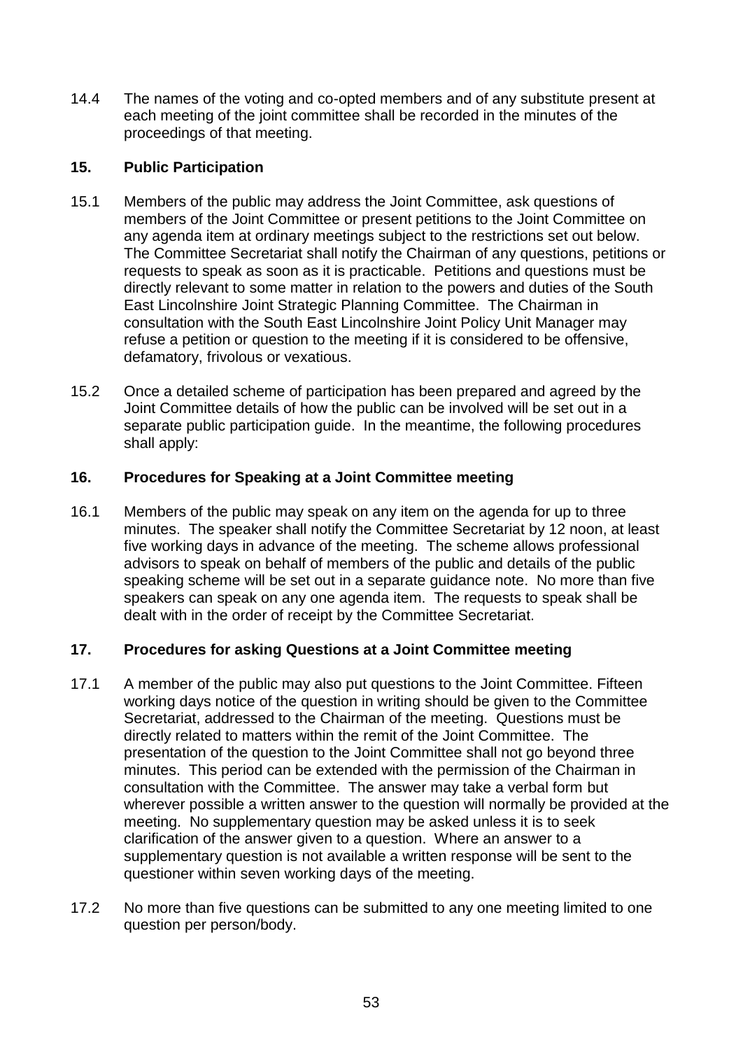14.4 The names of the voting and co-opted members and of any substitute present at each meeting of the joint committee shall be recorded in the minutes of the proceedings of that meeting.

## 15. Public Participation

15.1 Members of the public may address the Joint Committee, ask questions of members of the Joint Committee or present petitions to the Joint Committee on any agenda item at ordinary meetings subject to the restrictions set out below. The Committee Secretariat shall notify the Chairman of any questions, petitions or requests to speak as soon as it is practicable. Petitions and questions must be directly relevant to some matter in relation to the powers and duties of the South East Lincolnshire Joint Strategic Planning Committee. The Chairman in consultation with the South East Lincolnshire Joint Policy Unit Manager may refuse a petition or question to the meeting if it is considered to be offensive, defamatory, frivolous or vexatious.

15.2 Once a detailed scheme of participation has been prepared and agreed by the Joint Committee details of how the public can be involved will be set out in a separate public participation guide. In the meantime, the following procedures shall apply:

## 16. Procedures for Speaking at a Joint Committee meeting

16.1 Members of the public may speak on any item on the agenda for up to three minutes. The speaker shall notify the Committee Secretariat by 12 noon, at least five working days in advance of the meeting. The scheme allows professional advisors to speak on behalf of members of the public and details of the public speaking scheme will be set out in a separate guidance note. No more than five speakers can speak on any one agenda item. The requests to speak shall be dealt with in the order of receipt by the Committee Secretariat.

## 17. Procedures for asking Questions at a Joint Committee meeting

17.1 A member of the public may also put questions to the Joint Committee. Fifteen working days notice of the question in writing should be given to the Committee Secretariat, addressed to the Chairman of the meeting. Questions must be directly related to matters within the remit of the Joint Committee. The presentation of the question to the Joint Committee shall not go beyond three minutes. This period can be extended with the permission of the Chairman in consultation with the Committee. The answer may take a verbal form but wherever possible a written answer to the question will normally be provided at the meeting. No supplementary question may be asked unless it is to seek clarification of the answer given to a question. Where an answer to a supplementary question is not available a written response will be sent to the questioner within seven working days of the meeting.

17.2 No more than five questions can be submitted to any one meeting limited to one question per person/body.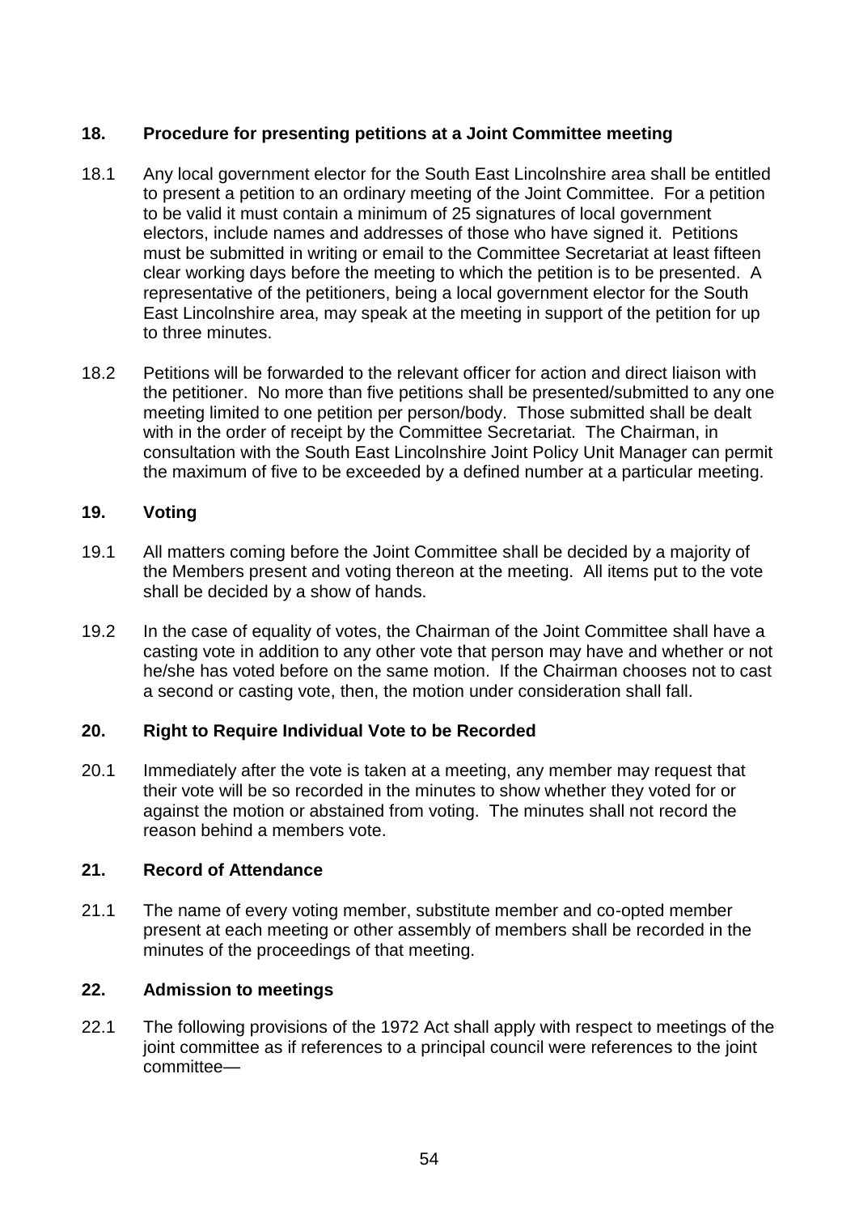## 18. Procedure for presenting petitions at a Joint Committee meeting

18.1 Any local government elector for the South East Lincolnshire area shall be entitled to present a petition to an ordinary meeting of the Joint Committee. For a petition to be valid it must contain a minimum of 25 signatures of local government electors, include names and addresses of those who have signed it. Petitions must be submitted in writing or email to the Committee Secretariat at least fifteen clear working days before the meeting to which the petition is to be presented. A representative of the petitioners, being a local government elector for the South East Lincolnshire area, may speak at the meeting in support of the petition for up to three minutes.

18.2 Petitions will be forwarded to the relevant officer for action and direct liaison with the petitioner. No more than five petitions shall be presented/submitted to any one meeting limited to one petition per person/body. Those submitted shall be dealt with in the order of receipt by the Committee Secretariat. The Chairman, in consultation with the South East Lincolnshire Joint Policy Unit Manager can permit the maximum of five to be exceeded by a defined number at a particular meeting.

## 19. Voting

19.1 All matters coming before the Joint Committee shall be decided by a majority of the Members present and voting thereon at the meeting. All items put to the vote shall be decided by a show of hands.

19.2 In the case of equality of votes, the Chairman of the Joint Committee shall have a casting vote in addition to any other vote that person may have and whether or not he/she has voted before on the same motion. If the Chairman chooses not to cast a second or casting vote, then, the motion under consideration shall fall.

## 20. Right to Require Individual Vote to be Recorded

20.1 Immediately after the vote is taken at a meeting, any member may request that their vote will be so recorded in the minutes to show whether they voted for or against the motion or abstained from voting. The minutes shall not record the reason behind a members vote.

## 21. Record of Attendance

21.1 The name of every voting member, substitute member and co-opted member present at each meeting or other assembly of members shall be recorded in the minutes of the proceedings of that meeting.

## 22. Admission to meetings

22.1 The following provisions of the 1972 Act shall apply with respect to meetings of the joint committee as if references to a principal council were references to the joint committee—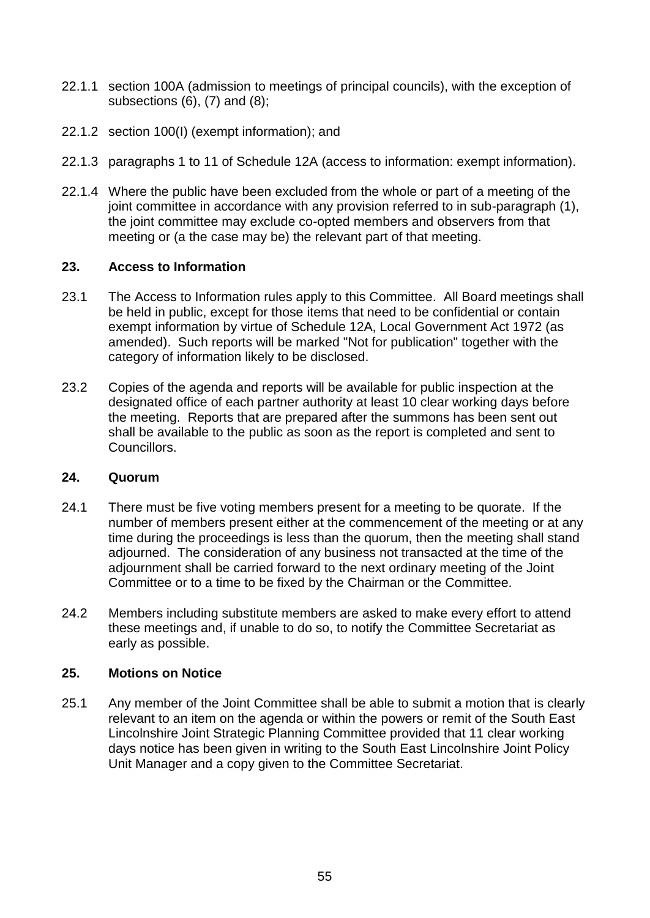22.1.1 section 100A (admission to meetings of principal councils), with the exception of subsections (6), (7) and (8);

22.1.2 section 100(I) (exempt information); and

22.1.3 paragraphs 1 to 11 of Schedule 12A (access to information: exempt information).

22.1.4 Where the public have been excluded from the whole or part of a meeting of the joint committee in accordance with any provision referred to in sub-paragraph (1), the joint committee may exclude co-opted members and observers from that meeting or (a the case may be) the relevant part of that meeting.

## 23. Access to Information

23.1 The Access to Information rules apply to this Committee. All Board meetings shall be held in public, except for those items that need to be confidential or contain exempt information by virtue of Schedule 12A, Local Government Act 1972 (as amended). Such reports will be marked "Not for publication" together with the category of information likely to be disclosed.

23.2 Copies of the agenda and reports will be available for public inspection at the designated office of each partner authority at least 10 clear working days before the meeting. Reports that are prepared after the summons has been sent out shall be available to the public as soon as the report is completed and sent to Councillors.

## 24. Quorum

24.1 There must be five voting members present for a meeting to be quorate. If the number of members present either at the commencement of the meeting or at any time during the proceedings is less than the quorum, then the meeting shall stand adjourned. The consideration of any business not transacted at the time of the adjournment shall be carried forward to the next ordinary meeting of the Joint Committee or to a time to be fixed by the Chairman or the Committee.

24.2 Members including substitute members are asked to make every effort to attend these meetings and, if unable to do so, to notify the Committee Secretariat as early as possible.

## 25. Motions on Notice

25.1 Any member of the Joint Committee shall be able to submit a motion that is clearly relevant to an item on the agenda or within the powers or remit of the South East Lincolnshire Joint Strategic Planning Committee provided that 11 clear working days notice has been given in writing to the South East Lincolnshire Joint Policy Unit Manager and a copy given to the Committee Secretariat.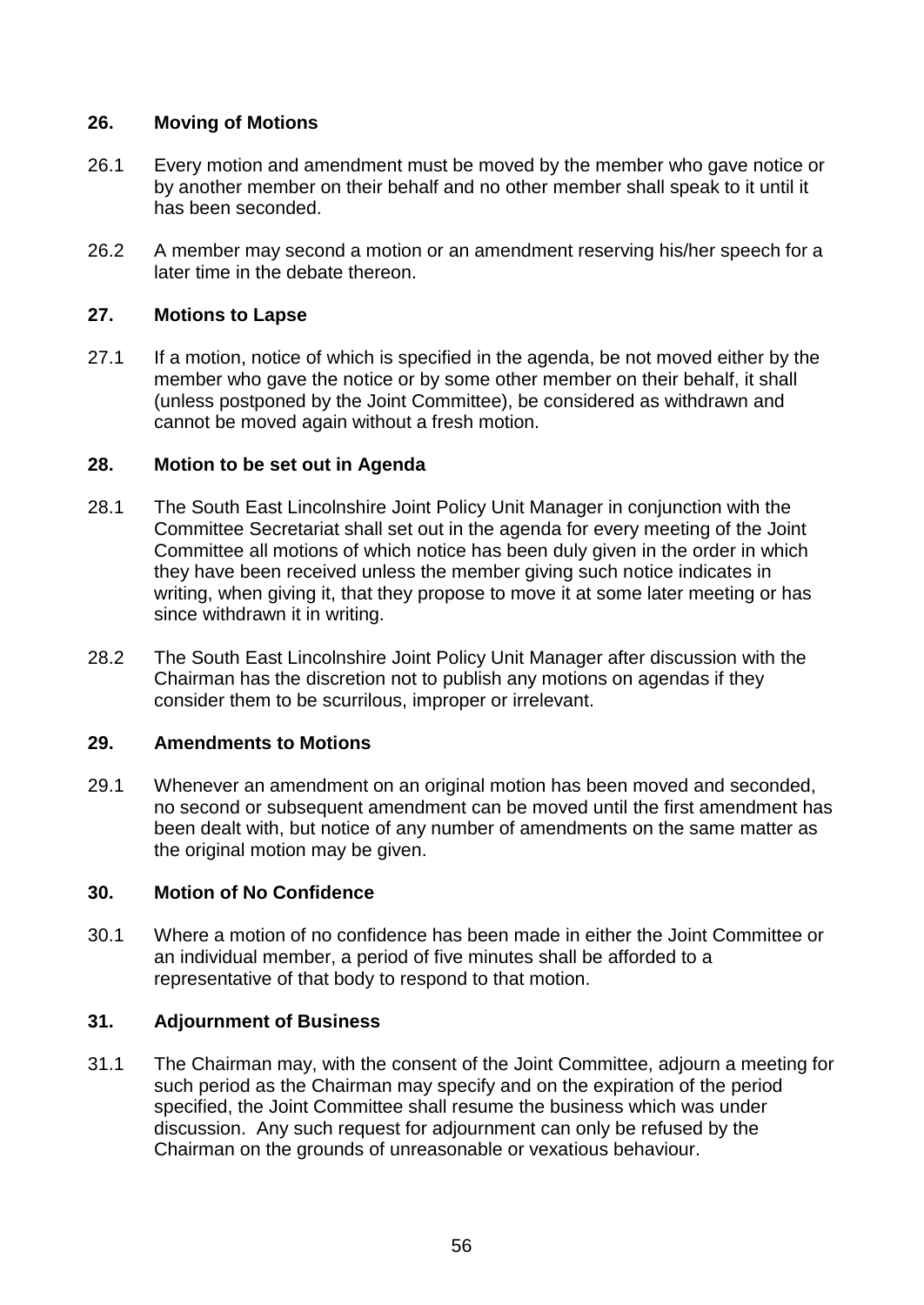## 26. Moving of Motions

26.1 Every motion and amendment must be moved by the member who gave notice or by another member on their behalf and no other member shall speak to it until it has been seconded.

26.2 A member may second a motion or an amendment reserving his/her speech for a later time in the debate thereon.

## 27. Motions to Lapse

27.1 If a motion, notice of which is specified in the agenda, be not moved either by the member who gave the notice or by some other member on their behalf, it shall (unless postponed by the Joint Committee), be considered as withdrawn and cannot be moved again without a fresh motion.

## 28. Motion to be set out in Agenda

28.1 The South East Lincolnshire Joint Policy Unit Manager in conjunction with the Committee Secretariat shall set out in the agenda for every meeting of the Joint Committee all motions of which notice has been duly given in the order in which they have been received unless the member giving such notice indicates in writing, when giving it, that they propose to move it at some later meeting or has since withdrawn it in writing.

28.2 The South East Lincolnshire Joint Policy Unit Manager after discussion with the Chairman has the discretion not to publish any motions on agendas if they consider them to be scurrilous, improper or irrelevant.

## 29. Amendments to Motions

29.1 Whenever an amendment on an original motion has been moved and seconded, no second or subsequent amendment can be moved until the first amendment has been dealt with, but notice of any number of amendments on the same matter as the original motion may be given.

## 30. Motion of No Confidence

30.1 Where a motion of no confidence has been made in either the Joint Committee or an individual member, a period of five minutes shall be afforded to a representative of that body to respond to that motion.

## 31. Adjournment of Business

31.1 The Chairman may, with the consent of the Joint Committee, adjourn a meeting for such period as the Chairman may specify and on the expiration of the period specified, the Joint Committee shall resume the business which was under discussion. Any such request for adjournment can only be refused by the Chairman on the grounds of unreasonable or vexatious behaviour.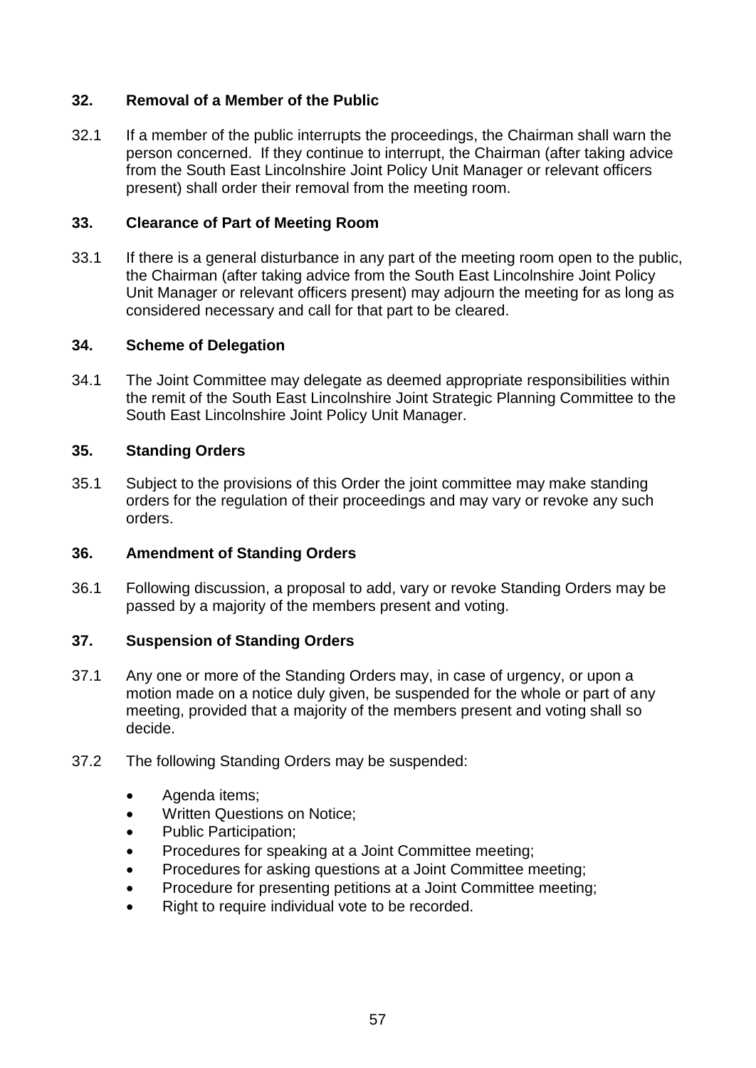## 32. Removal of a Member of the Public

32.1 If a member of the public interrupts the proceedings, the Chairman shall warn the person concerned. If they continue to interrupt, the Chairman (after taking advice from the South East Lincolnshire Joint Policy Unit Manager or relevant officers present) shall order their removal from the meeting room.

## 33. Clearance of Part of Meeting Room

33.1 If there is a general disturbance in any part of the meeting room open to the public, the Chairman (after taking advice from the South East Lincolnshire Joint Policy Unit Manager or relevant officers present) may adjourn the meeting for as long as considered necessary and call for that part to be cleared.

## 34. Scheme of Delegation

34.1 The Joint Committee may delegate as deemed appropriate responsibilities within the remit of the South East Lincolnshire Joint Strategic Planning Committee to the South East Lincolnshire Joint Policy Unit Manager.

## 35. Standing Orders

35.1 Subject to the provisions of this Order the joint committee may make standing orders for the regulation of their proceedings and may vary or revoke any such orders.

## 36. Amendment of Standing Orders

36.1 Following discussion, a proposal to add, vary or revoke Standing Orders may be passed by a majority of the members present and voting.

## 37. Suspension of Standing Orders

37.1 Any one or more of the Standing Orders may, in case of urgency, or upon a motion made on a notice duly given, be suspended for the whole or part of any meeting, provided that a majority of the members present and voting shall so decide.

37.2 The following Standing Orders may be suspended:

- Agenda items;
- Written Questions on Notice;
- Public Participation;
- Procedures for speaking at a Joint Committee meeting;
- Procedures for asking questions at a Joint Committee meeting;
- Procedure for presenting petitions at a Joint Committee meeting;
- Right to require individual vote to be recorded.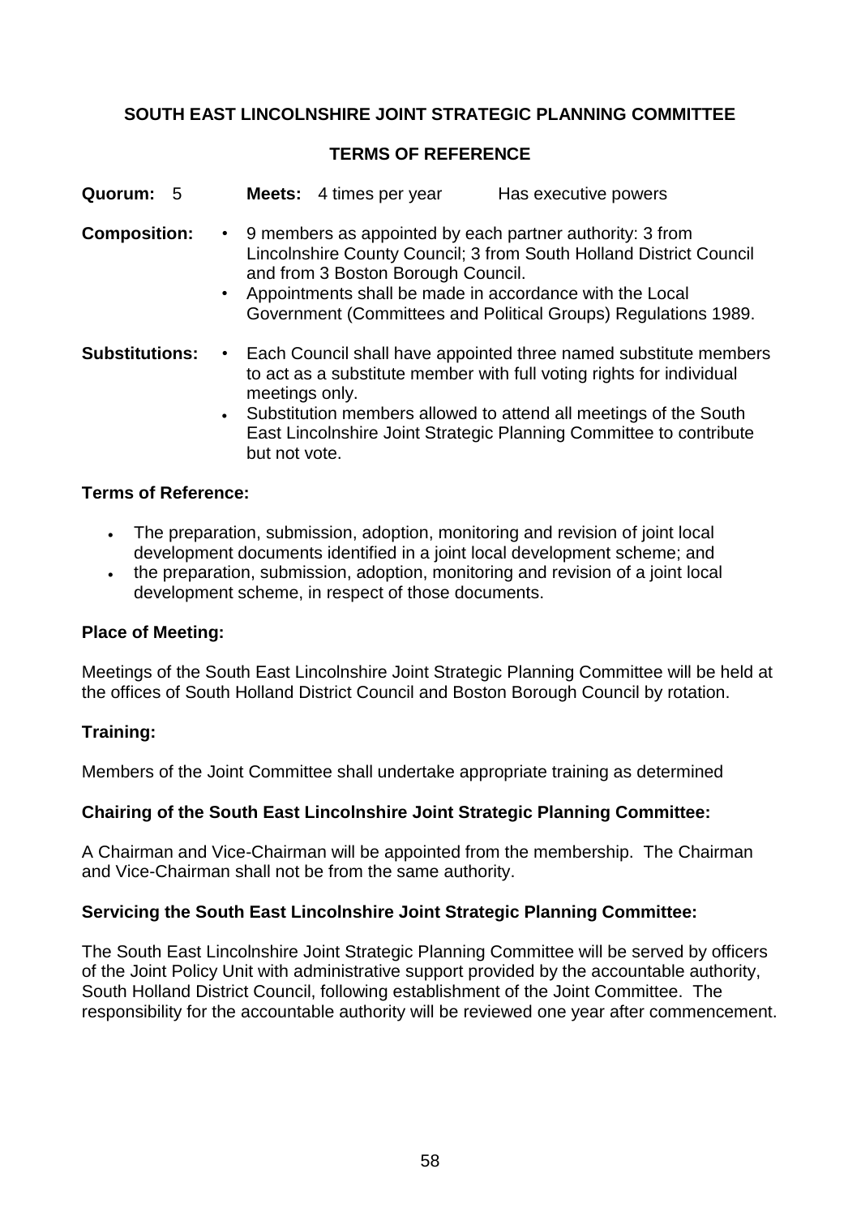## SOUTH EAST LINCOLNSHIRE JOINT STRATEGIC PLANNING COMMITTEE

### TERMS OF REFERENCE

**Quorum:** 5 **Meets:** 4 times per year Has executive powers

**Composition:**

- 9 members as appointed by each partner authority: 3 from Lincolnshire County Council; 3 from South Holland District Council and from 3 Boston Borough Council.
- Appointments shall be made in accordance with the Local Government (Committees and Political Groups) Regulations 1989.

**Substitutions:**

- Each Council shall have appointed three named substitute members to act as a substitute member with full voting rights for individual meetings only.
- Substitution members allowed to attend all meetings of the South East Lincolnshire Joint Strategic Planning Committee to contribute but not vote.

**Terms of Reference:**

- The preparation, submission, adoption, monitoring and revision of joint local development documents identified in a joint local development scheme; and
- the preparation, submission, adoption, monitoring and revision of a joint local development scheme, in respect of those documents.

**Place of Meeting:**

Meetings of the South East Lincolnshire Joint Strategic Planning Committee will be held at the offices of South Holland District Council and Boston Borough Council by rotation.

**Training:**

Members of the Joint Committee shall undertake appropriate training as determined

**Chairing of the South East Lincolnshire Joint Strategic Planning Committee:**

A Chairman and Vice-Chairman will be appointed from the membership. The Chairman and Vice-Chairman shall not be from the same authority.

**Servicing the South East Lincolnshire Joint Strategic Planning Committee:**

The South East Lincolnshire Joint Strategic Planning Committee will be served by officers of the Joint Policy Unit with administrative support provided by the accountable authority, South Holland District Council, following establishment of the Joint Committee. The responsibility for the accountable authority will be reviewed one year after commencement.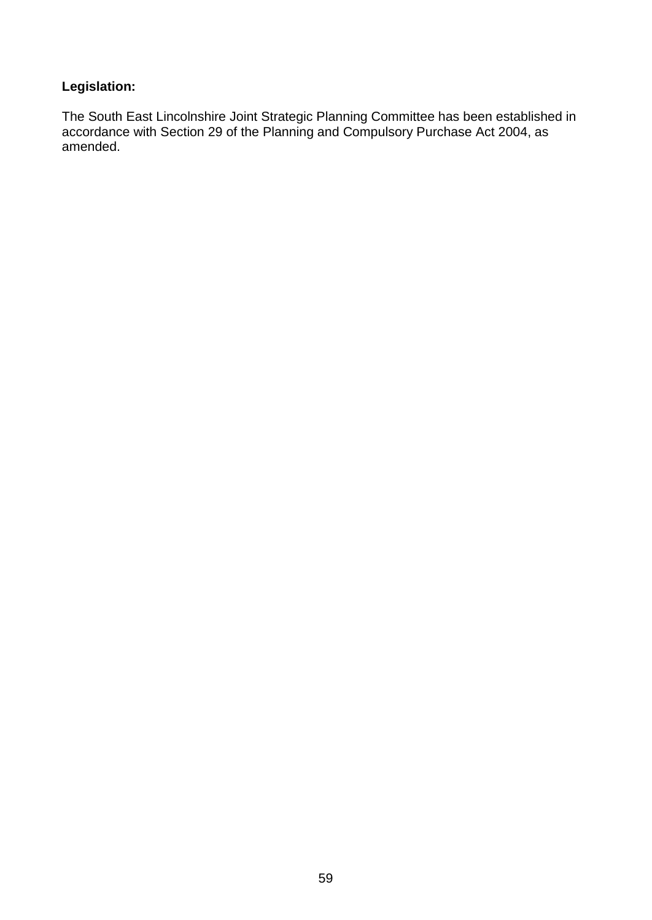**Legislation:**

The South East Lincolnshire Joint Strategic Planning Committee has been established in accordance with Section 29 of the Planning and Compulsory Purchase Act 2004, as amended.